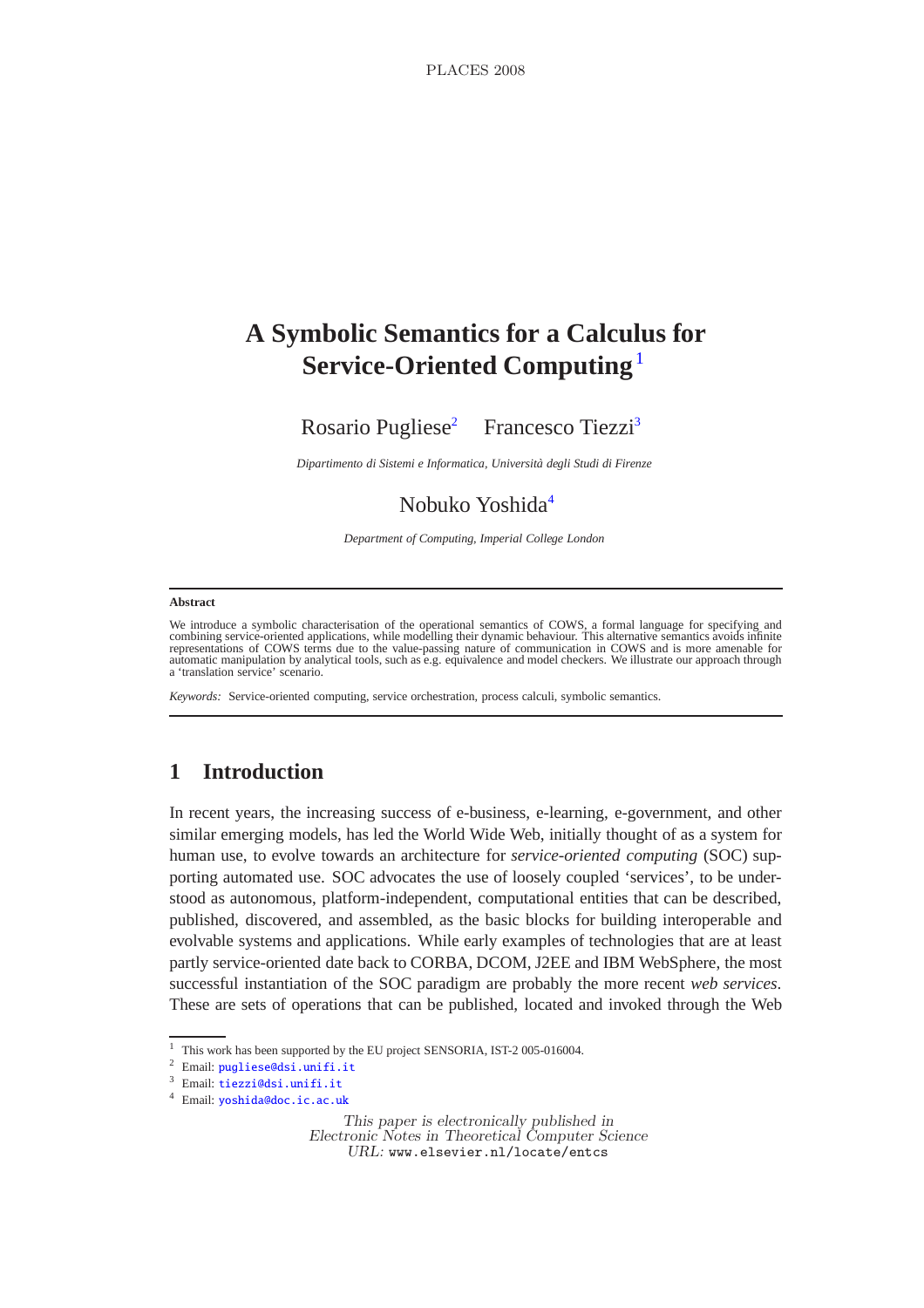# A Symbolic Semantics for a Calculus for Service-Oriented Computing [1]

Rosario Pugliese[2] Francesco Tiezzi[3]

*Dipartimento di Sistemi e Informatica, Università degli Studi di Firenze*

Nobuko Yoshida[4]

*Department of Computing, Imperial College London*

---

**Abstract**

We introduce a symbolic characterisation of the operational semantics of COWS, a formal language for specifying and combining service-oriented applications, while modelling their dynamic behaviour. This alternative semantics avoids infinite representations of COWS terms due to the value-passing nature of communication in COWS and is more amenable for automatic manipulation by analytical tools, such as e.g. equivalence and model checkers. We illustrate our approach through a 'translation service' scenario.

*Keywords:* Service-oriented computing, service orchestration, process calculi, symbolic semantics.

---

## 1 Introduction

In recent years, the increasing success of e-business, e-learning, e-government, and other similar emerging models, has led the World Wide Web, initially thought of as a system for human use, to evolve towards an architecture for *service-oriented computing* (SOC) supporting automated use. SOC advocates the use of loosely coupled 'services', to be understood as autonomous, platform-independent, computational entities that can be described, published, discovered, and assembled, as the basic blocks for building interoperable and evolvable systems and applications. While early examples of technologies that are at least partly service-oriented date back to CORBA, DCOM, J2EE and IBM WebSphere, the most successful instantiation of the SOC paradigm are probably the more recent *web services*. These are sets of operations that can be published, located and invoked through the Web

---

[1] This work has been supported by the EU project SENSORIA, IST-2 005-016004.

[2] Email: pugliese@dsi.unifi.it

[3] Email: tiezzi@dsi.unifi.it

[4] Email: yoshida@doc.ic.ac.uk

*This paper is electronically published in*
*Electronic Notes in Theoretical Computer Science*
*URL:* www.elsevier.nl/locate/entcs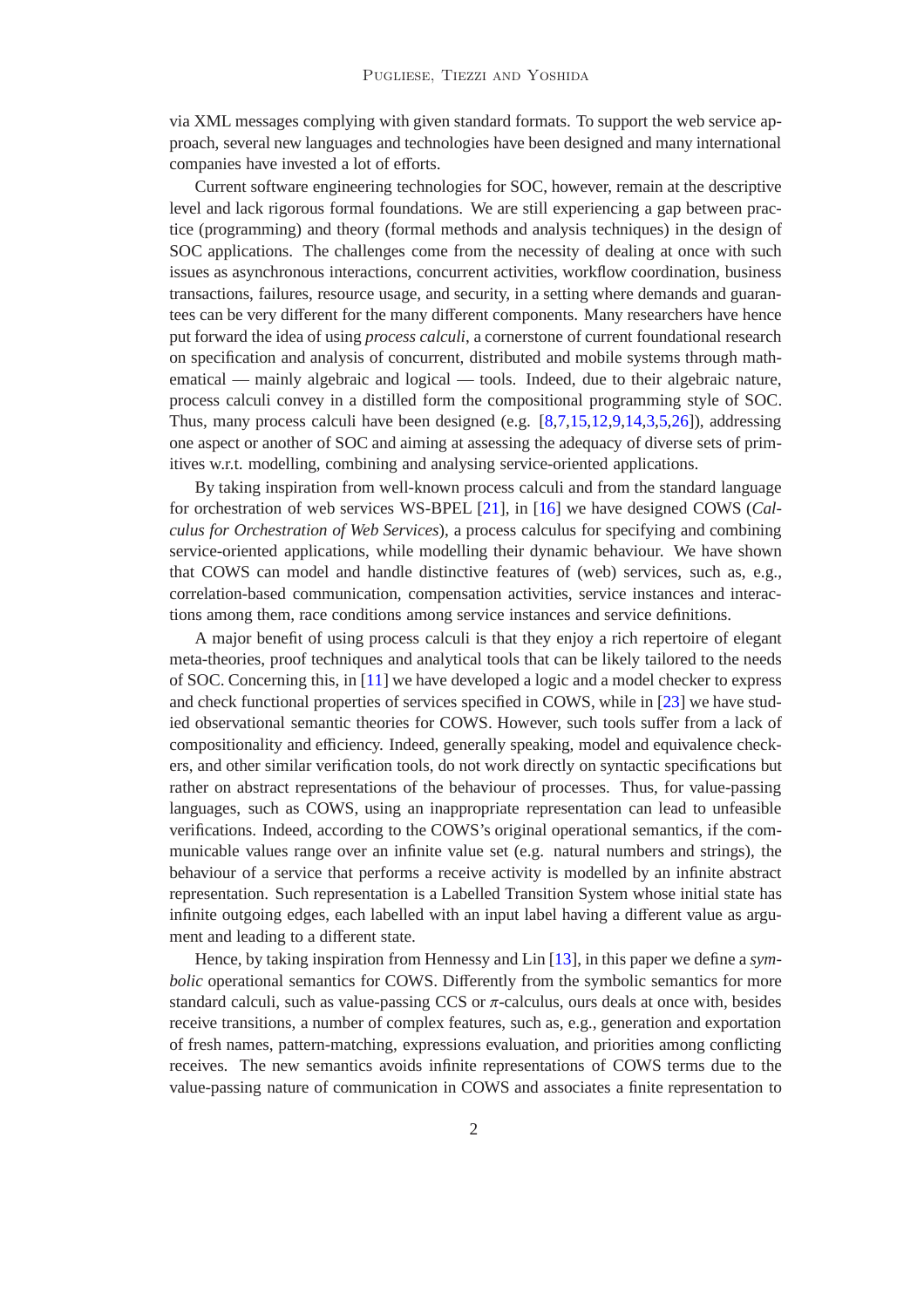via XML messages complying with given standard formats. To support the web service approach, several new languages and technologies have been designed and many international companies have invested a lot of efforts.

Current software engineering technologies for SOC, however, remain at the descriptive level and lack rigorous formal foundations. We are still experiencing a gap between practice (programming) and theory (formal methods and analysis techniques) in the design of SOC applications. The challenges come from the necessity of dealing at once with such issues as asynchronous interactions, concurrent activities, workflow coordination, business transactions, failures, resource usage, and security, in a setting where demands and guarantees can be very different for the many different components. Many researchers have hence put forward the idea of using *process calculi*, a cornerstone of current foundational research on specification and analysis of concurrent, distributed and mobile systems through mathematical — mainly algebraic and logical — tools. Indeed, due to their algebraic nature, process calculi convey in a distilled form the compositional programming style of SOC. Thus, many process calculi have been designed (e.g. [8,7,15,12,9,14,3,5,26]), addressing one aspect or another of SOC and aiming at assessing the adequacy of diverse sets of primitives w.r.t. modelling, combining and analysing service-oriented applications.

By taking inspiration from well-known process calculi and from the standard language for orchestration of web services WS-BPEL [21], in [16] we have designed COWS (*Calculus for Orchestration of Web Services*), a process calculus for specifying and combining service-oriented applications, while modelling their dynamic behaviour. We have shown that COWS can model and handle distinctive features of (web) services, such as, e.g., correlation-based communication, compensation activities, service instances and interactions among them, race conditions among service instances and service definitions.

A major benefit of using process calculi is that they enjoy a rich repertoire of elegant meta-theories, proof techniques and analytical tools that can be likely tailored to the needs of SOC. Concerning this, in [11] we have developed a logic and a model checker to express and check functional properties of services specified in COWS, while in [23] we have studied observational semantic theories for COWS. However, such tools suffer from a lack of compositionality and efficiency. Indeed, generally speaking, model and equivalence checkers, and other similar verification tools, do not work directly on syntactic specifications but rather on abstract representations of the behaviour of processes. Thus, for value-passing languages, such as COWS, using an inappropriate representation can lead to unfeasible verifications. Indeed, according to the COWS's original operational semantics, if the communicable values range over an infinite value set (e.g. natural numbers and strings), the behaviour of a service that performs a receive activity is modelled by an infinite abstract representation. Such representation is a Labelled Transition System whose initial state has infinite outgoing edges, each labelled with an input label having a different value as argument and leading to a different state.

Hence, by taking inspiration from Hennessy and Lin [13], in this paper we define a *symbolic* operational semantics for COWS. Differently from the symbolic semantics for more standard calculi, such as value-passing CCS or $\pi$-calculus, ours deals at once with, besides receive transitions, a number of complex features, such as, e.g., generation and exportation of fresh names, pattern-matching, expressions evaluation, and priorities among conflicting receives. The new semantics avoids infinite representations of COWS terms due to the value-passing nature of communication in COWS and associates a finite representation to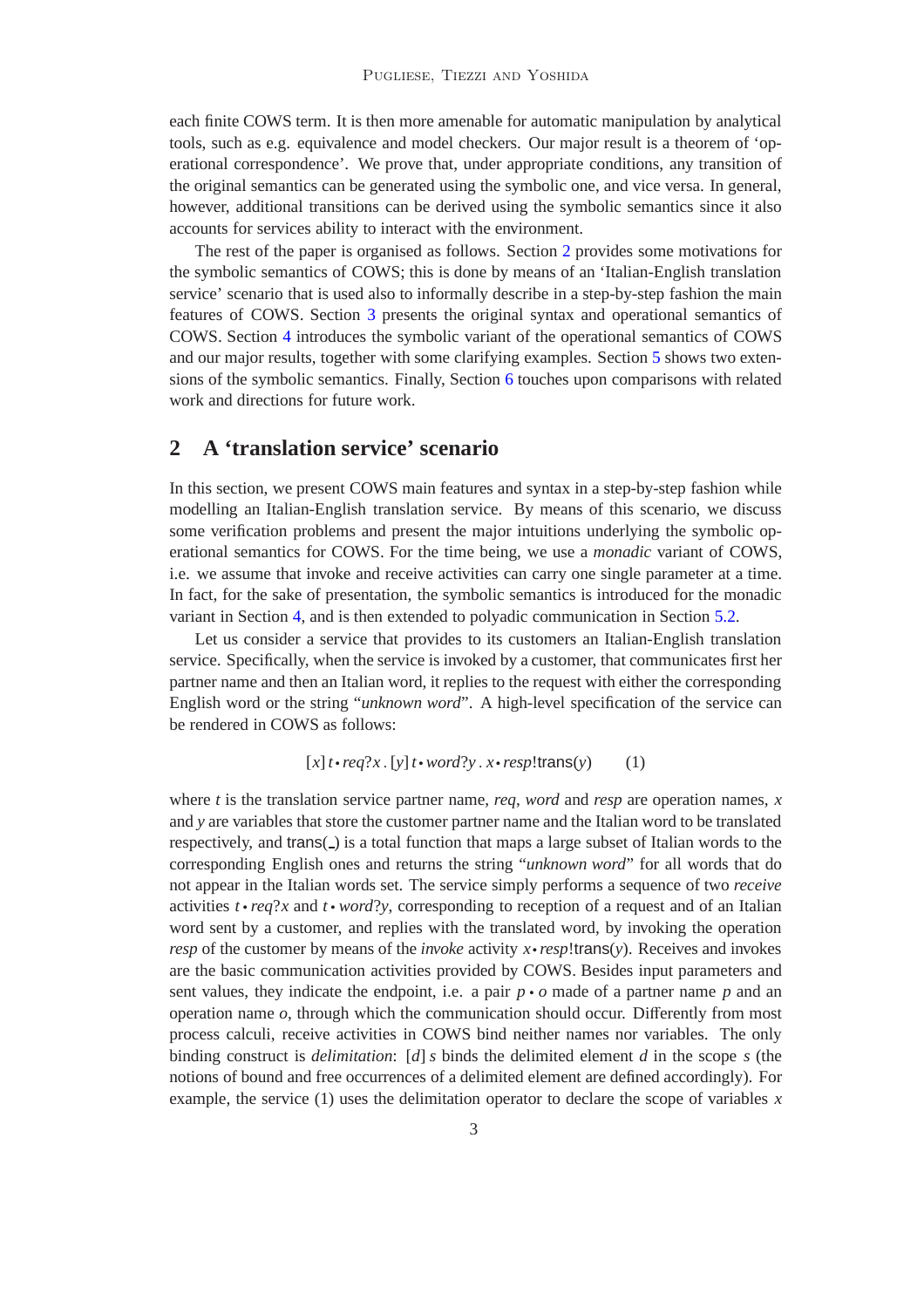each finite COWS term. It is then more amenable for automatic manipulation by analytical tools, such as e.g. equivalence and model checkers. Our major result is a theorem of 'operational correspondence'. We prove that, under appropriate conditions, any transition of the original semantics can be generated using the symbolic one, and vice versa. In general, however, additional transitions can be derived using the symbolic semantics since it also accounts for services ability to interact with the environment.

The rest of the paper is organised as follows. Section 2 provides some motivations for the symbolic semantics of COWS; this is done by means of an 'Italian-English translation service' scenario that is used also to informally describe in a step-by-step fashion the main features of COWS. Section 3 presents the original syntax and operational semantics of COWS. Section 4 introduces the symbolic variant of the operational semantics of COWS and our major results, together with some clarifying examples. Section 5 shows two extensions of the symbolic semantics. Finally, Section 6 touches upon comparisons with related work and directions for future work.

## 2 A 'translation service' scenario

In this section, we present COWS main features and syntax in a step-by-step fashion while modelling an Italian-English translation service. By means of this scenario, we discuss some verification problems and present the major intuitions underlying the symbolic operational semantics for COWS. For the time being, we use a *monadic* variant of COWS, i.e. we assume that invoke and receive activities can carry one single parameter at a time. In fact, for the sake of presentation, the symbolic semantics is introduced for the monadic variant in Section 4, and is then extended to polyadic communication in Section 5.2.

Let us consider a service that provides to its customers an Italian-English translation service. Specifically, when the service is invoked by a customer, that communicates first her partner name and then an Italian word, it replies to the request with either the corresponding English word or the string "*unknown word*". A high-level specification of the service can be rendered in COWS as follows:

$$[x]\, t \bullet req?x\, .\, [y]\, t \bullet word?y\, .\, x \bullet resp!\mathsf{trans}(y) \qquad (1)$$

where $t$ is the translation service partner name, *req*, *word* and *resp* are operation names, $x$ and $y$ are variables that store the customer partner name and the Italian word to be translated respectively, and $\mathsf{trans}(\_)$ is a total function that maps a large subset of Italian words to the corresponding English ones and returns the string "*unknown word*" for all words that do not appear in the Italian words set. The service simply performs a sequence of two *receive* activities $t \bullet req?x$ and $t \bullet word?y$, corresponding to reception of a request and of an Italian word sent by a customer, and replies with the translated word, by invoking the operation *resp* of the customer by means of the *invoke* activity $x \bullet resp!\mathsf{trans}(y)$. Receives and invokes are the basic communication activities provided by COWS. Besides input parameters and sent values, they indicate the endpoint, i.e. a pair $p \bullet o$ made of a partner name $p$ and an operation name $o$, through which the communication should occur. Differently from most process calculi, receive activities in COWS bind neither names nor variables. The only binding construct is *delimitation*: $[d]\, s$ binds the delimited element $d$ in the scope $s$ (the notions of bound and free occurrences of a delimited element are defined accordingly). For example, the service (1) uses the delimitation operator to declare the scope of variables $x$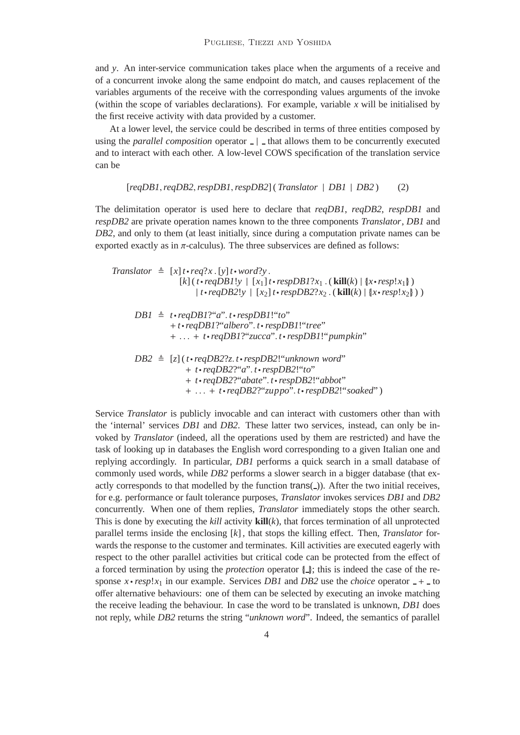and $y$. An inter-service communication takes place when the arguments of a receive and of a concurrent invoke along the same endpoint do match, and causes replacement of the variables arguments of the receive with the corresponding values arguments of the invoke (within the scope of variables declarations). For example, variable $x$ will be initialised by the first receive activity with data provided by a customer.

At a lower level, the service could be described in terms of three entities composed by using the *parallel composition* operator $\_ \mid \_$ that allows them to be concurrently executed and to interact with each other. A low-level COWS specification of the translation service can be

$$[\mathit{reqDB1}, \mathit{reqDB2}, \mathit{respDB1}, \mathit{respDB2}]\,(\,\mathit{Translator} \;\mid\; \mathit{DB1} \;\mid\; \mathit{DB2}\,) \qquad (2)$$

The delimitation operator is used here to declare that *reqDB1*, *reqDB2*, *respDB1* and *respDB2* are private operation names known to the three components *Translator*, *DB1* and *DB2*, and only to them (at least initially, since during a computation private names can be exported exactly as in $\pi$-calculus). The three subservices are defined as follows:

$$
\begin{array}{rcl}
\mathit{Translator} & \triangleq & [x]\, t \bullet \mathit{req}?x\,.\,[y]\, t \bullet \mathit{word}?y\,. \\
& & \quad [k]\,(\, t \bullet \mathit{reqDB1}!y \;\mid\; [x_1]\, t \bullet \mathit{respDB1}?x_1\,.\,(\,\mathbf{kill}(k) \mid \{\!|\, x \bullet \mathit{resp}!x_1 \,|\!\}\,) \\
& & \qquad \mid\; t \bullet \mathit{reqDB2}!y \;\mid\; [x_2]\, t \bullet \mathit{respDB2}?x_2\,.\,(\,\mathbf{kill}(k) \mid \{\!|\, x \bullet \mathit{resp}!x_2 \,|\!\}\,)\,)
\end{array}
$$

$$
\begin{array}{rcl}
\mathit{DB1} & \triangleq & t \bullet \mathit{reqDB1}?\text{“}a\text{”}.\, t \bullet \mathit{respDB1}!\text{“}to\text{”} \\
& & +\, t \bullet \mathit{reqDB1}?\text{“}albero\text{”}.\, t \bullet \mathit{respDB1}!\text{“}tree\text{”} \\
& & +\, \ldots \,+\, t \bullet \mathit{reqDB1}?\text{“}zucca\text{”}.\, t \bullet \mathit{respDB1}!\text{“}pumpkin\text{”}
\end{array}
$$

$$
\begin{array}{rcl}
\mathit{DB2} & \triangleq & [z]\,(\, t \bullet \mathit{reqDB2}?z.\, t \bullet \mathit{respDB2}!\text{“}unknown\ word\text{”} \\
& & \quad +\; t \bullet \mathit{reqDB2}?\text{“}a\text{”}.\, t \bullet \mathit{respDB2}!\text{“}to\text{”} \\
& & \quad +\; t \bullet \mathit{reqDB2}?\text{“}abate\text{”}.\, t \bullet \mathit{respDB2}!\text{“}abbot\text{”} \\
& & \quad +\; \ldots \;+\; t \bullet \mathit{reqDB2}?\text{“}zuppo\text{”}.\, t \bullet \mathit{respDB2}!\text{“}soaked\text{”}\,)
\end{array}
$$

Service *Translator* is publicly invocable and can interact with customers other than with the 'internal' services *DB1* and *DB2*. These latter two services, instead, can only be invoked by *Translator* (indeed, all the operations used by them are restricted) and have the task of looking up in databases the English word corresponding to a given Italian one and replying accordingly. In particular, *DB1* performs a quick search in a small database of commonly used words, while *DB2* performs a slower search in a bigger database (that exactly corresponds to that modelled by the function trans(_)). After the two initial receives, for e.g. performance or fault tolerance purposes, *Translator* invokes services *DB1* and *DB2* concurrently. When one of them replies, *Translator* immediately stops the other search. This is done by executing the *kill* activity $\mathbf{kill}(k)$, that forces termination of all unprotected parallel terms inside the enclosing $[k]$, that stops the killing effect. Then, *Translator* forwards the response to the customer and terminates. Kill activities are executed eagerly with respect to the other parallel activities but critical code can be protected from the effect of a forced termination by using the *protection* operator $\{\!|\_|\!\}$; this is indeed the case of the response $x \bullet \mathit{resp}!x_1$ in our example. Services *DB1* and *DB2* use the *choice* operator $\_ + \_$ to offer alternative behaviours: one of them can be selected by executing an invoke matching the receive leading the behaviour. In case the word to be translated is unknown, *DB1* does not reply, while *DB2* returns the string “*unknown word*”. Indeed, the semantics of parallel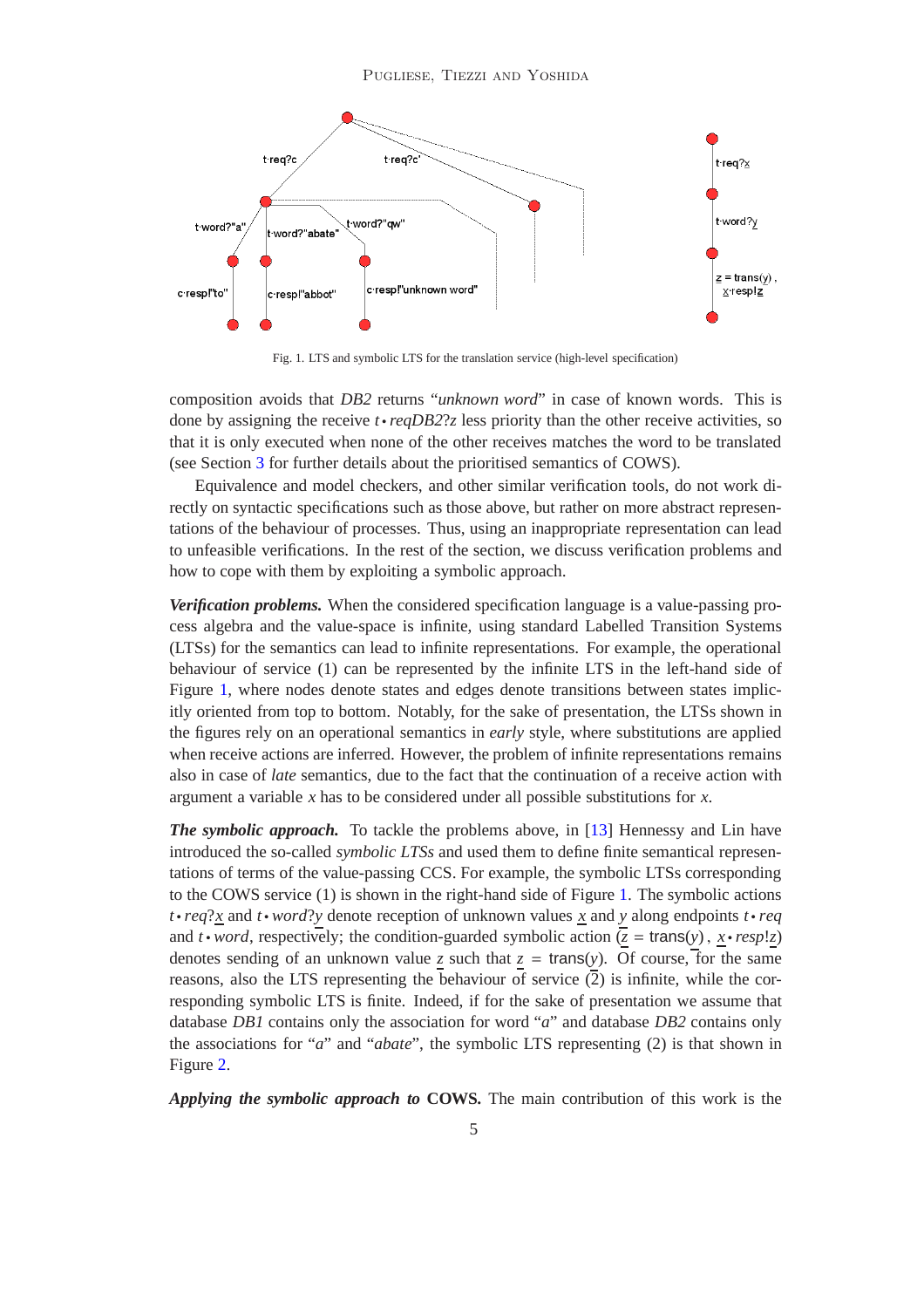Fig. 1. LTS and symbolic LTS for the translation service (high-level specification)

composition avoids that *DB2* returns "*unknown word*" in case of known words. This is done by assigning the receive $t \bullet reqDB2?z$ less priority than the other receive activities, so that it is only executed when none of the other receives matches the word to be translated (see Section 3 for further details about the prioritised semantics of COWS).

Equivalence and model checkers, and other similar verification tools, do not work directly on syntactic specifications such as those above, but rather on more abstract representations of the behaviour of processes. Thus, using an inappropriate representation can lead to unfeasible verifications. In the rest of the section, we discuss verification problems and how to cope with them by exploiting a symbolic approach.

***Verification problems.*** When the considered specification language is a value-passing process algebra and the value-space is infinite, using standard Labelled Transition Systems (LTSs) for the semantics can lead to infinite representations. For example, the operational behaviour of service (1) can be represented by the infinite LTS in the left-hand side of Figure 1, where nodes denote states and edges denote transitions between states implicitly oriented from top to bottom. Notably, for the sake of presentation, the LTSs shown in the figures rely on an operational semantics in *early* style, where substitutions are applied when receive actions are inferred. However, the problem of infinite representations remains also in case of *late* semantics, due to the fact that the continuation of a receive action with argument a variable $x$ has to be considered under all possible substitutions for $x$.

***The symbolic approach.*** To tackle the problems above, in [13] Hennessy and Lin have introduced the so-called *symbolic LTSs* and used them to define finite semantical representations of terms of the value-passing CCS. For example, the symbolic LTSs corresponding to the COWS service (1) is shown in the right-hand side of Figure 1. The symbolic actions $t \bullet req?\underline{x}$ and $t \bullet word?\underline{y}$ denote reception of unknown values $\underline{x}$ and $\underline{y}$ along endpoints $t \bullet req$ and $t \bullet word$, respectively; the condition-guarded symbolic action $(\underline{z} = \mathsf{trans}(\underline{y}),\ \underline{x} \bullet resp!\underline{z})$ denotes sending of an unknown value $\underline{z}$ such that $\underline{z} = \mathsf{trans}(\underline{y})$. Of course, for the same reasons, also the LTS representing the behaviour of service (2) is infinite, while the corresponding symbolic LTS is finite. Indeed, if for the sake of presentation we assume that database *DB1* contains only the association for word "*a*" and database *DB2* contains only the associations for "*a*" and "*abate*", the symbolic LTS representing (2) is that shown in Figure 2.

***Applying the symbolic approach to* COWS.** The main contribution of this work is the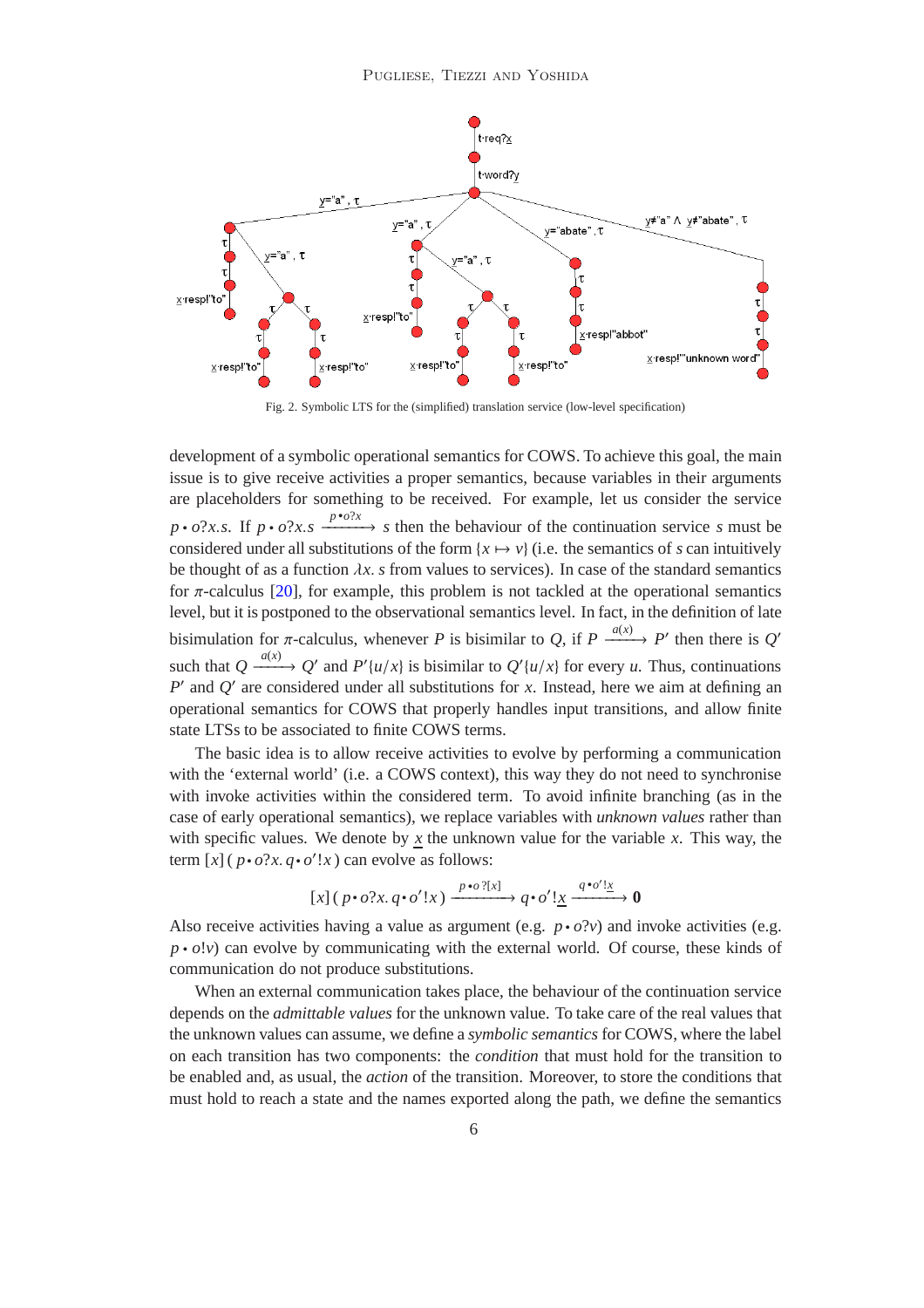Fig. 2. Symbolic LTS for the (simplified) translation service (low-level specification)

development of a symbolic operational semantics for COWS. To achieve this goal, the main issue is to give receive activities a proper semantics, because variables in their arguments are placeholders for something to be received. For example, let us consider the service $p \bullet o?x.s$. If $p \bullet o?x.s \xrightarrow{p \bullet o?x} s$ then the behaviour of the continuation service $s$ must be considered under all substitutions of the form $\{x \mapsto v\}$ (i.e. the semantics of $s$ can intuitively be thought of as a function $\lambda x.\, s$ from values to services). In case of the standard semantics for $\pi$-calculus [20], for example, this problem is not tackled at the operational semantics level, but it is postponed to the observational semantics level. In fact, in the definition of late bisimulation for $\pi$-calculus, whenever $P$ is bisimilar to $Q$, if $P \xrightarrow{a(x)} P'$ then there is $Q'$ such that $Q \xrightarrow{a(x)} Q'$ and $P'\{u/x\}$ is bisimilar to $Q'\{u/x\}$ for every $u$. Thus, continuations $P'$ and $Q'$ are considered under all substitutions for $x$. Instead, here we aim at defining an operational semantics for COWS that properly handles input transitions, and allow finite state LTSs to be associated to finite COWS terms.

The basic idea is to allow receive activities to evolve by performing a communication with the 'external world' (i.e. a COWS context), this way they do not need to synchronise with invoke activities within the considered term. To avoid infinite branching (as in the case of early operational semantics), we replace variables with *unknown values* rather than with specific values. We denote by $\underline{x}$ the unknown value for the variable $x$. This way, the term $[x]\,(\,p \bullet o?x.\, q \bullet o'!x\,)$ can evolve as follows:

$$[x]\,(\,p \bullet o?x.\, q \bullet o'!x\,) \xrightarrow{p \bullet o\,?[x]} q \bullet o'!\underline{x} \xrightarrow{q \bullet o'!\underline{x}} \mathbf{0}$$

Also receive activities having a value as argument (e.g. $p \bullet o?v$) and invoke activities (e.g. $p \bullet o!v$) can evolve by communicating with the external world. Of course, these kinds of communication do not produce substitutions.

When an external communication takes place, the behaviour of the continuation service depends on the *admittable values* for the unknown value. To take care of the real values that the unknown values can assume, we define a *symbolic semantics* for COWS, where the label on each transition has two components: the *condition* that must hold for the transition to be enabled and, as usual, the *action* of the transition. Moreover, to store the conditions that must hold to reach a state and the names exported along the path, we define the semantics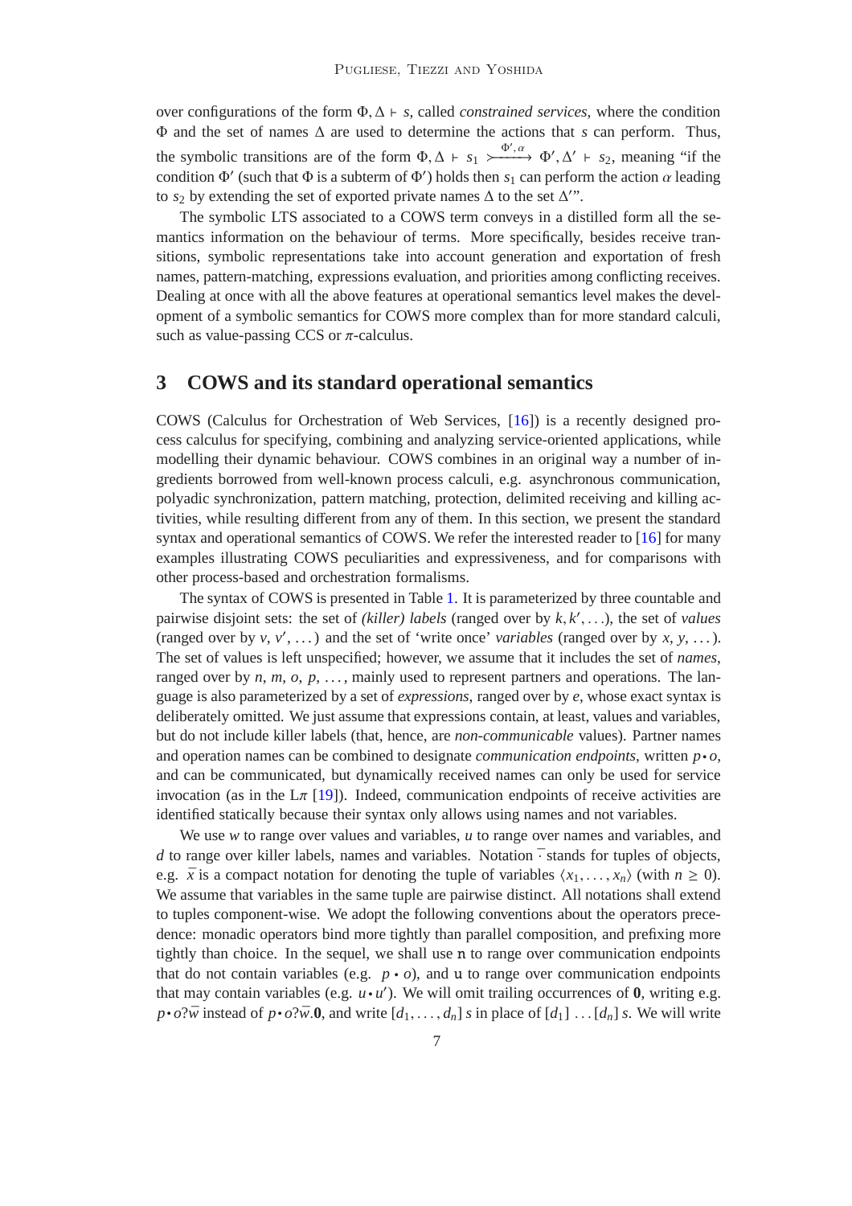over configurations of the form $\Phi, \Delta \vdash s$, called *constrained services*, where the condition $\Phi$ and the set of names $\Delta$ are used to determine the actions that $s$ can perform. Thus, the symbolic transitions are of the form $\Phi, \Delta \vdash s_1 \xrightarrow{\Phi', \alpha} \Phi', \Delta' \vdash s_2$, meaning "if the condition $\Phi'$ (such that $\Phi$ is a subterm of $\Phi'$) holds then $s_1$ can perform the action $\alpha$ leading to $s_2$ by extending the set of exported private names $\Delta$ to the set $\Delta'$".

The symbolic LTS associated to a COWS term conveys in a distilled form all the semantics information on the behaviour of terms. More specifically, besides receive transitions, symbolic representations take into account generation and exportation of fresh names, pattern-matching, expressions evaluation, and priorities among conflicting receives. Dealing at once with all the above features at operational semantics level makes the development of a symbolic semantics for COWS more complex than for more standard calculi, such as value-passing CCS or $\pi$-calculus.

## 3 COWS and its standard operational semantics

COWS (Calculus for Orchestration of Web Services, [16]) is a recently designed process calculus for specifying, combining and analyzing service-oriented applications, while modelling their dynamic behaviour. COWS combines in an original way a number of ingredients borrowed from well-known process calculi, e.g. asynchronous communication, polyadic synchronization, pattern matching, protection, delimited receiving and killing activities, while resulting different from any of them. In this section, we present the standard syntax and operational semantics of COWS. We refer the interested reader to [16] for many examples illustrating COWS peculiarities and expressiveness, and for comparisons with other process-based and orchestration formalisms.

The syntax of COWS is presented in Table 1. It is parameterized by three countable and pairwise disjoint sets: the set of *(killer) labels* (ranged over by $k, k', \ldots$), the set of *values* (ranged over by $v$, $v'$, ...) and the set of 'write once' *variables* (ranged over by $x$, $y$, ...). The set of values is left unspecified; however, we assume that it includes the set of *names*, ranged over by $n$, $m$, $o$, $p$, ..., mainly used to represent partners and operations. The language is also parameterized by a set of *expressions*, ranged over by $e$, whose exact syntax is deliberately omitted. We just assume that expressions contain, at least, values and variables, but do not include killer labels (that, hence, are *non-communicable* values). Partner names and operation names can be combined to designate *communication endpoints*, written $p \bullet o$, and can be communicated, but dynamically received names can only be used for service invocation (as in the L$\pi$ [19]). Indeed, communication endpoints of receive activities are identified statically because their syntax only allows using names and not variables.

We use $w$ to range over values and variables, $u$ to range over names and variables, and $d$ to range over killer labels, names and variables. Notation $\bar{\cdot}$ stands for tuples of objects, e.g. $\bar{x}$ is a compact notation for denoting the tuple of variables $\langle x_1, \ldots, x_n \rangle$ (with $n \geq 0$). We assume that variables in the same tuple are pairwise distinct. All notations shall extend to tuples component-wise. We adopt the following conventions about the operators precedence: monadic operators bind more tightly than parallel composition, and prefixing more tightly than choice. In the sequel, we shall use $\mathtt{n}$ to range over communication endpoints that do not contain variables (e.g. $p \bullet o$), and $\mathtt{u}$ to range over communication endpoints that may contain variables (e.g. $u \bullet u'$). We will omit trailing occurrences of $\mathbf{0}$, writing e.g. $p \bullet o?\bar{w}$ instead of $p \bullet o?\bar{w}.\mathbf{0}$, and write $[d_1, \ldots, d_n]\, s$ in place of $[d_1] \ldots [d_n]\, s$. We will write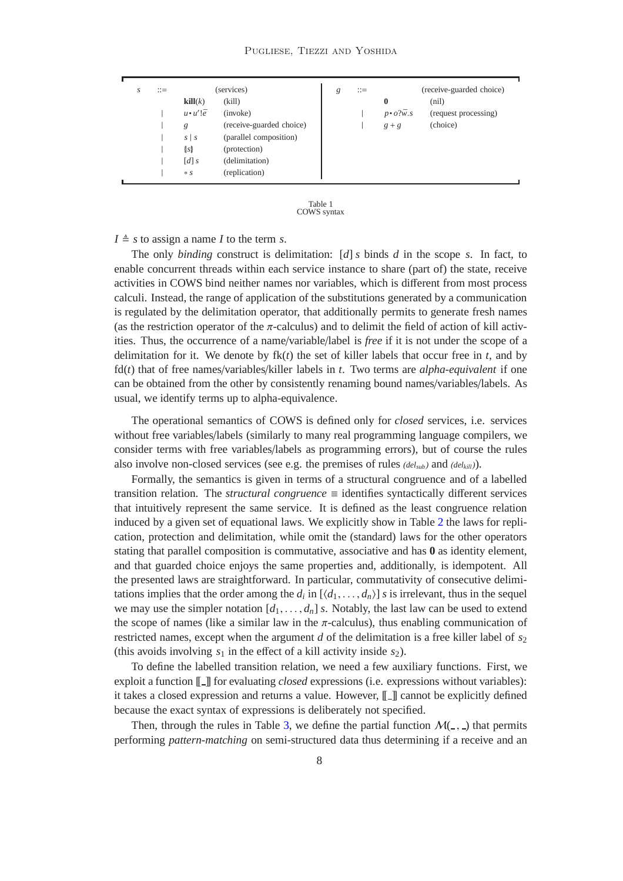| $s$ | ::= | | (services) | $g$ | ::= | | (receive-guarded choice) |
|---|---|---|---|---|---|---|---|
| | | $\mathbf{kill}(k)$ | (kill) | | | $\mathbf{0}$ | (nil) |
| | \| | $u \bullet u'!\bar{e}$ | (invoke) | | \| | $p \bullet o?\bar{w}.s$ | (request processing) |
| | \| | $g$ | (receive-guarded choice) | | \| | $g + g$ | (choice) |
| | \| | $s \mid s$ | (parallel composition) | | | | |
| | \| | $\{\!|s|\!\}$ | (protection) | | | | |
| | \| | $[d]\, s$ | (delimitation) | | | | |
| | \| | $*\, s$ | (replication) | | | | |

Table 1
COWS syntax

$I \triangleq s$ to assign a name $I$ to the term $s$.

The only *binding* construct is delimitation: $[d]\, s$ binds $d$ in the scope $s$. In fact, to enable concurrent threads within each service instance to share (part of) the state, receive activities in COWS bind neither names nor variables, which is different from most process calculi. Instead, the range of application of the substitutions generated by a communication is regulated by the delimitation operator, that additionally permits to generate fresh names (as the restriction operator of the $\pi$-calculus) and to delimit the field of action of kill activities. Thus, the occurrence of a name/variable/label is *free* if it is not under the scope of a delimitation for it. We denote by $\mathrm{fk}(t)$ the set of killer labels that occur free in $t$, and by $\mathrm{fd}(t)$ that of free names/variables/killer labels in $t$. Two terms are *alpha-equivalent* if one can be obtained from the other by consistently renaming bound names/variables/labels. As usual, we identify terms up to alpha-equivalence.

The operational semantics of COWS is defined only for *closed* services, i.e. services without free variables/labels (similarly to many real programming language compilers, we consider terms with free variables/labels as programming errors), but of course the rules also involve non-closed services (see e.g. the premises of rules $(del_{sub})$ and $(del_{kill})$).

Formally, the semantics is given in terms of a structural congruence and of a labelled transition relation. The *structural congruence* $\equiv$ identifies syntactically different services that intuitively represent the same service. It is defined as the least congruence relation induced by a given set of equational laws. We explicitly show in Table 2 the laws for replication, protection and delimitation, while omit the (standard) laws for the other operators stating that parallel composition is commutative, associative and has $\mathbf{0}$ as identity element, and that guarded choice enjoys the same properties and, additionally, is idempotent. All the presented laws are straightforward. In particular, commutativity of consecutive delimitations implies that the order among the $d_i$ in $[\langle d_1, \ldots, d_n \rangle]\, s$ is irrelevant, thus in the sequel we may use the simpler notation $[d_1, \ldots, d_n]\, s$. Notably, the last law can be used to extend the scope of names (like a similar law in the $\pi$-calculus), thus enabling communication of restricted names, except when the argument $d$ of the delimitation is a free killer label of $s_2$ (this avoids involving $s_1$ in the effect of a kill activity inside $s_2$).

To define the labelled transition relation, we need a few auxiliary functions. First, we exploit a function $[\![\_]\!]$ for evaluating *closed* expressions (i.e. expressions without variables): it takes a closed expression and returns a value. However, $[\![\_]\!]$ cannot be explicitly defined because the exact syntax of expressions is deliberately not specified.

Then, through the rules in Table 3, we define the partial function $\mathcal{M}(\_,\_)$ that permits performing *pattern-matching* on semi-structured data thus determining if a receive and an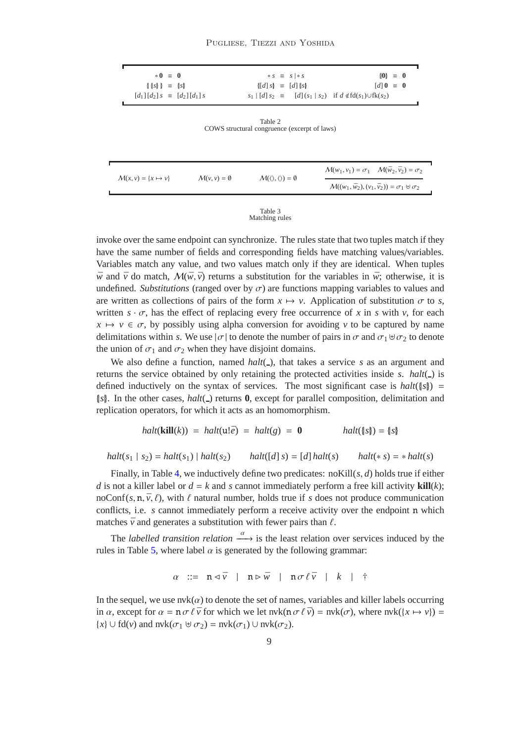| | | |
|---|---|---|
| $*\,\mathbf{0} \equiv \mathbf{0}$ | $*\,s \equiv s \mid *\,s$ | $\{\!|\mathbf{0}|\!\} \equiv \mathbf{0}$ |
| $\{\!|\,\{\!|s|\!\}\,|\!\} \equiv \{\!|s|\!\}$ | $\{\!|[d]\,s|\!\} \equiv [d]\,\{\!|s|\!\}$ | $[d]\,\mathbf{0} \equiv \mathbf{0}$ |
| $[d_1]\,[d_2]\,s \equiv [d_2]\,[d_1]\,s$ | $s_1 \mid [d]\,s_2 \equiv [d]\,(s_1 \mid s_2)$ if $d \notin \mathrm{fd}(s_1) \cup \mathrm{fk}(s_2)$ | |

Table 2
COWS structural congruence (excerpt of laws)

| | | | |
|---|---|---|---|
| $\mathcal{M}(x, v) = \{x \mapsto v\}$ | $\mathcal{M}(v, v) = \emptyset$ | $\mathcal{M}(\langle\rangle, \langle\rangle) = \emptyset$ | $\dfrac{\mathcal{M}(w_1, v_1) = \sigma_1 \quad \mathcal{M}(\bar{w}_2, \bar{v}_2) = \sigma_2}{\mathcal{M}((w_1, \bar{w}_2), (v_1, \bar{v}_2)) = \sigma_1 \uplus \sigma_2}$ |

Table 3
Matching rules

invoke over the same endpoint can synchronize. The rules state that two tuples match if they have the same number of fields and corresponding fields have matching values/variables. Variables match any value, and two values match only if they are identical. When tuples $\bar{w}$ and $\bar{v}$ do match, $\mathcal{M}(\bar{w}, \bar{v})$ returns a substitution for the variables in $\bar{w}$; otherwise, it is undefined. *Substitutions* (ranged over by $\sigma$) are functions mapping variables to values and are written as collections of pairs of the form $x \mapsto v$. Application of substitution $\sigma$ to $s$, written $s \cdot \sigma$, has the effect of replacing every free occurrence of $x$ in $s$ with $v$, for each $x \mapsto v \in \sigma$, by possibly using alpha conversion for avoiding $v$ to be captured by name delimitations within $s$. We use $|\sigma|$ to denote the number of pairs in $\sigma$ and $\sigma_1 \uplus \sigma_2$ to denote the union of $\sigma_1$ and $\sigma_2$ when they have disjoint domains.

We also define a function, named $halt(\_)$, that takes a service $s$ as an argument and returns the service obtained by only retaining the protected activities inside $s$. $halt(\_)$ is defined inductively on the syntax of services. The most significant case is $halt(\{\!|s|\!\}) = \{\!|s|\!\}$. In the other cases, $halt(\_)$ returns $\mathbf{0}$, except for parallel composition, delimitation and replication operators, for which it acts as an homomorphism.

$$halt(\mathbf{kill}(k)) = halt(\mathtt{u}!\bar{e}) = halt(g) = \mathbf{0} \qquad\qquad halt(\{\!|s|\!\}) = \{\!|s|\!\}$$

$$halt(s_1 \mid s_2) = halt(s_1) \mid halt(s_2) \qquad halt([d]\,s) = [d]\,halt(s) \qquad halt(*\,s) = *\,halt(s)$$

Finally, in Table 4, we inductively define two predicates: $\mathrm{noKill}(s, d)$ holds true if either $d$ is not a killer label or $d = k$ and $s$ cannot immediately perform a free kill activity $\mathbf{kill}(k)$; $\mathrm{noConf}(s, \mathtt{n}, \bar{v}, \ell)$, with $\ell$ natural number, holds true if $s$ does not produce communication conflicts, i.e. $s$ cannot immediately perform a receive activity over the endpoint $\mathtt{n}$ which matches $\bar{v}$ and generates a substitution with fewer pairs than $\ell$.

The *labelled transition relation* $\xrightarrow{\alpha}$ is the least relation over services induced by the rules in Table 5, where label $\alpha$ is generated by the following grammar:

$$\alpha \;::=\; \mathtt{n} \lhd \bar{v} \;\mid\; \mathtt{n} \rhd \bar{w} \;\mid\; \mathtt{n}\,\sigma\,\ell\,\bar{v} \;\mid\; k \;\mid\; \dagger$$

In the sequel, we use $\mathrm{nvk}(\alpha)$ to denote the set of names, variables and killer labels occurring in $\alpha$, except for $\alpha = \mathtt{n}\,\sigma\,\ell\,\bar{v}$ for which we let $\mathrm{nvk}(\mathtt{n}\,\sigma\,\ell\,\bar{v}) = \mathrm{nvk}(\sigma)$, where $\mathrm{nvk}(\{x \mapsto v\}) = \{x\} \cup \mathrm{fd}(v)$ and $\mathrm{nvk}(\sigma_1 \uplus \sigma_2) = \mathrm{nvk}(\sigma_1) \cup \mathrm{nvk}(\sigma_2)$.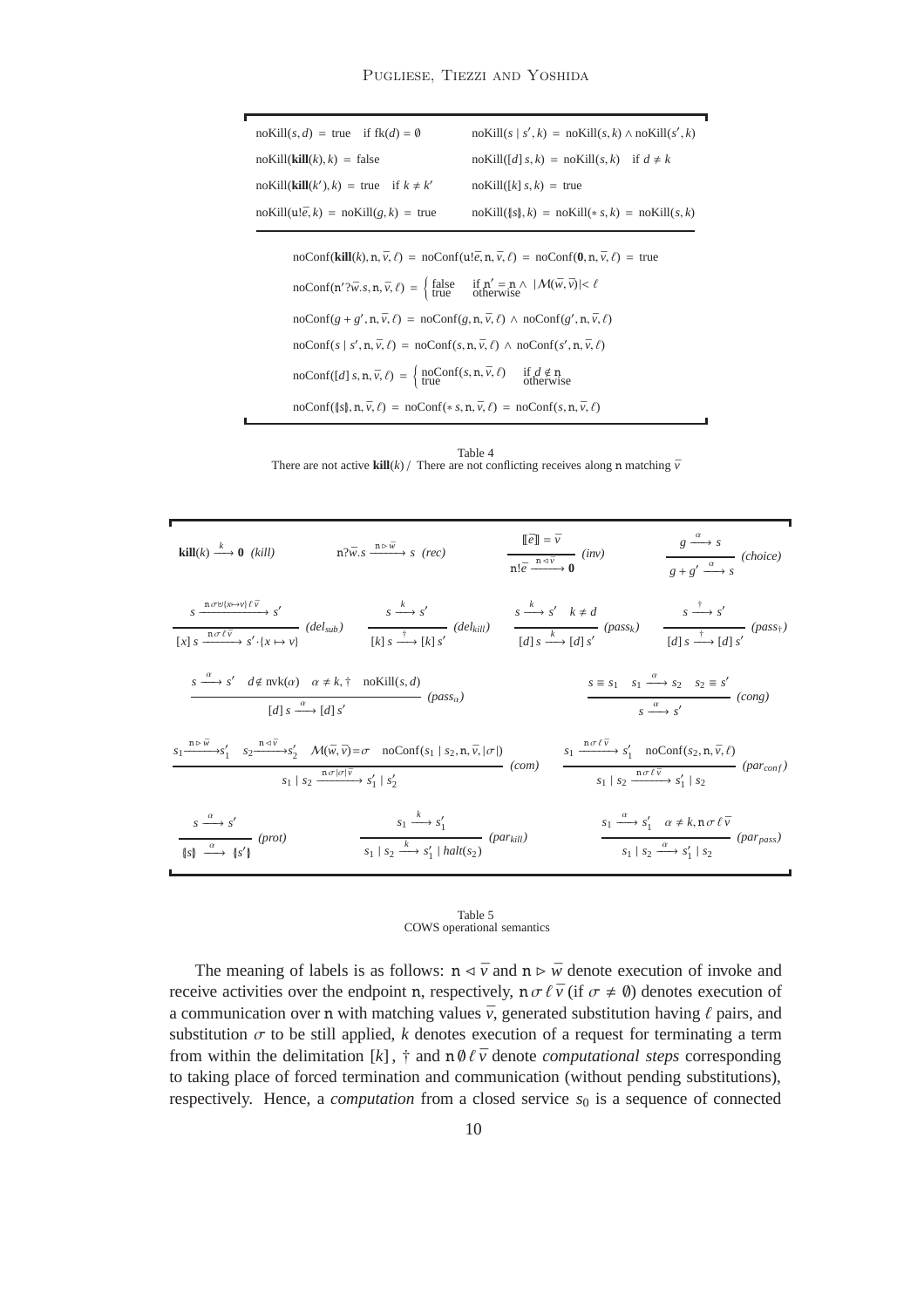$$\mathrm{noKill}(s,d) = \mathrm{true} \quad \text{if } \mathrm{fk}(d) = \emptyset$$

$$\mathrm{noKill}(s \mid s', k) = \mathrm{noKill}(s,k) \wedge \mathrm{noKill}(s',k)$$

$$\mathrm{noKill}(\mathbf{kill}(k), k) = \mathrm{false}$$

$$\mathrm{noKill}([d]\, s, k) = \mathrm{noKill}(s,k) \quad \text{if } d \neq k$$

$$\mathrm{noKill}(\mathbf{kill}(k'), k) = \mathrm{true} \quad \text{if } k \neq k'$$

$$\mathrm{noKill}([k]\, s, k) = \mathrm{true}$$

$$\mathrm{noKill}(\mathrm{u}!\bar{e}, k) = \mathrm{noKill}(g,k) = \mathrm{true}$$

$$\mathrm{noKill}(\{\!|s|\!\}, k) = \mathrm{noKill}(*\, s, k) = \mathrm{noKill}(s,k)$$

$$\mathrm{noConf}(\mathbf{kill}(k), \mathrm{n}, \bar{v}, \ell) = \mathrm{noConf}(\mathrm{u}!\bar{e}, \mathrm{n}, \bar{v}, \ell) = \mathrm{noConf}(\mathbf{0}, \mathrm{n}, \bar{v}, \ell) = \mathrm{true}$$

$$\mathrm{noConf}(\mathrm{n}'?\bar{w}.s, \mathrm{n}, \bar{v}, \ell) = \begin{cases} \mathrm{false} & \text{if } \mathrm{n}' = \mathrm{n} \wedge |\mathcal{M}(\bar{w},\bar{v})| < \ell \\ \mathrm{true} & \text{otherwise} \end{cases}$$

$$\mathrm{noConf}(g + g', \mathrm{n}, \bar{v}, \ell) = \mathrm{noConf}(g, \mathrm{n}, \bar{v}, \ell) \wedge \mathrm{noConf}(g', \mathrm{n}, \bar{v}, \ell)$$

$$\mathrm{noConf}(s \mid s', \mathrm{n}, \bar{v}, \ell) = \mathrm{noConf}(s, \mathrm{n}, \bar{v}, \ell) \wedge \mathrm{noConf}(s', \mathrm{n}, \bar{v}, \ell)$$

$$\mathrm{noConf}([d]\, s, \mathrm{n}, \bar{v}, \ell) = \begin{cases} \mathrm{noConf}(s, \mathrm{n}, \bar{v}, \ell) & \text{if } d \notin \mathrm{n} \\ \mathrm{true} & \text{otherwise} \end{cases}$$

$$\mathrm{noConf}(\{\!|s|\!\}, \mathrm{n}, \bar{v}, \ell) = \mathrm{noConf}(*\, s, \mathrm{n}, \bar{v}, \ell) = \mathrm{noConf}(s, \mathrm{n}, \bar{v}, \ell)$$

Table 4
There are not active **kill**$(k)$ / There are not conflicting receives along n matching $\bar{v}$

$$\mathbf{kill}(k) \xrightarrow{k} \mathbf{0} \;\; (kill) \qquad \mathrm{n}?\bar{w}.s \xrightarrow{\mathrm{n} \rhd \bar{w}} s \;\; (rec) \qquad \frac{[\![\bar{e}]\!] = \bar{v}}{\mathrm{n}!\bar{e} \xrightarrow{\mathrm{n} \lhd \bar{v}} \mathbf{0}} \;\; (inv) \qquad \frac{g \xrightarrow{\alpha} s}{g + g' \xrightarrow{\alpha} s} \;\; (choice)$$

$$\frac{s \xrightarrow{\mathrm{n}\,\sigma \uplus \{x \mapsto v\}\,\ell\,\bar{v}} s'}{[x]\, s \xrightarrow{\mathrm{n}\,\sigma\,\ell\,\bar{v}} s' \cdot \{x \mapsto v\}} \;\; (del_{sub}) \qquad \frac{s \xrightarrow{k} s'}{[k]\, s \xrightarrow{\dagger} [k]\, s'} \;\; (del_{kill}) \qquad \frac{s \xrightarrow{k} s' \quad k \neq d}{[d]\, s \xrightarrow{k} [d]\, s'} \;\; (pass_k) \qquad \frac{s \xrightarrow{\dagger} s'}{[d]\, s \xrightarrow{\dagger} [d]\, s'} \;\; (pass_\dagger)$$

$$\frac{s \xrightarrow{\alpha} s' \quad d \notin \mathrm{nvk}(\alpha) \quad \alpha \neq k, \dagger \quad \mathrm{noKill}(s,d)}{[d]\, s \xrightarrow{\alpha} [d]\, s'} \;\; (pass_\alpha) \qquad \frac{s \equiv s_1 \quad s_1 \xrightarrow{\alpha} s_2 \quad s_2 \equiv s'}{s \xrightarrow{\alpha} s'} \;\; (cong)$$

$$\frac{s_1 \xrightarrow{\mathrm{n} \rhd \bar{w}} s_1' \quad s_2 \xrightarrow{\mathrm{n} \lhd \bar{v}} s_2' \quad \mathcal{M}(\bar{w},\bar{v}) = \sigma \quad \mathrm{noConf}(s_1 \mid s_2, \mathrm{n}, \bar{v}, |\sigma|)}{s_1 \mid s_2 \xrightarrow{\mathrm{n}\,\sigma\,|\sigma|\,\bar{v}} s_1' \mid s_2'} \;\; (com) \qquad \frac{s_1 \xrightarrow{\mathrm{n}\,\sigma\,\ell\,\bar{v}} s_1' \quad \mathrm{noConf}(s_2, \mathrm{n}, \bar{v}, \ell)}{s_1 \mid s_2 \xrightarrow{\mathrm{n}\,\sigma\,\ell\,\bar{v}} s_1' \mid s_2} \;\; (par_{conf})$$

$$\frac{s \xrightarrow{\alpha} s'}{\{\!|s|\!\} \xrightarrow{\alpha} \{\!|s'|\!\}} \;\; (prot) \qquad \frac{s_1 \xrightarrow{k} s_1'}{s_1 \mid s_2 \xrightarrow{k} s_1' \mid halt(s_2)} \;\; (par_{kill}) \qquad \frac{s_1 \xrightarrow{\alpha} s_1' \quad \alpha \neq k, \mathrm{n}\,\sigma\,\ell\,\bar{v}}{s_1 \mid s_2 \xrightarrow{\alpha} s_1' \mid s_2} \;\; (par_{pass})$$

Table 5
COWS operational semantics

The meaning of labels is as follows: $\mathrm{n} \lhd \bar{v}$ and $\mathrm{n} \rhd \bar{w}$ denote execution of invoke and receive activities over the endpoint n, respectively, $\mathrm{n}\,\sigma\,\ell\,\bar{v}$ (if $\sigma \neq \emptyset$) denotes execution of a communication over n with matching values $\bar{v}$, generated substitution having $\ell$ pairs, and substitution $\sigma$ to be still applied, $k$ denotes execution of a request for terminating a term from within the delimitation $[k]$, $\dagger$ and $\mathrm{n}\,\emptyset\,\ell\,\bar{v}$ denote *computational steps* corresponding to taking place of forced termination and communication (without pending substitutions), respectively. Hence, a *computation* from a closed service $s_0$ is a sequence of connected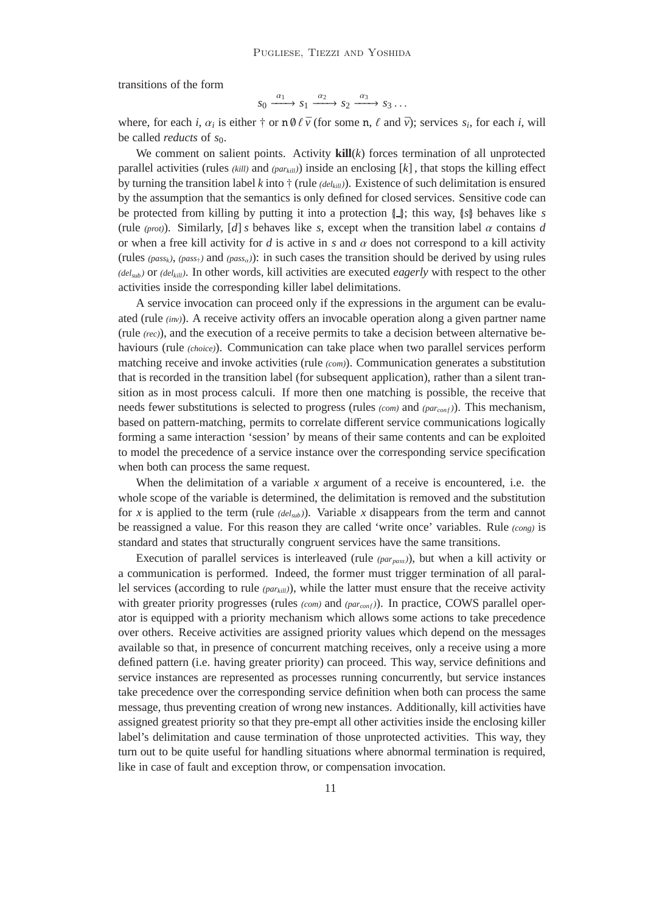transitions of the form

$$s_0 \xrightarrow{\alpha_1} s_1 \xrightarrow{\alpha_2} s_2 \xrightarrow{\alpha_3} s_3 \ldots$$

where, for each $i$, $\alpha_i$ is either $\dagger$ or $\mathtt{n}\,\emptyset\,\ell\,\bar{v}$ (for some $\mathtt{n}$, $\ell$ and $\bar{v}$); services $s_i$, for each $i$, will be called *reducts* of $s_0$.

We comment on salient points. Activity $\mathbf{kill}(k)$ forces termination of all unprotected parallel activities (rules *(kill)* and *(par$_{kill}$)*) inside an enclosing $[k]$, that stops the killing effect by turning the transition label $k$ into $\dagger$ (rule *(del$_{kill}$)*). Existence of such delimitation is ensured by the assumption that the semantics is only defined for closed services. Sensitive code can be protected from killing by putting it into a protection $\{\!|\_|\!\}$; this way, $\{\!|s|\!\}$ behaves like $s$ (rule *(prot)*). Similarly, $[d]\,s$ behaves like $s$, except when the transition label $\alpha$ contains $d$ or when a free kill activity for $d$ is active in $s$ and $\alpha$ does not correspond to a kill activity (rules *(pass$_k$)*, *(pass$_\dagger$)* and *(pass$_u$)*): in such cases the transition should be derived by using rules *(del$_{sub}$)* or *(del$_{kill}$)*. In other words, kill activities are executed *eagerly* with respect to the other activities inside the corresponding killer label delimitations.

A service invocation can proceed only if the expressions in the argument can be evaluated (rule *(inv)*). A receive activity offers an invocable operation along a given partner name (rule *(rec)*), and the execution of a receive permits to take a decision between alternative behaviours (rule *(choice)*). Communication can take place when two parallel services perform matching receive and invoke activities (rule *(com)*). Communication generates a substitution that is recorded in the transition label (for subsequent application), rather than a silent transition as in most process calculi. If more then one matching is possible, the receive that needs fewer substitutions is selected to progress (rules *(com)* and *(par$_{conf}$)*). This mechanism, based on pattern-matching, permits to correlate different service communications logically forming a same interaction 'session' by means of their same contents and can be exploited to model the precedence of a service instance over the corresponding service specification when both can process the same request.

When the delimitation of a variable $x$ argument of a receive is encountered, i.e. the whole scope of the variable is determined, the delimitation is removed and the substitution for $x$ is applied to the term (rule *(del$_{sub}$)*). Variable $x$ disappears from the term and cannot be reassigned a value. For this reason they are called 'write once' variables. Rule *(cong)* is standard and states that structurally congruent services have the same transitions.

Execution of parallel services is interleaved (rule *(par$_{pass}$)*), but when a kill activity or a communication is performed. Indeed, the former must trigger termination of all parallel services (according to rule *(par$_{kill}$)*), while the latter must ensure that the receive activity with greater priority progresses (rules *(com)* and *(par$_{conf}$)*). In practice, COWS parallel operator is equipped with a priority mechanism which allows some actions to take precedence over others. Receive activities are assigned priority values which depend on the messages available so that, in presence of concurrent matching receives, only a receive using a more defined pattern (i.e. having greater priority) can proceed. This way, service definitions and service instances are represented as processes running concurrently, but service instances take precedence over the corresponding service definition when both can process the same message, thus preventing creation of wrong new instances. Additionally, kill activities have assigned greatest priority so that they pre-empt all other activities inside the enclosing killer label's delimitation and cause termination of those unprotected activities. This way, they turn out to be quite useful for handling situations where abnormal termination is required, like in case of fault and exception throw, or compensation invocation.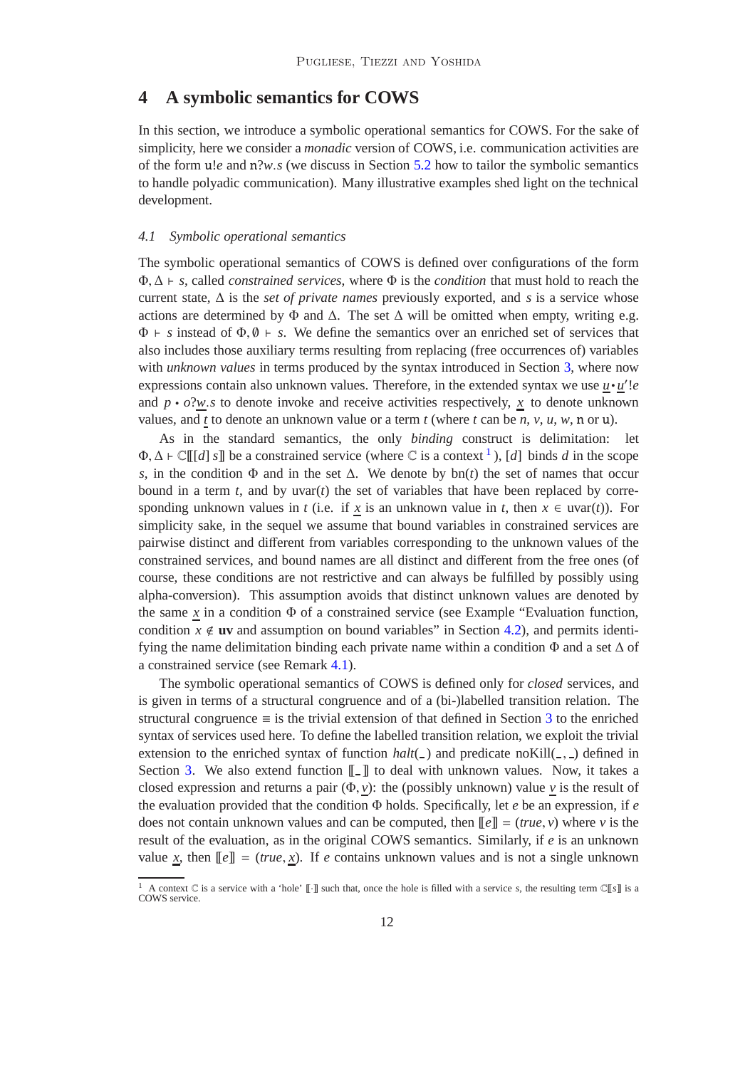# 4 A symbolic semantics for COWS

In this section, we introduce a symbolic operational semantics for COWS. For the sake of simplicity, here we consider a *monadic* version of COWS, i.e. communication activities are of the form $\mathtt{u}!e$ and $\mathtt{n}?w.s$ (we discuss in Section 5.2 how to tailor the symbolic semantics to handle polyadic communication). Many illustrative examples shed light on the technical development.

## 4.1 Symbolic operational semantics

The symbolic operational semantics of COWS is defined over configurations of the form $\Phi, \Delta \vdash s$, called *constrained services*, where $\Phi$ is the *condition* that must hold to reach the current state, $\Delta$ is the *set of private names* previously exported, and $s$ is a service whose actions are determined by $\Phi$ and $\Delta$. The set $\Delta$ will be omitted when empty, writing e.g. $\Phi \vdash s$ instead of $\Phi, \emptyset \vdash s$. We define the semantics over an enriched set of services that also includes those auxiliary terms resulting from replacing (free occurrences of) variables with *unknown values* in terms produced by the syntax introduced in Section 3, where now expressions contain also unknown values. Therefore, in the extended syntax we use $\underline{u} \bullet \underline{u}'!e$ and $p \bullet o?\underline{w}.s$ to denote invoke and receive activities respectively, $\underline{x}$ to denote unknown values, and $\underline{t}$ to denote an unknown value or a term $t$ (where $t$ can be $n$, $v$, $u$, $w$, $\mathtt{n}$ or $\mathtt{u}$).

As in the standard semantics, the only *binding* construct is delimitation: let $\Phi, \Delta \vdash \mathbb{C}[\![[d]\, s]\!]$ be a constrained service (where $\mathbb{C}$ is a context [1]), $[d]$ binds $d$ in the scope $s$, in the condition $\Phi$ and in the set $\Delta$. We denote by $\mathrm{bn}(t)$ the set of names that occur bound in a term $t$, and by $\mathrm{uvar}(t)$ the set of variables that have been replaced by corresponding unknown values in $t$ (i.e. if $\underline{x}$ is an unknown value in $t$, then $x \in \mathrm{uvar}(t)$). For simplicity sake, in the sequel we assume that bound variables in constrained services are pairwise distinct and different from variables corresponding to the unknown values of the constrained services, and bound names are all distinct and different from the free ones (of course, these conditions are not restrictive and can always be fulfilled by possibly using alpha-conversion). This assumption avoids that distinct unknown values are denoted by the same $\underline{x}$ in a condition $\Phi$ of a constrained service (see Example "Evaluation function, condition $x \notin \mathbf{uv}$ and assumption on bound variables" in Section 4.2), and permits identifying the name delimitation binding each private name within a condition $\Phi$ and a set $\Delta$ of a constrained service (see Remark 4.1).

The symbolic operational semantics of COWS is defined only for *closed* services, and is given in terms of a structural congruence and of a (bi-)labelled transition relation. The structural congruence $\equiv$ is the trivial extension of that defined in Section 3 to the enriched syntax of services used here. To define the labelled transition relation, we exploit the trivial extension to the enriched syntax of function $halt(\_)$ and predicate $\mathrm{noKill}(\_,\_)$ defined in Section 3. We also extend function $[\![\_]\!]$ to deal with unknown values. Now, it takes a closed expression and returns a pair $(\Phi, \underline{v})$: the (possibly unknown) value $\underline{v}$ is the result of the evaluation provided that the condition $\Phi$ holds. Specifically, let $e$ be an expression, if $e$ does not contain unknown values and can be computed, then $[\![e]\!] = (true, v)$ where $v$ is the result of the evaluation, as in the original COWS semantics. Similarly, if $e$ is an unknown value $\underline{x}$, then $[\![e]\!] = (true, \underline{x})$. If $e$ contains unknown values and is not a single unknown

[1] A context $\mathbb{C}$ is a service with a 'hole' $[\![\cdot]\!]$ such that, once the hole is filled with a service $s$, the resulting term $\mathbb{C}[\![s]\!]$ is a COWS service.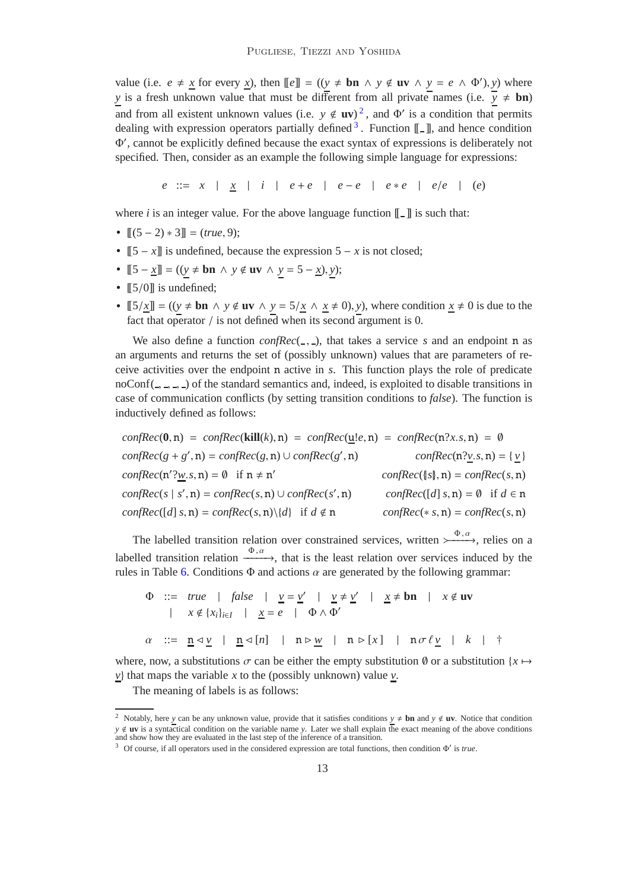value (i.e. $e \neq \underline{x}$ for every $\underline{x}$), then $[\![e]\!] = ((\underline{y} \neq \mathbf{bn} \wedge y \notin \mathbf{uv} \wedge \underline{y} = e \wedge \Phi'), \underline{y})$ where $\underline{y}$ is a fresh unknown value that must be different from all private names (i.e. $\underline{y} \neq \mathbf{bn}$) and from all existent unknown values (i.e. $y \notin \mathbf{uv}$)[2], and $\Phi'$ is a condition that permits dealing with expression operators partially defined[3]. Function $[\![\_]\!]$, and hence condition $\Phi'$, cannot be explicitly defined because the exact syntax of expressions is deliberately not specified. Then, consider as an example the following simple language for expressions:

$$e \;::=\; x \;\;|\;\; \underline{x} \;\;|\;\; i \;\;|\;\; e+e \;\;|\;\; e-e \;\;|\;\; e*e \;\;|\;\; e/e \;\;|\;\; (e)$$

where $i$ is an integer value. For the above language function $[\![\_]\!]$ is such that:

- $[\![(5-2)*3]\!] = (\mathit{true}, 9)$;
- $[\![5-x]\!]$ is undefined, because the expression $5-x$ is not closed;
- $[\![5-\underline{x}]\!] = ((\underline{y} \neq \mathbf{bn} \wedge y \notin \mathbf{uv} \wedge \underline{y} = 5-\underline{x}), \underline{y})$;
- $[\![5/0]\!]$ is undefined;
- $[\![5/\underline{x}]\!] = ((\underline{y} \neq \mathbf{bn} \wedge y \notin \mathbf{uv} \wedge \underline{y} = 5/\underline{x} \wedge \underline{x} \neq 0), \underline{y})$, where condition $\underline{x} \neq 0$ is due to the fact that operator $/$ is not defined when its second argument is 0.

We also define a function $\mathit{confRec}(\_,\_)$, that takes a service $s$ and an endpoint $\mathtt{n}$ as an arguments and returns the set of (possibly unknown) values that are parameters of receive activities over the endpoint $\mathtt{n}$ active in $s$. This function plays the role of predicate $\mathrm{noConf}(\_,\_,\_,\_)$ of the standard semantics and, indeed, is exploited to disable transitions in case of communication conflicts (by setting transition conditions to $\mathit{false}$). The function is inductively defined as follows:

$$\mathit{confRec}(\mathbf{0},\mathtt{n}) = \mathit{confRec}(\mathbf{kill}(k),\mathtt{n}) = \mathit{confRec}(\underline{\mathtt{u}}!e,\mathtt{n}) = \mathit{confRec}(\mathtt{n}?x.s,\mathtt{n}) = \emptyset$$

$$\mathit{confRec}(g+g',\mathtt{n}) = \mathit{confRec}(g,\mathtt{n}) \cup \mathit{confRec}(g',\mathtt{n}) \qquad \mathit{confRec}(\mathtt{n}?\underline{v}.s,\mathtt{n}) = \{\,\underline{v}\,\}$$

$$\mathit{confRec}(\mathtt{n}'?\underline{w}.s,\mathtt{n}) = \emptyset \;\;\text{if } \mathtt{n} \neq \mathtt{n}' \qquad \mathit{confRec}(\{\!|s|\!\},\mathtt{n}) = \mathit{confRec}(s,\mathtt{n})$$

$$\mathit{confRec}(s \mid s',\mathtt{n}) = \mathit{confRec}(s,\mathtt{n}) \cup \mathit{confRec}(s',\mathtt{n}) \qquad \mathit{confRec}([d]\,s,\mathtt{n}) = \emptyset \;\;\text{if } d \in \mathtt{n}$$

$$\mathit{confRec}([d]\,s,\mathtt{n}) = \mathit{confRec}(s,\mathtt{n})\backslash\{d\} \;\;\text{if } d \notin \mathtt{n} \qquad \mathit{confRec}(*\,s,\mathtt{n}) = \mathit{confRec}(s,\mathtt{n})$$

The labelled transition relation over constrained services, written $\xrightarrow{\Phi,\alpha}$, relies on a labelled transition relation $\xrightarrow{\Phi,\alpha}$, that is the least relation over services induced by the rules in Table 6. Conditions $\Phi$ and actions $\alpha$ are generated by the following grammar:

$$\begin{aligned}
\Phi \;::=\;& \mathit{true} \;\;|\;\; \mathit{false} \;\;|\;\; \underline{v} = \underline{v}' \;\;|\;\; \underline{v} \neq \underline{v}' \;\;|\;\; \underline{x} \neq \mathbf{bn} \;\;|\;\; x \notin \mathbf{uv} \\
|\;\;& x \notin \{x_i\}_{i \in I} \;\;|\;\; \underline{x} = e \;\;|\;\; \Phi \wedge \Phi'
\end{aligned}$$

$$\alpha \;::=\; \underline{\mathtt{n}} \triangleleft \underline{v} \;\;|\;\; \underline{\mathtt{n}} \triangleleft [n] \;\;|\;\; \mathtt{n} \triangleright \underline{w} \;\;|\;\; \mathtt{n} \triangleright [x] \;\;|\;\; \mathtt{n}\,\sigma\,\ell\,\underline{v} \;\;|\;\; k \;\;|\;\; \dagger$$

where, now, a substitutions $\sigma$ can be either the empty substitution $\emptyset$ or a substitution $\{x \mapsto \underline{v}\}$ that maps the variable $x$ to the (possibly unknown) value $\underline{v}$.

The meaning of labels is as follows:

---

[2] Notably, here $\underline{y}$ can be any unknown value, provide that it satisfies conditions $\underline{y} \neq \mathbf{bn}$ and $y \notin \mathbf{uv}$. Notice that condition $y \notin \mathbf{uv}$ is a syntactical condition on the variable name $y$. Later we shall explain the exact meaning of the above conditions and show how they are evaluated in the last step of the inference of a transition.

[3] Of course, if all operators used in the considered expression are total functions, then condition $\Phi'$ is $\mathit{true}$.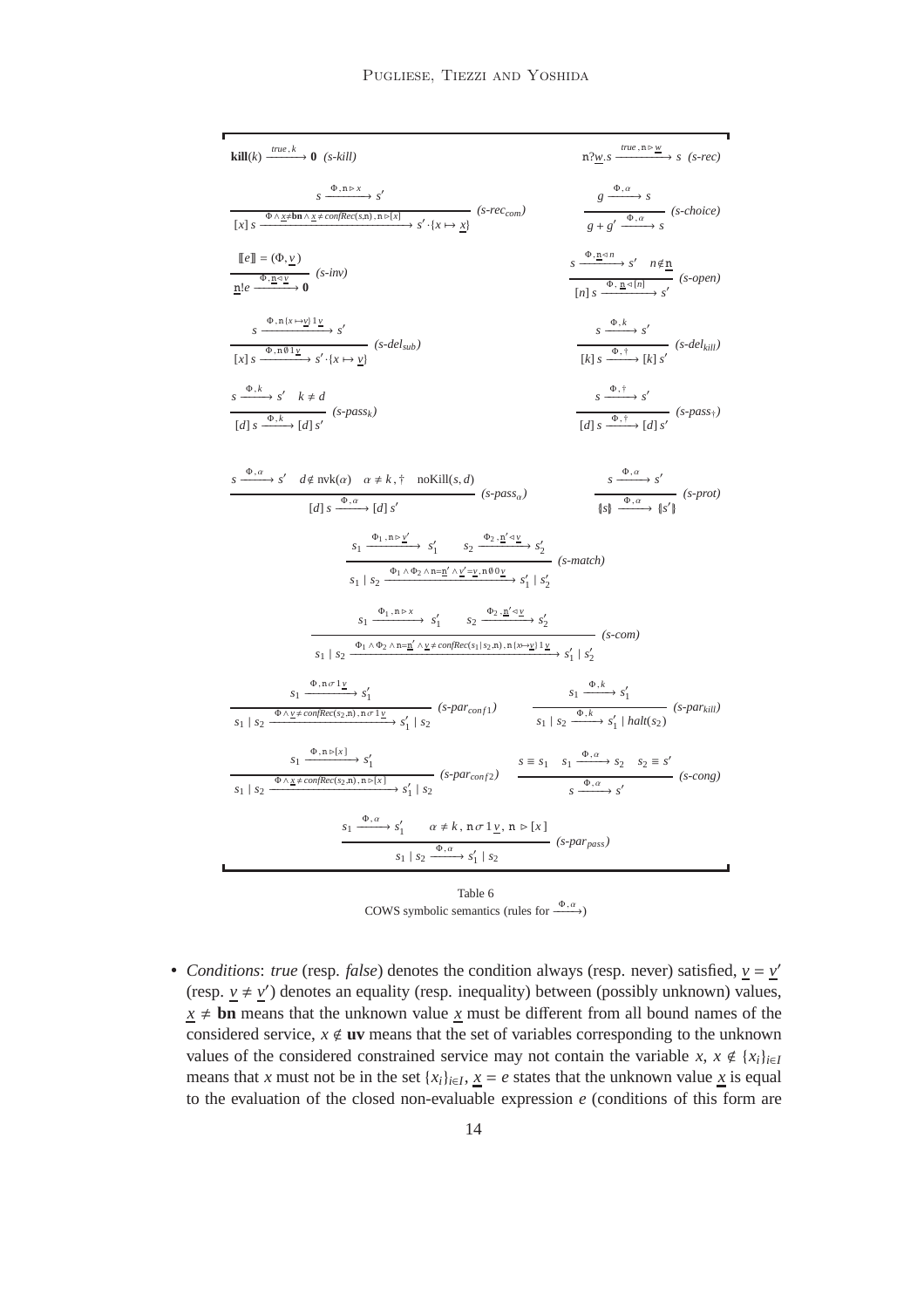$$\mathbf{kill}(k) \xrightarrow{true\,,\,k} \mathbf{0} \quad (s\text{-}kill) \qquad\qquad \mathtt{n}?\underline{w}.s \xrightarrow{true\,,\,\mathtt{n}\rhd\underline{w}} s \quad (s\text{-}rec)$$

$$\frac{s \xrightarrow{\Phi\,,\,\mathtt{n}\rhd x} s'}{[x]\,s \xrightarrow{\Phi\wedge\underline{x}\neq\mathbf{bn}\wedge\underline{x}\neq confRec(s,\mathtt{n})\,,\,\mathtt{n}\rhd[x]} s'\cdot\{x\mapsto\underline{x}\}}\ (s\text{-}rec_{com}) \qquad \frac{g \xrightarrow{\Phi\,,\,\alpha} s}{g+g' \xrightarrow{\Phi\,,\,\alpha} s}\ (s\text{-}choice)$$

$$\frac{[\![e]\!]=(\Phi,\underline{v})}{\underline{\mathtt{n}}!e \xrightarrow{\Phi\,,\,\underline{\mathtt{n}}\lhd\underline{v}} \mathbf{0}}\ (s\text{-}inv) \qquad \frac{s \xrightarrow{\Phi\,,\,\underline{\mathtt{n}}\lhd n} s' \quad n\notin\underline{\mathtt{n}}}{[n]\,s \xrightarrow{\Phi\,,\,\underline{\mathtt{n}}\lhd[n]} s'}\ (s\text{-}open)$$

$$\frac{s \xrightarrow{\Phi\,,\,\mathtt{n}\,\{x\mapsto\underline{v}\}\,1\,\underline{v}} s'}{[x]\,s \xrightarrow{\Phi\,,\,\mathtt{n}\,\emptyset\,1\,\underline{v}} s'\cdot\{x\mapsto\underline{v}\}}\ (s\text{-}del_{sub}) \qquad \frac{s \xrightarrow{\Phi\,,\,k} s'}{[k]\,s \xrightarrow{\Phi\,,\,\dagger} [k]\,s'}\ (s\text{-}del_{kill})$$

$$\frac{s \xrightarrow{\Phi\,,\,k} s' \quad k\neq d}{[d]\,s \xrightarrow{\Phi\,,\,k} [d]\,s'}\ (s\text{-}pass_k) \qquad \frac{s \xrightarrow{\Phi\,,\,\dagger} s'}{[d]\,s \xrightarrow{\Phi\,,\,\dagger} [d]\,s'}\ (s\text{-}pass_\dagger)$$

$$\frac{s \xrightarrow{\Phi\,,\,\alpha} s' \quad d\notin \mathrm{nvk}(\alpha) \quad \alpha\neq k,\dagger \quad \mathrm{noKill}(s,d)}{[d]\,s \xrightarrow{\Phi\,,\,\alpha} [d]\,s'}\ (s\text{-}pass_\alpha) \qquad \frac{s \xrightarrow{\Phi\,,\,\alpha} s'}{\{\!|s|\!\} \xrightarrow{\Phi\,,\,\alpha} \{\!|s'|\!\}}\ (s\text{-}prot)$$

$$\frac{s_1 \xrightarrow{\Phi_1\,,\,\mathtt{n}\rhd\underline{v}'} s_1' \qquad s_2 \xrightarrow{\Phi_2\,,\,\underline{\mathtt{n}}'\lhd\underline{v}} s_2'}{s_1\,|\,s_2 \xrightarrow{\Phi_1\wedge\Phi_2\wedge\mathtt{n}=\underline{\mathtt{n}}'\wedge\underline{v}'=\underline{v}\,,\,\mathtt{n}\,\emptyset\,0\,\underline{v}} s_1'\,|\,s_2'}\ (s\text{-}match)$$

$$\frac{s_1 \xrightarrow{\Phi_1\,,\,\mathtt{n}\rhd x} s_1' \qquad s_2 \xrightarrow{\Phi_2\,,\,\underline{\mathtt{n}}'\lhd\underline{v}} s_2'}{s_1\,|\,s_2 \xrightarrow{\Phi_1\wedge\Phi_2\wedge\mathtt{n}=\underline{\mathtt{n}}'\wedge\underline{v}\neq confRec(s_1|s_2,\mathtt{n})\,,\,\mathtt{n}\,\{x\mapsto\underline{v}\}\,1\,\underline{v}} s_1'\,|\,s_2'}\ (s\text{-}com)$$

$$\frac{s_1 \xrightarrow{\Phi\,,\,\mathtt{n}\,\sigma\,1\,\underline{v}} s_1'}{s_1\,|\,s_2 \xrightarrow{\Phi\wedge\underline{v}\neq confRec(s_2,\mathtt{n})\,,\,\mathtt{n}\,\sigma\,1\,\underline{v}} s_1'\,|\,s_2}\ (s\text{-}par_{conf1}) \qquad \frac{s_1 \xrightarrow{\Phi\,,\,k} s_1'}{s_1\,|\,s_2 \xrightarrow{\Phi\,,\,k} s_1'\,|\,halt(s_2)}\ (s\text{-}par_{kill})$$

$$\frac{s_1 \xrightarrow{\Phi\,,\,\mathtt{n}\rhd[x]} s_1'}{s_1\,|\,s_2 \xrightarrow{\Phi\wedge\underline{x}\neq confRec(s_2,\mathtt{n})\,,\,\mathtt{n}\rhd[x]} s_1'\,|\,s_2}\ (s\text{-}par_{conf2}) \qquad \frac{s\equiv s_1 \quad s_1 \xrightarrow{\Phi\,,\,\alpha} s_2 \quad s_2\equiv s'}{s \xrightarrow{\Phi\,,\,\alpha} s'}\ (s\text{-}cong)$$

$$\frac{s_1 \xrightarrow{\Phi\,,\,\alpha} s_1' \qquad \alpha\neq k,\ \mathtt{n}\,\sigma\,1\,\underline{v},\ \mathtt{n}\rhd[x]}{s_1\,|\,s_2 \xrightarrow{\Phi\,,\,\alpha} s_1'\,|\,s_2}\ (s\text{-}par_{pass})$$

Table 6
COWS symbolic semantics (rules for $\xrightarrow{\Phi\,,\,\alpha}$)

- *Conditions*: *true* (resp. *false*) denotes the condition always (resp. never) satisfied, $\underline{v}=\underline{v}'$ (resp. $\underline{v}\neq\underline{v}'$) denotes an equality (resp. inequality) between (possibly unknown) values, $\underline{x}\neq\mathbf{bn}$ means that the unknown value $\underline{x}$ must be different from all bound names of the considered service, $x\notin\mathbf{uv}$ means that the set of variables corresponding to the unknown values of the considered constrained service may not contain the variable $x$, $x\notin\{x_i\}_{i\in I}$ means that $x$ must not be in the set $\{x_i\}_{i\in I}$, $\underline{x}=e$ states that the unknown value $\underline{x}$ is equal to the evaluation of the closed non-evaluable expression $e$ (conditions of this form are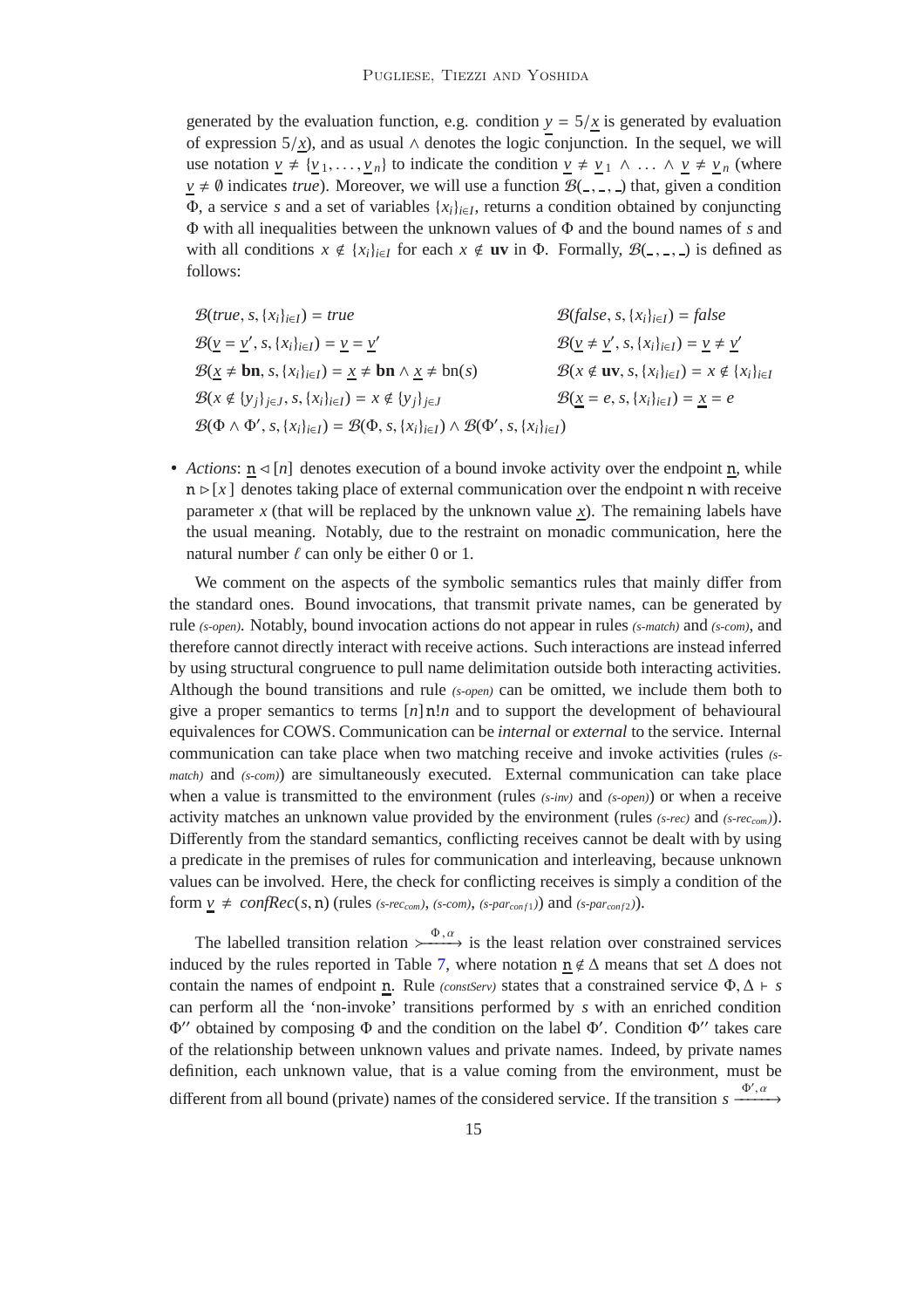generated by the evaluation function, e.g. condition $\underline{y} = 5/\underline{x}$ is generated by evaluation of expression $5/\underline{x}$), and as usual $\wedge$ denotes the logic conjunction. In the sequel, we will use notation $\underline{v} \neq \{\underline{v}_1, \ldots, \underline{v}_n\}$ to indicate the condition $\underline{v} \neq \underline{v}_1 \wedge \ldots \wedge \underline{v} \neq \underline{v}_n$ (where $\underline{v} \neq \emptyset$ indicates *true*). Moreover, we will use a function $\mathcal{B}(\_,\_,\_)$ that, given a condition $\Phi$, a service $s$ and a set of variables $\{x_i\}_{i\in I}$, returns a condition obtained by conjuncting $\Phi$ with all inequalities between the unknown values of $\Phi$ and the bound names of $s$ and with all conditions $x \notin \{x_i\}_{i\in I}$ for each $x \notin \mathbf{uv}$ in $\Phi$. Formally, $\mathcal{B}(\_,\_,\_)$ is defined as follows:

$$
\begin{array}{ll}
\mathcal{B}(\mathit{true}, s, \{x_i\}_{i\in I}) = \mathit{true} & \mathcal{B}(\mathit{false}, s, \{x_i\}_{i\in I}) = \mathit{false} \\
\mathcal{B}(\underline{v} = \underline{v}', s, \{x_i\}_{i\in I}) = \underline{v} = \underline{v}' & \mathcal{B}(\underline{v} \neq \underline{v}', s, \{x_i\}_{i\in I}) = \underline{v} \neq \underline{v}' \\
\mathcal{B}(\underline{x} \neq \mathbf{bn}, s, \{x_i\}_{i\in I}) = \underline{x} \neq \mathbf{bn} \wedge \underline{x} \neq \mathrm{bn}(s) & \mathcal{B}(x \notin \mathbf{uv}, s, \{x_i\}_{i\in I}) = x \notin \{x_i\}_{i\in I} \\
\mathcal{B}(x \notin \{y_j\}_{j\in J}, s, \{x_i\}_{i\in I}) = x \notin \{y_j\}_{j\in J} & \mathcal{B}(\underline{x} = e, s, \{x_i\}_{i\in I}) = \underline{x} = e \\
\mathcal{B}(\Phi \wedge \Phi', s, \{x_i\}_{i\in I}) = \mathcal{B}(\Phi, s, \{x_i\}_{i\in I}) \wedge \mathcal{B}(\Phi', s, \{x_i\}_{i\in I}) &
\end{array}
$$

- *Actions*: $\underline{\mathtt{n}} \lhd [n]$ denotes execution of a bound invoke activity over the endpoint $\underline{\mathtt{n}}$, while $\mathtt{n} \rhd [x]$ denotes taking place of external communication over the endpoint $\mathtt{n}$ with receive parameter $x$ (that will be replaced by the unknown value $\underline{x}$). The remaining labels have the usual meaning. Notably, due to the restraint on monadic communication, here the natural number $\ell$ can only be either 0 or 1.

We comment on the aspects of the symbolic semantics rules that mainly differ from the standard ones. Bound invocations, that transmit private names, can be generated by rule *(s-open)*. Notably, bound invocation actions do not appear in rules *(s-match)* and *(s-com)*, and therefore cannot directly interact with receive actions. Such interactions are instead inferred by using structural congruence to pull name delimitation outside both interacting activities. Although the bound transitions and rule *(s-open)* can be omitted, we include them both to give a proper semantics to terms $[n]\,\mathtt{n}!n$ and to support the development of behavioural equivalences for COWS. Communication can be *internal* or *external* to the service. Internal communication can take place when two matching receive and invoke activities (rules *(s-match)* and *(s-com)*) are simultaneously executed. External communication can take place when a value is transmitted to the environment (rules *(s-inv)* and *(s-open)*) or when a receive activity matches an unknown value provided by the environment (rules *(s-rec)* and *(s-rec$_{com}$)*). Differently from the standard semantics, conflicting receives cannot be dealt with by using a predicate in the premises of rules for communication and interleaving, because unknown values can be involved. Here, the check for conflicting receives is simply a condition of the form $\underline{v} \neq \mathit{confRec}(s, \mathtt{n})$ (rules *(s-rec$_{com}$)*, *(s-com)*, *(s-par$_{conf1}$)*) and *(s-par$_{conf2}$)*).

The labelled transition relation $\overset{\Phi\,,\,\alpha}{\rightarrowtail}$ is the least relation over constrained services induced by the rules reported in Table 7, where notation $\underline{\mathtt{n}} \notin \Delta$ means that set $\Delta$ does not contain the names of endpoint $\underline{\mathtt{n}}$. Rule *(constServ)* states that a constrained service $\Phi, \Delta \vdash s$ can perform all the 'non-invoke' transitions performed by $s$ with an enriched condition $\Phi''$ obtained by composing $\Phi$ and the condition on the label $\Phi'$. Condition $\Phi''$ takes care of the relationship between unknown values and private names. Indeed, by private names definition, each unknown value, that is a value coming from the environment, must be different from all bound (private) names of the considered service. If the transition $s \xrightarrow{\Phi',\,\alpha}$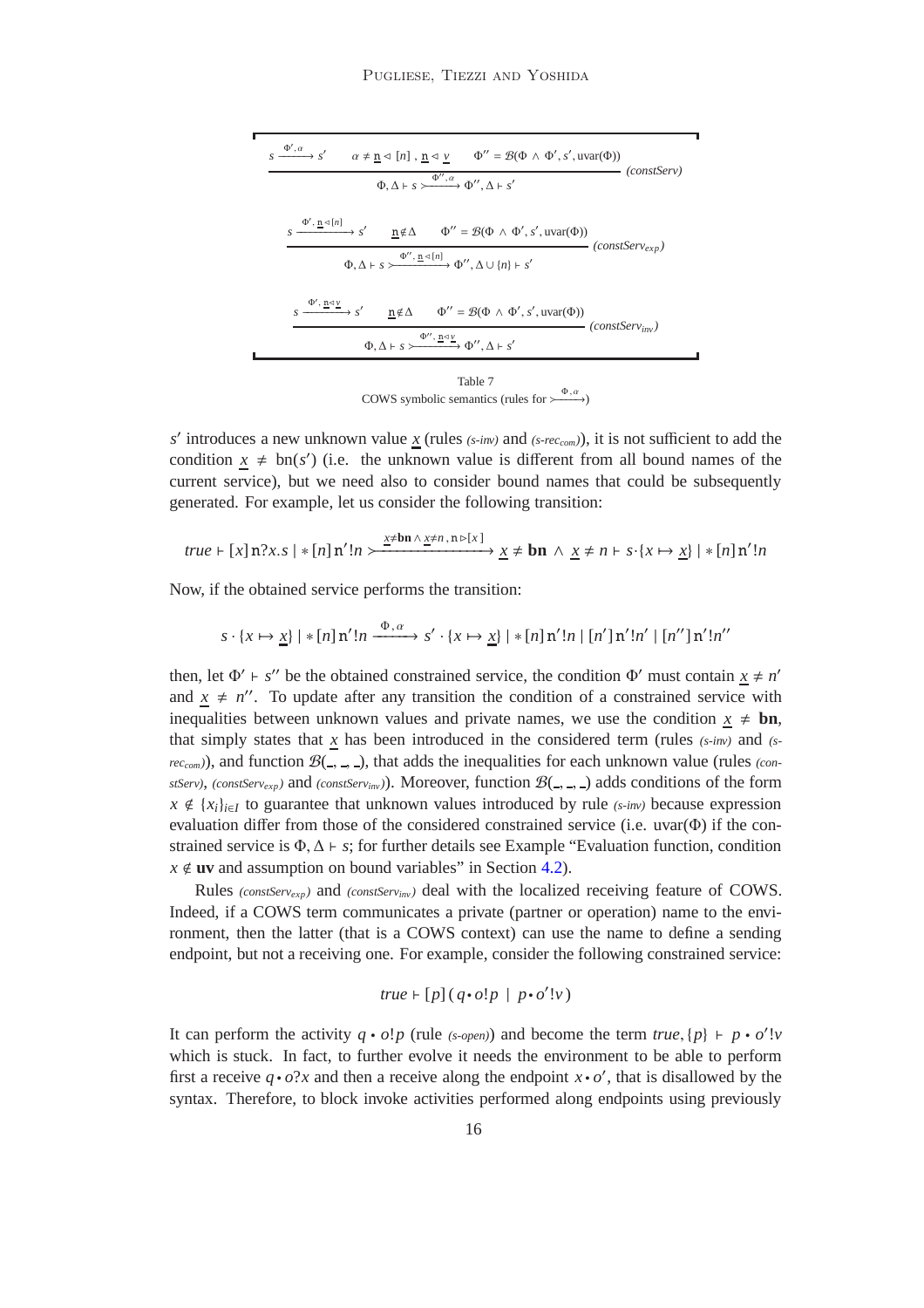$$\frac{s \xrightarrow{\Phi',\alpha} s' \qquad \alpha \neq \underline{n} \lhd [n]\ ,\ \underline{n} \lhd \underline{v} \qquad \Phi'' = \mathcal{B}(\Phi \wedge \Phi', s', \mathrm{uvar}(\Phi))}{\Phi, \Delta \vdash s \xrightarrow{\Phi'',\alpha} \Phi'', \Delta \vdash s'} \ (constServ)$$

$$\frac{s \xrightarrow{\Phi',\, \underline{n} \lhd [n]} s' \qquad \underline{n} \notin \Delta \qquad \Phi'' = \mathcal{B}(\Phi \wedge \Phi', s', \mathrm{uvar}(\Phi))}{\Phi, \Delta \vdash s \xrightarrow{\Phi'',\, \underline{n} \lhd [n]} \Phi'', \Delta \cup \{n\} \vdash s'} \ (constServ_{exp})$$

$$\frac{s \xrightarrow{\Phi',\, \underline{n} \lhd \underline{v}} s' \qquad \underline{n} \notin \Delta \qquad \Phi'' = \mathcal{B}(\Phi \wedge \Phi', s', \mathrm{uvar}(\Phi))}{\Phi, \Delta \vdash s \xrightarrow{\Phi'',\, \underline{n} \lhd \underline{v}} \Phi'', \Delta \vdash s'} \ (constServ_{inv})$$

Table 7
COWS symbolic semantics (rules for $\xrightarrow{\Phi,\alpha}$)

$s'$ introduces a new unknown value $\underline{x}$ (rules *(s-inv)* and *(s-rec$_{com}$)*), it is not sufficient to add the condition $\underline{x} \neq \mathrm{bn}(s')$ (i.e. the unknown value is different from all bound names of the current service), but we need also to consider bound names that could be subsequently generated. For example, let us consider the following transition:

$$true \vdash [x]\,\mathrm{n}?x.s \mid *\,[n]\,\mathrm{n}'!n \xrightarrow{\underline{x}\neq \mathbf{bn} \wedge \underline{x}\neq n,\ \mathrm{n} \rhd [x]} \underline{x} \neq \mathbf{bn} \ \wedge\ \underline{x} \neq n \vdash s \cdot \{x \mapsto \underline{x}\} \mid *\,[n]\,\mathrm{n}'!n$$

Now, if the obtained service performs the transition:

$$s \cdot \{x \mapsto \underline{x}\} \mid *\,[n]\,\mathrm{n}'!n \xrightarrow{\Phi,\alpha} s' \cdot \{x \mapsto \underline{x}\} \mid *\,[n]\,\mathrm{n}'!n \mid [n']\,\mathrm{n}'!n' \mid [n'']\,\mathrm{n}'!n''$$

then, let $\Phi' \vdash s''$ be the obtained constrained service, the condition $\Phi'$ must contain $\underline{x} \neq n'$ and $\underline{x} \neq n''$. To update after any transition the condition of a constrained service with inequalities between unknown values and private names, we use the condition $\underline{x} \neq \mathbf{bn}$, that simply states that $\underline{x}$ has been introduced in the considered term (rules *(s-inv)* and *(s-rec$_{com}$)*), and function $\mathcal{B}(\_,\_,\_)$, that adds the inequalities for each unknown value (rules *(constServ)*, *(constServ$_{exp}$)* and *(constServ$_{inv}$)*). Moreover, function $\mathcal{B}(\_,\_,\_)$ adds conditions of the form $x \notin \{x_i\}_{i \in I}$ to guarantee that unknown values introduced by rule *(s-inv)* because expression evaluation differ from those of the considered constrained service (i.e. $\mathrm{uvar}(\Phi)$ if the constrained service is $\Phi, \Delta \vdash s$; for further details see Example "Evaluation function, condition $x \notin \mathbf{uv}$ and assumption on bound variables" in Section 4.2).

Rules *(constServ$_{exp}$)* and *(constServ$_{inv}$)* deal with the localized receiving feature of COWS. Indeed, if a COWS term communicates a private (partner or operation) name to the environment, then the latter (that is a COWS context) can use the name to define a sending endpoint, but not a receiving one. For example, consider the following constrained service:

$$true \vdash [p]\,(\,q \bullet o!p \ \mid\ p \bullet o'!v\,)$$

It can perform the activity $q \bullet o!p$ (rule *(s-open)*) and become the term $true, \{p\} \vdash p \bullet o'!v$ which is stuck. In fact, to further evolve it needs the environment to be able to perform first a receive $q \bullet o?x$ and then a receive along the endpoint $x \bullet o'$, that is disallowed by the syntax. Therefore, to block invoke activities performed along endpoints using previously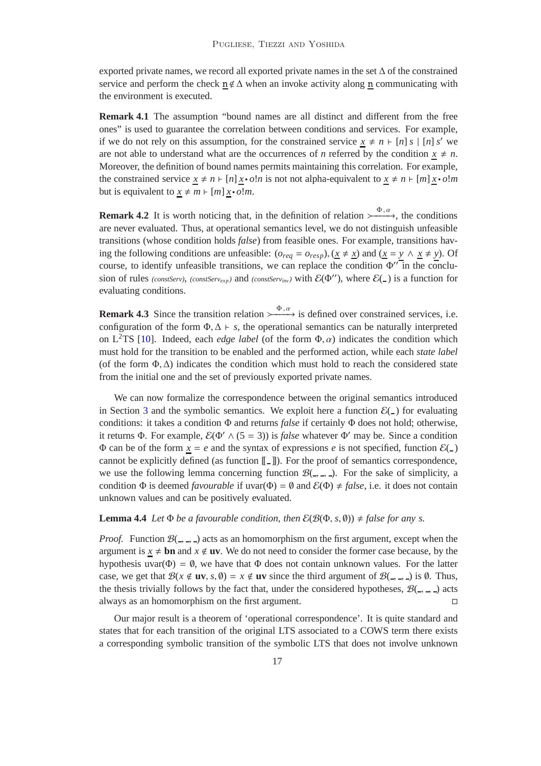exported private names, we record all exported private names in the set $\Delta$ of the constrained service and perform the check $\underline{\mathtt{n}} \notin \Delta$ when an invoke activity along $\underline{\mathtt{n}}$ communicating with the environment is executed.

**Remark 4.1** The assumption "bound names are all distinct and different from the free ones" is used to guarantee the correlation between conditions and services. For example, if we do not rely on this assumption, for the constrained service $\underline{x} \neq n \vdash [n]\, s \mid [n]\, s'$ we are not able to understand what are the occurrences of $n$ referred by the condition $\underline{x} \neq n$. Moreover, the definition of bound names permits maintaining this correlation. For example, the constrained service $\underline{x} \neq n \vdash [n]\, \underline{x} \bullet o!n$ is not not alpha-equivalent to $\underline{x} \neq n \vdash [m]\, \underline{x} \bullet o!m$ but is equivalent to $\underline{x} \neq m \vdash [m]\, \underline{x} \bullet o!m$.

**Remark 4.2** It is worth noticing that, in the definition of relation $\xrightarrow{\Phi\,,\,\alpha}$, the conditions are never evaluated. Thus, at operational semantics level, we do not distinguish unfeasible transitions (whose condition holds *false*) from feasible ones. For example, transitions having the following conditions are unfeasible: $(o_{req} = o_{resp})$, $(\underline{x} \neq \underline{x})$ and $(\underline{x} = \underline{y} \wedge \underline{x} \neq \underline{y})$. Of course, to identify unfeasible transitions, we can replace the condition $\Phi''$ in the conclusion of rules *(constServ)*, *(constServ$_{exp}$)* and *(constServ$_{inv}$)* with $\mathcal{E}(\Phi'')$, where $\mathcal{E}(\_)$ is a function for evaluating conditions.

**Remark 4.3** Since the transition relation $\xrightarrow{\Phi\,,\,\alpha}$ is defined over constrained services, i.e. configuration of the form $\Phi, \Delta \vdash s$, the operational semantics can be naturally interpreted on $\mathrm{L}^2$TS [10]. Indeed, each *edge label* (of the form $\Phi, \alpha$) indicates the condition which must hold for the transition to be enabled and the performed action, while each *state label* (of the form $\Phi, \Delta$) indicates the condition which must hold to reach the considered state from the initial one and the set of previously exported private names.

We can now formalize the correspondence between the original semantics introduced in Section 3 and the symbolic semantics. We exploit here a function $\mathcal{E}(\_)$ for evaluating conditions: it takes a condition $\Phi$ and returns *false* if certainly $\Phi$ does not hold; otherwise, it returns $\Phi$. For example, $\mathcal{E}(\Phi' \wedge (5 = 3))$ is *false* whatever $\Phi'$ may be. Since a condition $\Phi$ can be of the form $\underline{x} = e$ and the syntax of expressions $e$ is not specified, function $\mathcal{E}(\_)$ cannot be explicitly defined (as function $[\![\_]\!]$). For the proof of semantics correspondence, we use the following lemma concerning function $\mathcal{B}(\_,\_,\_)$. For the sake of simplicity, a condition $\Phi$ is deemed *favourable* if $\mathrm{uvar}(\Phi) = \emptyset$ and $\mathcal{E}(\Phi) \neq$ *false*, i.e. it does not contain unknown values and can be positively evaluated.

**Lemma 4.4** *Let $\Phi$ be a favourable condition, then $\mathcal{E}(\mathcal{B}(\Phi, s, \emptyset)) \neq$ false for any $s$.*

*Proof.* Function $\mathcal{B}(\_,\_,\_)$ acts as an homomorphism on the first argument, except when the argument is $\underline{x} \neq \mathbf{bn}$ and $x \notin \mathbf{uv}$. We do not need to consider the former case because, by the hypothesis $\mathrm{uvar}(\Phi) = \emptyset$, we have that $\Phi$ does not contain unknown values. For the latter case, we get that $\mathcal{B}(x \notin \mathbf{uv}, s, \emptyset) = x \notin \mathbf{uv}$ since the third argument of $\mathcal{B}(\_,\_,\_)$ is $\emptyset$. Thus, the thesis trivially follows by the fact that, under the considered hypotheses, $\mathcal{B}(\_,\_,\_)$ acts always as an homomorphism on the first argument. □

Our major result is a theorem of 'operational correspondence'. It is quite standard and states that for each transition of the original LTS associated to a COWS term there exists a corresponding symbolic transition of the symbolic LTS that does not involve unknown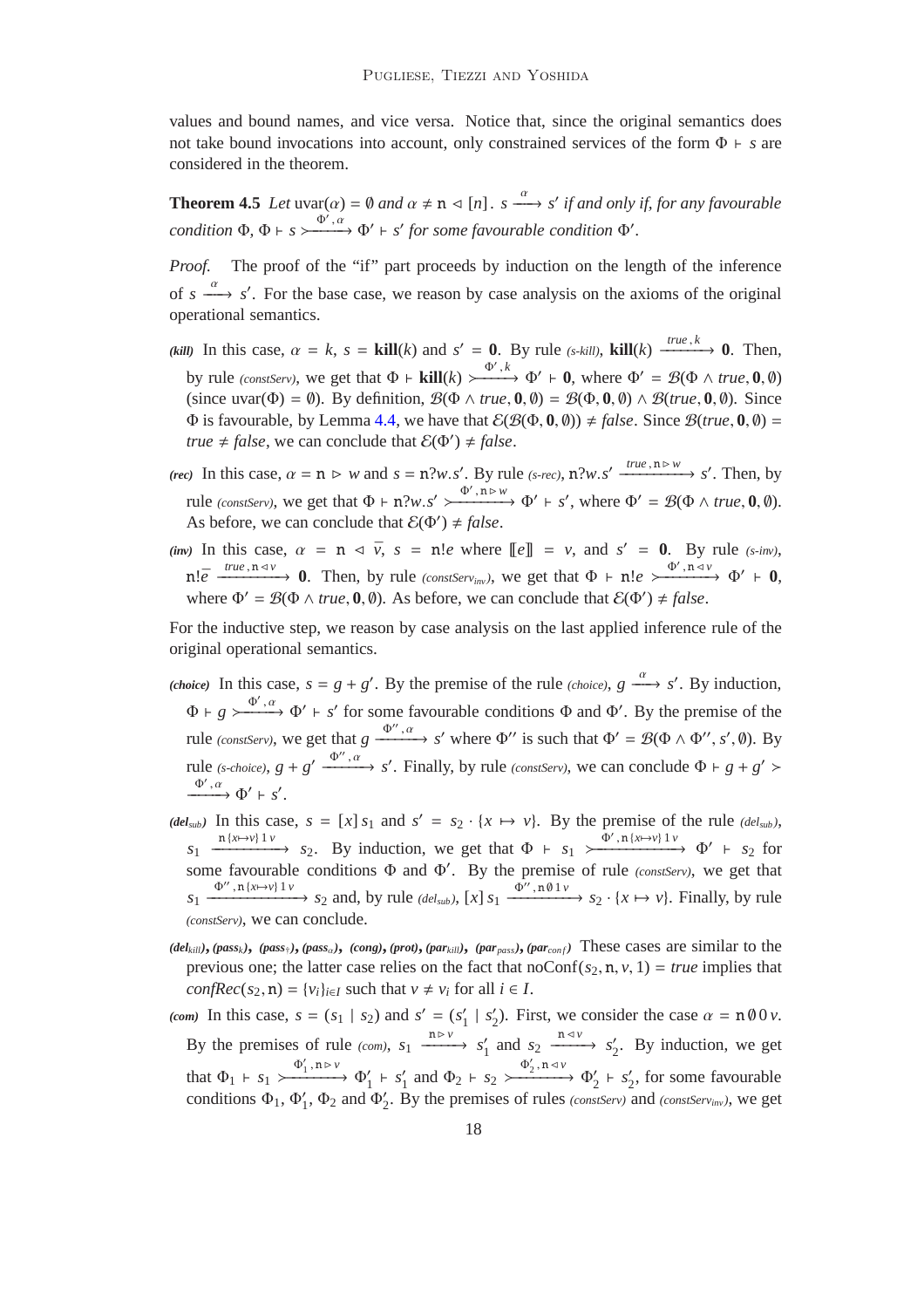values and bound names, and vice versa. Notice that, since the original semantics does not take bound invocations into account, only constrained services of the form $\Phi \vdash s$ are considered in the theorem.

**Theorem 4.5** *Let* $\mathrm{uvar}(\alpha) = \emptyset$ *and* $\alpha \neq \mathtt{n} \lhd [n]$. $s \xrightarrow{\alpha} s'$ *if and only if, for any favourable condition* $\Phi$, $\Phi \vdash s \rightarrowtail^{\Phi', \alpha} \Phi' \vdash s'$ *for some favourable condition* $\Phi'$.

*Proof.* The proof of the "if" part proceeds by induction on the length of the inference of $s \xrightarrow{\alpha} s'$. For the base case, we reason by case analysis on the axioms of the original operational semantics.

- ***(kill)*** In this case, $\alpha = k$, $s = \mathbf{kill}(k)$ and $s' = \mathbf{0}$. By rule *(s-kill)*, $\mathbf{kill}(k) \xrightarrow{true\,,\,k} \mathbf{0}$. Then, by rule *(constServ)*, we get that $\Phi \vdash \mathbf{kill}(k) \rightarrowtail^{\Phi', k} \Phi' \vdash \mathbf{0}$, where $\Phi' = \mathcal{B}(\Phi \wedge true, \mathbf{0}, \emptyset)$ (since $\mathrm{uvar}(\Phi) = \emptyset$). By definition, $\mathcal{B}(\Phi \wedge true, \mathbf{0}, \emptyset) = \mathcal{B}(\Phi, \mathbf{0}, \emptyset) \wedge \mathcal{B}(true, \mathbf{0}, \emptyset)$. Since $\Phi$ is favourable, by Lemma 4.4, we have that $\mathcal{E}(\mathcal{B}(\Phi, \mathbf{0}, \emptyset)) \neq false$. Since $\mathcal{B}(true, \mathbf{0}, \emptyset) = true \neq false$, we can conclude that $\mathcal{E}(\Phi') \neq false$.
- ***(rec)*** In this case, $\alpha = \mathtt{n} \rhd w$ and $s = \mathtt{n}?w.s'$. By rule *(s-rec)*, $\mathtt{n}?w.s' \xrightarrow{true\,,\,\mathtt{n} \rhd w} s'$. Then, by rule *(constServ)*, we get that $\Phi \vdash \mathtt{n}?w.s' \rightarrowtail^{\Phi', \mathtt{n} \rhd w} \Phi' \vdash s'$, where $\Phi' = \mathcal{B}(\Phi \wedge true, \mathbf{0}, \emptyset)$. As before, we can conclude that $\mathcal{E}(\Phi') \neq false$.
- ***(inv)*** In this case, $\alpha = \mathtt{n} \lhd \bar{v}$, $s = \mathtt{n}!e$ where $[\![e]\!] = v$, and $s' = \mathbf{0}$. By rule *(s-inv)*, $\mathtt{n}!\bar{e} \xrightarrow{true\,,\,\mathtt{n} \lhd v} \mathbf{0}$. Then, by rule *(constServ$_{inv}$)*, we get that $\Phi \vdash \mathtt{n}!e \rightarrowtail^{\Phi', \mathtt{n} \lhd v} \Phi' \vdash \mathbf{0}$, where $\Phi' = \mathcal{B}(\Phi \wedge true, \mathbf{0}, \emptyset)$. As before, we can conclude that $\mathcal{E}(\Phi') \neq false$.

For the inductive step, we reason by case analysis on the last applied inference rule of the original operational semantics.

- ***(choice)*** In this case, $s = g + g'$. By the premise of the rule *(choice)*, $g \xrightarrow{\alpha} s'$. By induction, $\Phi \vdash g \rightarrowtail^{\Phi', \alpha} \Phi' \vdash s'$ for some favourable conditions $\Phi$ and $\Phi'$. By the premise of the rule *(constServ)*, we get that $g \xrightarrow{\Phi'', \alpha} s'$ where $\Phi''$ is such that $\Phi' = \mathcal{B}(\Phi \wedge \Phi'', s', \emptyset)$. By rule *(s-choice)*, $g + g' \xrightarrow{\Phi'', \alpha} s'$. Finally, by rule *(constServ)*, we can conclude $\Phi \vdash g + g' \rightarrowtail^{\Phi', \alpha} \Phi' \vdash s'$.
- ***(del$_{sub}$)*** In this case, $s = [x]\, s_1$ and $s' = s_2 \cdot \{x \mapsto v\}$. By the premise of the rule *(del$_{sub}$)*, $s_1 \xrightarrow{\mathtt{n}\,\{x \mapsto v\}\,1\,v} s_2$. By induction, we get that $\Phi \vdash s_1 \rightarrowtail^{\Phi', \mathtt{n}\,\{x \mapsto v\}\,1\,v} \Phi' \vdash s_2$ for some favourable conditions $\Phi$ and $\Phi'$. By the premise of rule *(constServ)*, we get that $s_1 \xrightarrow{\Phi'', \mathtt{n}\,\{x \mapsto v\}\,1\,v} s_2$ and, by rule *(del$_{sub}$)*, $[x]\, s_1 \xrightarrow{\Phi'', \mathtt{n}\,\emptyset\,1\,v} s_2 \cdot \{x \mapsto v\}$. Finally, by rule *(constServ)*, we can conclude.
- ***(del$_{kill}$), (pass$_k$), (pass$_\dagger$), (pass$_\alpha$), (cong), (prot), (par$_{kill}$), (par$_{pass}$), (par$_{conf}$)*** These cases are similar to the previous one; the latter case relies on the fact that $\mathrm{noConf}(s_2, \mathtt{n}, v, 1) = true$ implies that $confRec(s_2, \mathtt{n}) = \{v_i\}_{i \in I}$ such that $v \neq v_i$ for all $i \in I$.
- ***(com)*** In this case, $s = (s_1 \mid s_2)$ and $s' = (s'_1 \mid s'_2)$. First, we consider the case $\alpha = \mathtt{n}\,\emptyset\,0\,v$. By the premises of rule *(com)*, $s_1 \xrightarrow{\mathtt{n} \rhd v} s'_1$ and $s_2 \xrightarrow{\mathtt{n} \lhd v} s'_2$. By induction, we get that $\Phi_1 \vdash s_1 \rightarrowtail^{\Phi'_1, \mathtt{n} \rhd v} \Phi'_1 \vdash s'_1$ and $\Phi_2 \vdash s_2 \rightarrowtail^{\Phi'_2, \mathtt{n} \lhd v} \Phi'_2 \vdash s'_2$, for some favourable conditions $\Phi_1$, $\Phi'_1$, $\Phi_2$ and $\Phi'_2$. By the premises of rules *(constServ)* and *(constServ$_{inv}$)*, we get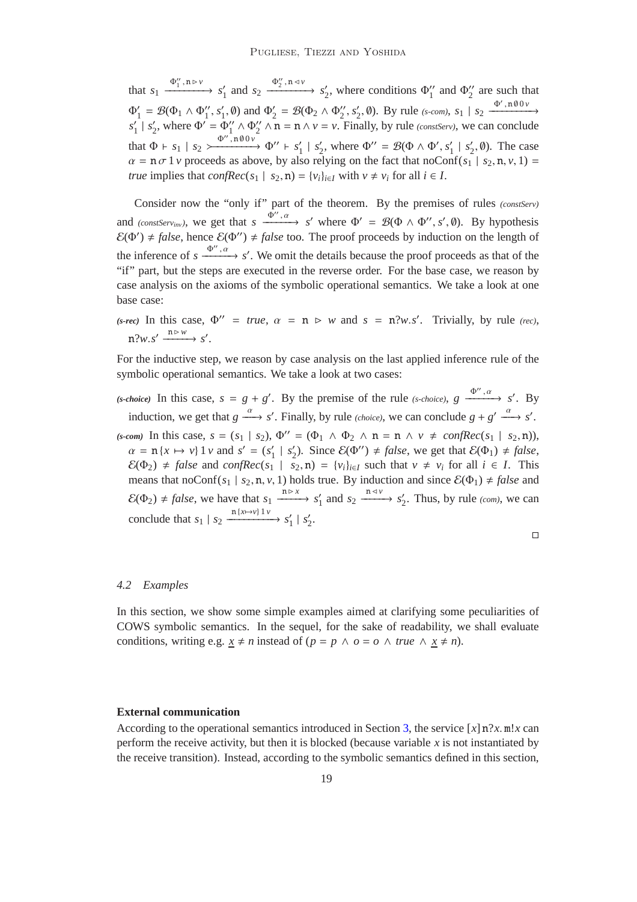that $s_1 \xrightarrow{\Phi_1'', \mathtt{n} \triangleright v} s_1'$ and $s_2 \xrightarrow{\Phi_2'', \mathtt{n} \triangleleft v} s_2'$, where conditions $\Phi_1''$ and $\Phi_2''$ are such that $\Phi_1' = \mathcal{B}(\Phi_1 \wedge \Phi_1'', s_1', \emptyset)$ and $\Phi_2' = \mathcal{B}(\Phi_2 \wedge \Phi_2'', s_2', \emptyset)$. By rule *(s-com)*, $s_1 \mid s_2 \xrightarrow{\Phi', \mathtt{n}\, \emptyset\, 0\, v} s_1' \mid s_2'$, where $\Phi' = \Phi_1'' \wedge \Phi_2'' \wedge \mathtt{n} = \mathtt{n} \wedge v = v$. Finally, by rule *(constServ)*, we can conclude that $\Phi \vdash s_1 \mid s_2 \succ\!\!\xrightarrow{\Phi'', \mathtt{n}\, \emptyset\, 0\, v} \Phi'' \vdash s_1' \mid s_2'$, where $\Phi'' = \mathcal{B}(\Phi \wedge \Phi', s_1' \mid s_2', \emptyset)$. The case $\alpha = \mathtt{n}\, \sigma\, 1\, v$ proceeds as above, by also relying on the fact that $\text{noConf}(s_1 \mid s_2, \mathtt{n}, v, 1) = \mathit{true}$ implies that $\mathit{confRec}(s_1 \mid s_2, \mathtt{n}) = \{v_i\}_{i \in I}$ with $v \neq v_i$ for all $i \in I$.

Consider now the "only if" part of the theorem. By the premises of rules *(constServ)* and *(constServ$_{inv}$)*, we get that $s \xrightarrow{\Phi'', \alpha} s'$ where $\Phi' = \mathcal{B}(\Phi \wedge \Phi'', s', \emptyset)$. By hypothesis $\mathcal{E}(\Phi') \neq \mathit{false}$, hence $\mathcal{E}(\Phi'') \neq \mathit{false}$ too. The proof proceeds by induction on the length of the inference of $s \xrightarrow{\Phi'', \alpha} s'$. We omit the details because the proof proceeds as that of the "if" part, but the steps are executed in the reverse order. For the base case, we reason by case analysis on the axioms of the symbolic operational semantics. We take a look at one base case:

*(s-rec)* In this case, $\Phi'' = \mathit{true}$, $\alpha = \mathtt{n} \triangleright w$ and $s = \mathtt{n}?w.s'$. Trivially, by rule *(rec)*, $\mathtt{n}?w.s' \xrightarrow{\mathtt{n} \triangleright w} s'$.

For the inductive step, we reason by case analysis on the last applied inference rule of the symbolic operational semantics. We take a look at two cases:

*(s-choice)* In this case, $s = g + g'$. By the premise of the rule *(s-choice)*, $g \xrightarrow{\Phi'', \alpha} s'$. By induction, we get that $g \xrightarrow{\alpha} s'$. Finally, by rule *(choice)*, we can conclude $g + g' \xrightarrow{\alpha} s'$.

*(s-com)* In this case, $s = (s_1 \mid s_2)$, $\Phi'' = (\Phi_1 \wedge \Phi_2 \wedge \mathtt{n} = \mathtt{n} \wedge v \neq \mathit{confRec}(s_1 \mid s_2, \mathtt{n}))$, $\alpha = \mathtt{n}\,\{x \mapsto v\}\, 1\, v$ and $s' = (s_1' \mid s_2')$. Since $\mathcal{E}(\Phi'') \neq \mathit{false}$, we get that $\mathcal{E}(\Phi_1) \neq \mathit{false}$, $\mathcal{E}(\Phi_2) \neq \mathit{false}$ and $\mathit{confRec}(s_1 \mid s_2, \mathtt{n}) = \{v_i\}_{i \in I}$ such that $v \neq v_i$ for all $i \in I$. This means that $\text{noConf}(s_1 \mid s_2, \mathtt{n}, v, 1)$ holds true. By induction and since $\mathcal{E}(\Phi_1) \neq \mathit{false}$ and $\mathcal{E}(\Phi_2) \neq \mathit{false}$, we have that $s_1 \xrightarrow{\mathtt{n} \triangleright x} s_1'$ and $s_2 \xrightarrow{\mathtt{n} \triangleleft v} s_2'$. Thus, by rule *(com)*, we can conclude that $s_1 \mid s_2 \xrightarrow{\mathtt{n}\,\{x \mapsto v\}\, 1\, v} s_1' \mid s_2'$.

□

### 4.2 Examples

In this section, we show some simple examples aimed at clarifying some peculiarities of COWS symbolic semantics. In the sequel, for the sake of readability, we shall evaluate conditions, writing e.g. $\underline{x} \neq n$ instead of $(p = p \wedge o = o \wedge \mathit{true} \wedge \underline{x} \neq n)$.

**External communication**

According to the operational semantics introduced in Section 3, the service $[x]\,\mathtt{n}?x.\,\mathtt{m}!x$ can perform the receive activity, but then it is blocked (because variable $x$ is not instantiated by the receive transition). Instead, according to the symbolic semantics defined in this section,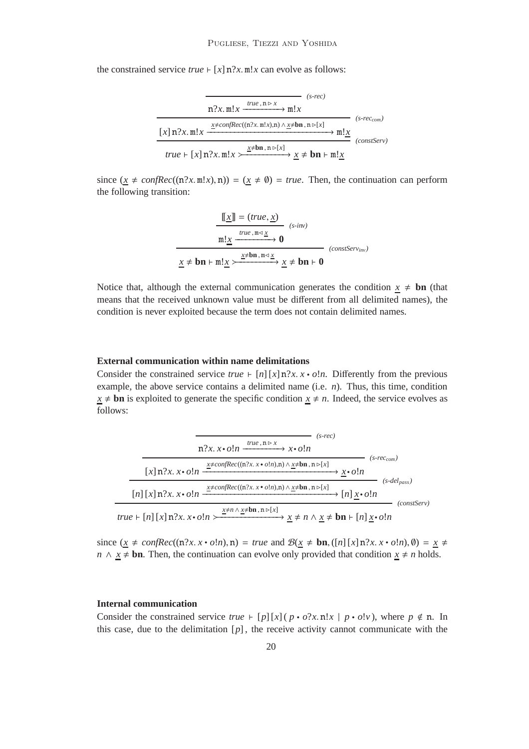the constrained service $\mathit{true} \vdash [x]\,\mathtt{n}?x.\,\mathtt{m}!x$ can evolve as follows:

$$
\dfrac{\dfrac{}{\mathtt{n}?x.\,\mathtt{m}!x \xrightarrow{\mathit{true}\,,\,\mathtt{n}\,\triangleright\, x} \mathtt{m}!x}\ \textit{(s-rec)}}{\dfrac{[x]\,\mathtt{n}?x.\,\mathtt{m}!x \xrightarrow{\underline{x}\neq \mathit{confRec}((\mathtt{n}?x.\,\mathtt{m}!x),\mathtt{n})\,\wedge\,\underline{x}\neq\mathbf{bn}\,,\,\mathtt{n}\,\triangleright[x]} \mathtt{m}!\underline{x}}{\mathit{true} \vdash [x]\,\mathtt{n}?x.\,\mathtt{m}!x \xrightarrow{\underline{x}\neq\mathbf{bn}\,,\,\mathtt{n}\,\triangleright[x]} \underline{x}\neq\mathbf{bn} \vdash \mathtt{m}!\underline{x}}\ \textit{(constServ)}}\ \textit{(s-rec}_{com}\textit{)}
$$

since $(\underline{x} \neq \mathit{confRec}((\mathtt{n}?x.\,\mathtt{m}!x), \mathtt{n})) = (\underline{x} \neq \emptyset) = \mathit{true}$. Then, the continuation can perform the following transition:

$$
\dfrac{\dfrac{[\![\underline{x}]\!] = (\mathit{true}, \underline{x})}{\mathtt{m}!\underline{x} \xrightarrow{\mathit{true}\,,\,\mathtt{m}\,\triangleleft\,\underline{x}} \mathbf{0}}\ \textit{(s-inv)}}{\underline{x}\neq\mathbf{bn} \vdash \mathtt{m}!\underline{x} \xrightarrow{\underline{x}\neq\mathbf{bn}\,,\,\mathtt{m}\,\triangleleft\,\underline{x}} \underline{x}\neq\mathbf{bn} \vdash \mathbf{0}}\ \textit{(constServ}_{inv}\textit{)}
$$

Notice that, although the external communication generates the condition $\underline{x} \neq \mathbf{bn}$ (that means that the received unknown value must be different from all delimited names), the condition is never exploited because the term does not contain delimited names.

**External communication within name delimitations**

Consider the constrained service $\mathit{true} \vdash [n]\,[x]\,\mathtt{n}?x.\, x \bullet o!n$. Differently from the previous example, the above service contains a delimited name (i.e. $n$). Thus, this time, condition $\underline{x} \neq \mathbf{bn}$ is exploited to generate the specific condition $\underline{x} \neq n$. Indeed, the service evolves as follows:

$$
\dfrac{\dfrac{\dfrac{\dfrac{}{\mathtt{n}?x.\, x\bullet o!n \xrightarrow{\mathit{true}\,,\,\mathtt{n}\,\triangleright\, x} x\bullet o!n}\ \textit{(s-rec)}}{[x]\,\mathtt{n}?x.\, x\bullet o!n \xrightarrow{\underline{x}\neq\mathit{confRec}((\mathtt{n}?x.\, x\bullet o!n),\mathtt{n})\,\wedge\,\underline{x}\neq\mathbf{bn}\,,\,\mathtt{n}\,\triangleright[x]} \underline{x}\bullet o!n}\ \textit{(s-rec}_{com}\textit{)}}{[n]\,[x]\,\mathtt{n}?x.\, x\bullet o!n \xrightarrow{\underline{x}\neq\mathit{confRec}((\mathtt{n}?x.\, x\bullet o!n),\mathtt{n})\,\wedge\,\underline{x}\neq\mathbf{bn}\,,\,\mathtt{n}\,\triangleright[x]} [n]\,\underline{x}\bullet o!n}\ \textit{(s-del}_{pass}\textit{)}}{\mathit{true} \vdash [n]\,[x]\,\mathtt{n}?x.\, x\bullet o!n \xrightarrow{\underline{x}\neq n\,\wedge\,\underline{x}\neq\mathbf{bn}\,,\,\mathtt{n}\,\triangleright[x]} \underline{x}\neq n \wedge \underline{x}\neq\mathbf{bn} \vdash [n]\,\underline{x}\bullet o!n}\ \textit{(constServ)}
$$

since $(\underline{x} \neq \mathit{confRec}((\mathtt{n}?x.\, x\bullet o!n), \mathtt{n}) = \mathit{true}$ and $\mathcal{B}(\underline{x} \neq \mathbf{bn}, ([n]\,[x]\,\mathtt{n}?x.\, x\bullet o!n), \emptyset) = \underline{x} \neq n \wedge \underline{x} \neq \mathbf{bn}$. Then, the continuation can evolve only provided that condition $\underline{x} \neq n$ holds.

**Internal communication**

Consider the constrained service $\mathit{true} \vdash [p]\,[x]\,(\,p\bullet o?x.\,\mathtt{n}!x \mid p\bullet o!v\,)$, where $p \notin \mathtt{n}$. In this case, due to the delimitation $[p]$, the receive activity cannot communicate with the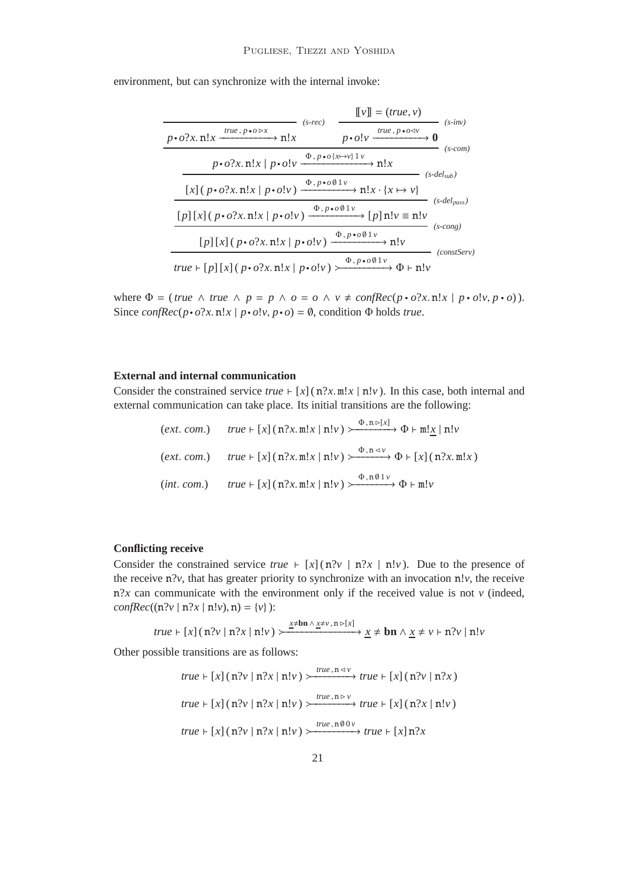environment, but can synchronize with the internal invoke:

$$\dfrac{\dfrac{\dfrac{\dfrac{\dfrac{\dfrac{}{p \bullet o?x.\,\mathtt{n}!x \xrightarrow{true\,,\,p\bullet o \rhd x} \mathtt{n}!x}\ (s\text{-}rec) \qquad \dfrac{[\![v]\!] = (true, v)}{p \bullet o!v \xrightarrow{true\,,\,p\bullet o \lhd v} \mathbf{0}}\ (s\text{-}inv)}{p \bullet o?x.\,\mathtt{n}!x \mid p \bullet o!v \xrightarrow{\Phi\,,\,p\bullet o\,\{x\mapsto v\}\,1\,v} \mathtt{n}!x}\ (s\text{-}com)}{[x]\,(\,p \bullet o?x.\,\mathtt{n}!x \mid p \bullet o!v\,) \xrightarrow{\Phi\,,\,p\bullet o\,\emptyset\,1\,v} \mathtt{n}!x \cdot \{x \mapsto v\}}\ (s\text{-}del_{sub})}{[p]\,[x]\,(\,p \bullet o?x.\,\mathtt{n}!x \mid p \bullet o!v\,) \xrightarrow{\Phi\,,\,p\bullet o\,\emptyset\,1\,v} [p]\,\mathtt{n}!v \equiv \mathtt{n}!v}\ (s\text{-}del_{pass})}{[p]\,[x]\,(\,p \bullet o?x.\,\mathtt{n}!x \mid p \bullet o!v\,) \xrightarrow{\Phi\,,\,p\bullet o\,\emptyset\,1\,v} \mathtt{n}!v}\ (s\text{-}cong)}{true \vdash [p]\,[x]\,(\,p \bullet o?x.\,\mathtt{n}!x \mid p \bullet o!v\,) \rightarrowtail^{\Phi\,,\,p\bullet o\,\emptyset\,1\,v} \Phi \vdash \mathtt{n}!v}\ (constServ)$$

where $\Phi = (\,true \,\wedge\, true \,\wedge\, p = p \,\wedge\, o = o \,\wedge\, v \neq confRec(p \bullet o?x.\,\mathtt{n}!x \mid p \bullet o!v, p \bullet o)\,)$. Since $confRec(p \bullet o?x.\,\mathtt{n}!x \mid p \bullet o!v, p \bullet o) = \emptyset$, condition $\Phi$ holds *true*.

**External and internal communication**

Consider the constrained service $true \vdash [x]\,(\,\mathtt{n}?x.\,\mathtt{m}!x \mid \mathtt{n}!v\,)$. In this case, both internal and external communication can take place. Its initial transitions are the following:

$$(ext.\ com.) \qquad true \vdash [x]\,(\,\mathtt{n}?x.\,\mathtt{m}!x \mid \mathtt{n}!v\,) \rightarrowtail^{\Phi\,,\,\mathtt{n}\rhd[x]} \Phi \vdash \mathtt{m}!\underline{x} \mid \mathtt{n}!v$$

$$(ext.\ com.) \qquad true \vdash [x]\,(\,\mathtt{n}?x.\,\mathtt{m}!x \mid \mathtt{n}!v\,) \rightarrowtail^{\Phi\,,\,\mathtt{n}\lhd v} \Phi \vdash [x]\,(\,\mathtt{n}?x.\,\mathtt{m}!x\,)$$

$$(int.\ com.) \qquad true \vdash [x]\,(\,\mathtt{n}?x.\,\mathtt{m}!x \mid \mathtt{n}!v\,) \rightarrowtail^{\Phi\,,\,\mathtt{n}\,\emptyset\,1\,v} \Phi \vdash \mathtt{m}!v$$

**Conflicting receive**

Consider the constrained service $true \vdash [x]\,(\,\mathtt{n}?v \mid \mathtt{n}?x \mid \mathtt{n}!v\,)$. Due to the presence of the receive $\mathtt{n}?v$, that has greater priority to synchronize with an invocation $\mathtt{n}!v$, the receive $\mathtt{n}?x$ can communicate with the environment only if the received value is not $v$ (indeed, $confRec((\mathtt{n}?v \mid \mathtt{n}?x \mid \mathtt{n}!v), \mathtt{n}) = \{v\}$ ):

$$true \vdash [x]\,(\,\mathtt{n}?v \mid \mathtt{n}?x \mid \mathtt{n}!v\,) \rightarrowtail^{\underline{x}\neq\mathbf{bn}\,\wedge\,\underline{x}\neq v\,,\,\mathtt{n}\rhd[x]} \underline{x} \neq \mathbf{bn} \wedge \underline{x} \neq v \vdash \mathtt{n}?v \mid \mathtt{n}!v$$

Other possible transitions are as follows:

$$true \vdash [x]\,(\,\mathtt{n}?v \mid \mathtt{n}?x \mid \mathtt{n}!v\,) \rightarrowtail^{true\,,\,\mathtt{n}\lhd v} true \vdash [x]\,(\,\mathtt{n}?v \mid \mathtt{n}?x\,)$$

$$true \vdash [x]\,(\,\mathtt{n}?v \mid \mathtt{n}?x \mid \mathtt{n}!v\,) \rightarrowtail^{true\,,\,\mathtt{n}\rhd v} true \vdash [x]\,(\,\mathtt{n}?x \mid \mathtt{n}!v\,)$$

$$true \vdash [x]\,(\,\mathtt{n}?v \mid \mathtt{n}?x \mid \mathtt{n}!v\,) \rightarrowtail^{true\,,\,\mathtt{n}\,\emptyset\,0\,v} true \vdash [x]\,\mathtt{n}?x$$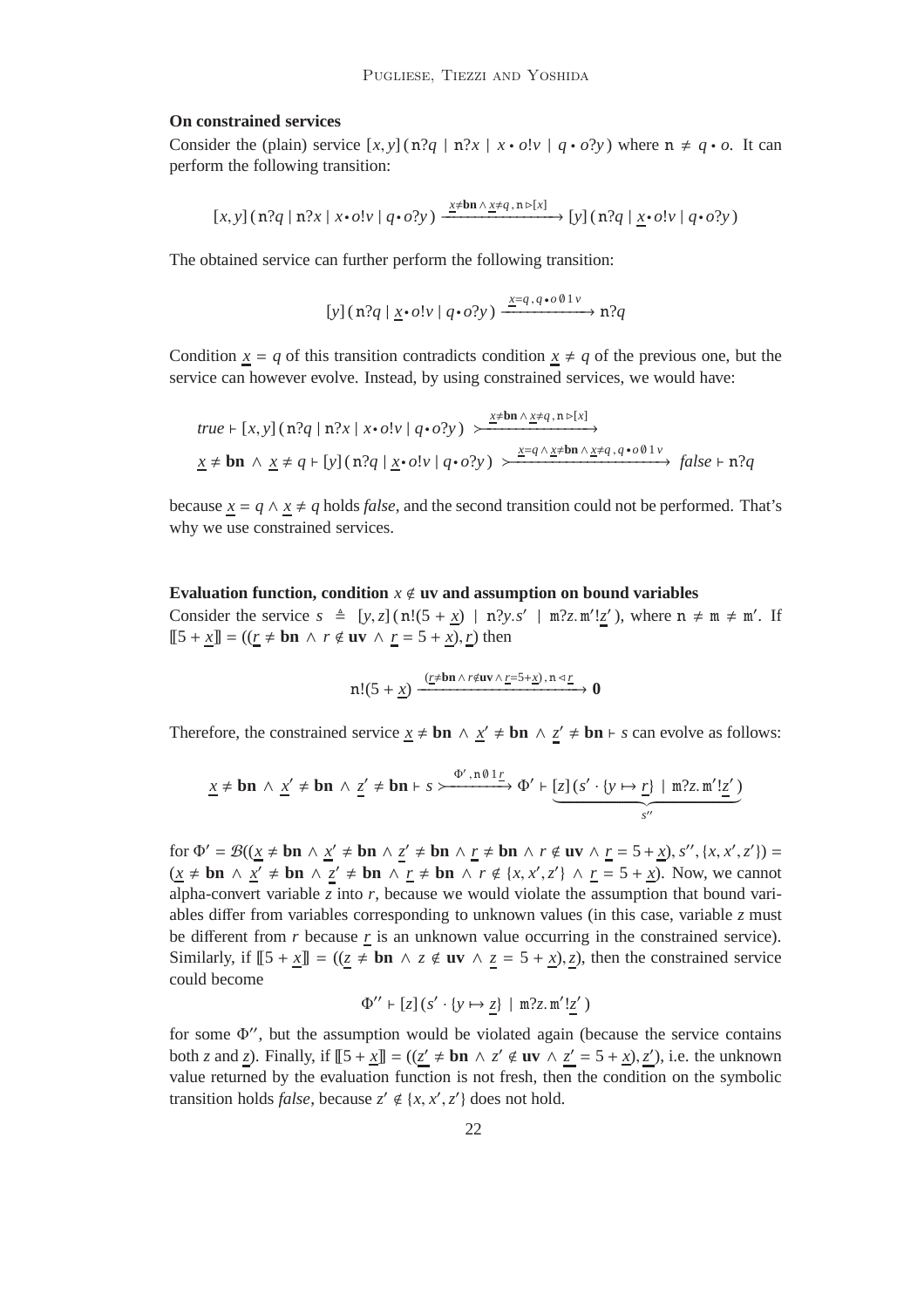**On constrained services**

Consider the (plain) service $[x, y]\,(\mathtt{n}?q \mid \mathtt{n}?x \mid x \bullet o!v \mid q \bullet o?y)$ where $\mathtt{n} \neq q \bullet o$. It can perform the following transition:

$$[x, y]\,(\mathtt{n}?q \mid \mathtt{n}?x \mid x \bullet o!v \mid q \bullet o?y) \xrightarrow{\underline{x} \neq \mathbf{bn} \wedge \underline{x} \neq q\,,\,\mathtt{n} \triangleright [x]} [y]\,(\mathtt{n}?q \mid \underline{x} \bullet o!v \mid q \bullet o?y)$$

The obtained service can further perform the following transition:

$$[y]\,(\mathtt{n}?q \mid \underline{x} \bullet o!v \mid q \bullet o?y) \xrightarrow{\underline{x} = q\,,\, q \bullet o\, \emptyset\, 1\, v} \mathtt{n}?q$$

Condition $\underline{x} = q$ of this transition contradicts condition $\underline{x} \neq q$ of the previous one, but the service can however evolve. Instead, by using constrained services, we would have:

$$\begin{array}{l} \mathit{true} \vdash [x, y]\,(\mathtt{n}?q \mid \mathtt{n}?x \mid x \bullet o!v \mid q \bullet o?y) \;\xrightarrow{\underline{x} \neq \mathbf{bn} \wedge \underline{x} \neq q\,,\,\mathtt{n} \triangleright [x]} \\ \underline{x} \neq \mathbf{bn} \,\wedge\, \underline{x} \neq q \vdash [y]\,(\mathtt{n}?q \mid \underline{x} \bullet o!v \mid q \bullet o?y) \;\xrightarrow{\underline{x} = q \wedge \underline{x} \neq \mathbf{bn} \wedge \underline{x} \neq q\,,\, q \bullet o\, \emptyset\, 1\, v} \; \mathit{false} \vdash \mathtt{n}?q \end{array}$$

because $\underline{x} = q \wedge \underline{x} \neq q$ holds *false*, and the second transition could not be performed. That's why we use constrained services.

**Evaluation function, condition $x \notin \mathbf{uv}$ and assumption on bound variables**

Consider the service $s \;\triangleq\; [y, z]\,(\mathtt{n}!(5 + \underline{x}) \mid \mathtt{n}?y.s' \mid \mathtt{m}?z.\mathtt{m}'!\underline{z}')$, where $\mathtt{n} \neq \mathtt{m} \neq \mathtt{m}'$. If $[\![5 + \underline{x}]\!] = ((\underline{r} \neq \mathbf{bn} \,\wedge\, r \notin \mathbf{uv} \,\wedge\, \underline{r} = 5 + \underline{x}), \underline{r})$ then

$$\mathtt{n}!(5 + \underline{x}) \xrightarrow{(\underline{r} \neq \mathbf{bn} \wedge r \notin \mathbf{uv} \wedge \underline{r} = 5 + \underline{x})\,,\,\mathtt{n} \triangleleft \underline{r}} \mathbf{0}$$

Therefore, the constrained service $\underline{x} \neq \mathbf{bn} \,\wedge\, \underline{x}' \neq \mathbf{bn} \,\wedge\, \underline{z}' \neq \mathbf{bn} \vdash s$ can evolve as follows:

$$\underline{x} \neq \mathbf{bn} \,\wedge\, \underline{x}' \neq \mathbf{bn} \,\wedge\, \underline{z}' \neq \mathbf{bn} \vdash s \xrightarrow{\Phi'\,,\,\mathtt{n}\,\emptyset\,1\,\underline{r}} \Phi' \vdash \underbrace{[z]\,(s' \cdot \{y \mapsto \underline{r}\} \mid \mathtt{m}?z.\mathtt{m}'!\underline{z}')}_{s''}$$

for $\Phi' = \mathcal{B}((\underline{x} \neq \mathbf{bn} \,\wedge\, \underline{x}' \neq \mathbf{bn} \,\wedge\, \underline{z}' \neq \mathbf{bn} \,\wedge\, \underline{r} \neq \mathbf{bn} \,\wedge\, r \notin \mathbf{uv} \,\wedge\, \underline{r} = 5 + \underline{x}), s'', \{x, x', z'\}) = (\underline{x} \neq \mathbf{bn} \,\wedge\, \underline{x}' \neq \mathbf{bn} \,\wedge\, \underline{z}' \neq \mathbf{bn} \,\wedge\, \underline{r} \neq \mathbf{bn} \,\wedge\, r \notin \{x, x', z'\} \,\wedge\, \underline{r} = 5 + \underline{x})$. Now, we cannot alpha-convert variable $z$ into $r$, because we would violate the assumption that bound variables differ from variables corresponding to unknown values (in this case, variable $z$ must be different from $r$ because $\underline{r}$ is an unknown value occurring in the constrained service). Similarly, if $[\![5 + \underline{x}]\!] = ((\underline{z} \neq \mathbf{bn} \,\wedge\, z \notin \mathbf{uv} \,\wedge\, \underline{z} = 5 + \underline{x}), \underline{z})$, then the constrained service could become

$$\Phi'' \vdash [z]\,(s' \cdot \{y \mapsto \underline{z}\} \mid \mathtt{m}?z.\mathtt{m}'!\underline{z}')$$

for some $\Phi''$, but the assumption would be violated again (because the service contains both $z$ and $\underline{z}$). Finally, if $[\![5 + \underline{x}]\!] = ((\underline{z}' \neq \mathbf{bn} \,\wedge\, z' \notin \mathbf{uv} \,\wedge\, \underline{z}' = 5 + \underline{x}), \underline{z}')$, i.e. the unknown value returned by the evaluation function is not fresh, then the condition on the symbolic transition holds *false*, because $z' \notin \{x, x', z'\}$ does not hold.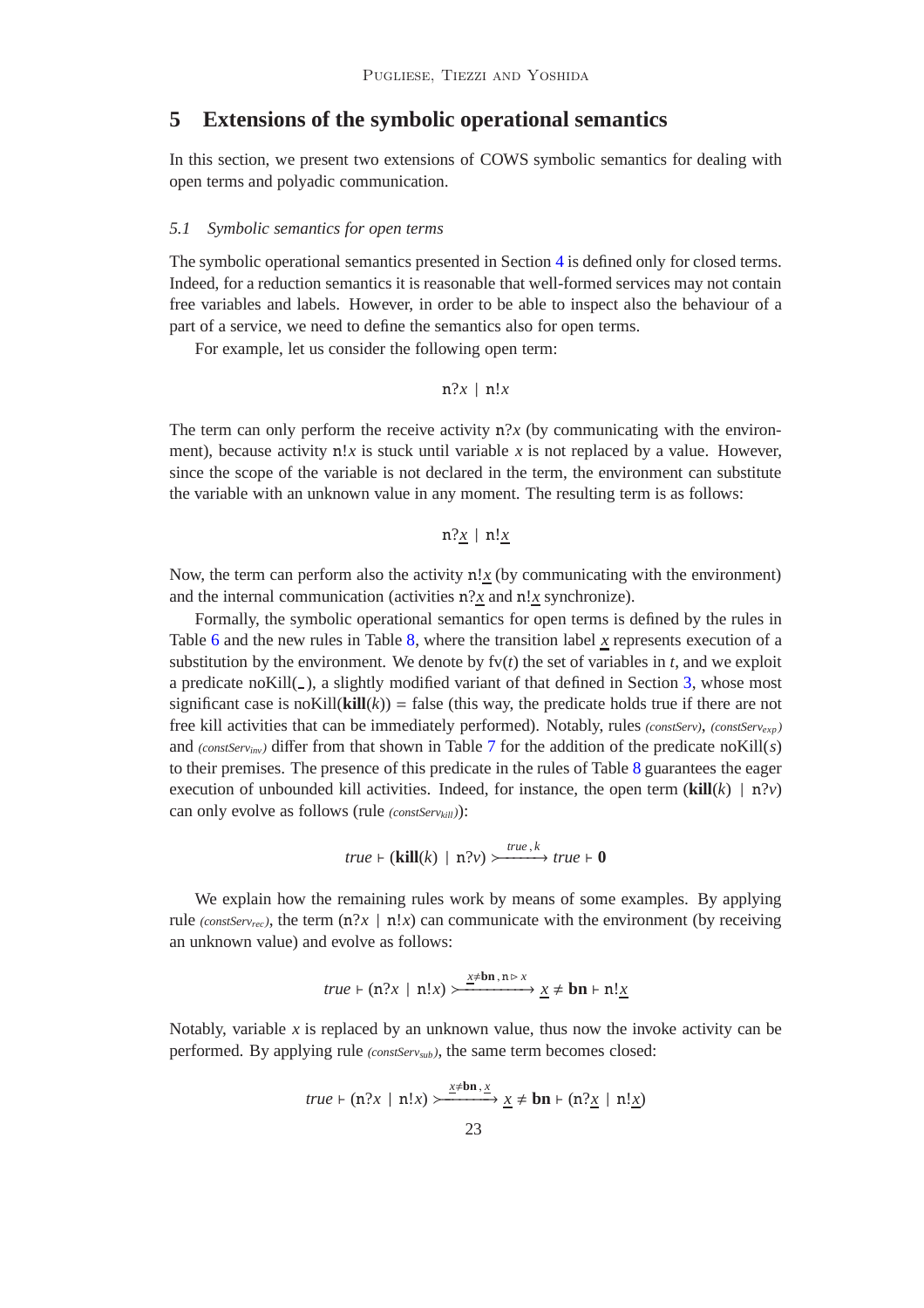## 5 Extensions of the symbolic operational semantics

In this section, we present two extensions of COWS symbolic semantics for dealing with open terms and polyadic communication.

### 5.1 Symbolic semantics for open terms

The symbolic operational semantics presented in Section 4 is defined only for closed terms. Indeed, for a reduction semantics it is reasonable that well-formed services may not contain free variables and labels. However, in order to be able to inspect also the behaviour of a part of a service, we need to define the semantics also for open terms.

For example, let us consider the following open term:

$$\mathtt{n}?x \mid \mathtt{n}!x$$

The term can only perform the receive activity $\mathtt{n}?x$ (by communicating with the environment), because activity $\mathtt{n}!x$ is stuck until variable $x$ is not replaced by a value. However, since the scope of the variable is not declared in the term, the environment can substitute the variable with an unknown value in any moment. The resulting term is as follows:

$$\mathtt{n}?\underline{x} \mid \mathtt{n}!\underline{x}$$

Now, the term can perform also the activity $\mathtt{n}!\underline{x}$ (by communicating with the environment) and the internal communication (activities $\mathtt{n}?\underline{x}$ and $\mathtt{n}!\underline{x}$ synchronize).

Formally, the symbolic operational semantics for open terms is defined by the rules in Table 6 and the new rules in Table 8, where the transition label $\underline{x}$ represents execution of a substitution by the environment. We denote by $\mathrm{fv}(t)$ the set of variables in $t$, and we exploit a predicate $\mathrm{noKill}(\_)$, a slightly modified variant of that defined in Section 3, whose most significant case is $\mathrm{noKill}(\mathbf{kill}(k)) = \mathrm{false}$ (this way, the predicate holds true if there are not free kill activities that can be immediately performed). Notably, rules *(constServ)*, *(constServ$_{exp}$)* and *(constServ$_{inv}$)* differ from that shown in Table 7 for the addition of the predicate $\mathrm{noKill}(s)$ to their premises. The presence of this predicate in the rules of Table 8 guarantees the eager execution of unbounded kill activities. Indeed, for instance, the open term $(\mathbf{kill}(k) \mid \mathtt{n}?v)$ can only evolve as follows (rule *(constServ$_{kill}$)*):

$$true \vdash (\mathbf{kill}(k) \mid \mathtt{n}?v) \xrightarrow{true\,,\,k} true \vdash \mathbf{0}$$

We explain how the remaining rules work by means of some examples. By applying rule *(constServ$_{rec}$)*, the term $(\mathtt{n}?x \mid \mathtt{n}!x)$ can communicate with the environment (by receiving an unknown value) and evolve as follows:

$$true \vdash (\mathtt{n}?x \mid \mathtt{n}!x) \xrightarrow{\underline{x} \neq \mathbf{bn}\,,\,\mathtt{n} \triangleright x} \underline{x} \neq \mathbf{bn} \vdash \mathtt{n}!\underline{x}$$

Notably, variable $x$ is replaced by an unknown value, thus now the invoke activity can be performed. By applying rule *(constServ$_{sub}$)*, the same term becomes closed:

$$true \vdash (\mathtt{n}?x \mid \mathtt{n}!x) \xrightarrow{\underline{x} \neq \mathbf{bn}\,,\,\underline{x}} \underline{x} \neq \mathbf{bn} \vdash (\mathtt{n}?\underline{x} \mid \mathtt{n}!\underline{x})$$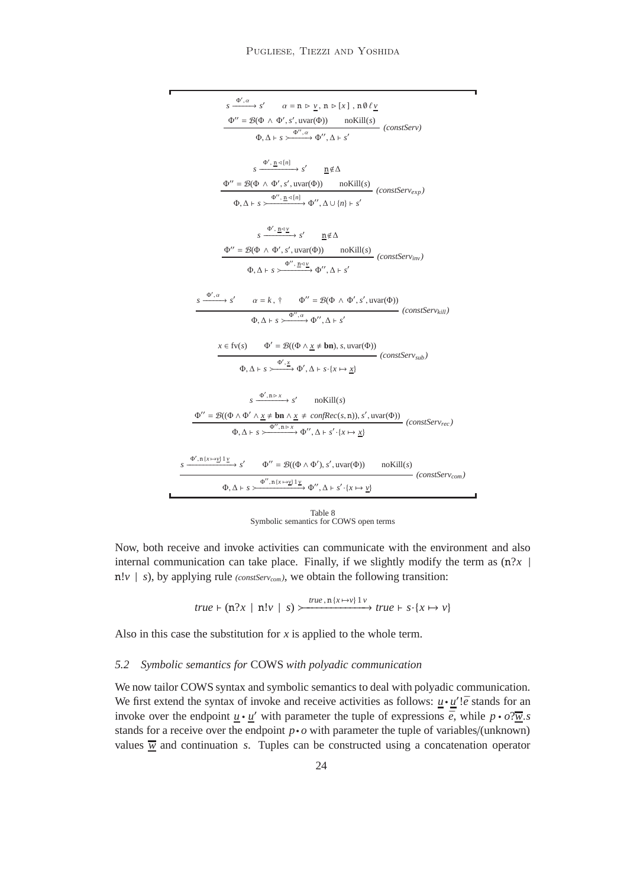$$\frac{s \xrightarrow{\Phi', \alpha} s' \qquad \alpha = \mathrm{n} \rhd \underline{v},\ \mathrm{n} \rhd [x]\ ,\ \mathrm{n}\,\emptyset\,\ell\,\underline{v} \qquad \Phi'' = \mathcal{B}(\Phi \wedge \Phi', s', \mathrm{uvar}(\Phi)) \qquad \mathrm{noKill}(s)}{\Phi, \Delta \vdash s \rightarrowtail^{\Phi'', \alpha} \Phi'', \Delta \vdash s'} \ \textit{(constServ)}$$

$$\frac{s \xrightarrow{\Phi',\ \underline{\mathrm{n}} \lhd [n]} s' \qquad \underline{\mathrm{n}} \notin \Delta \qquad \Phi'' = \mathcal{B}(\Phi \wedge \Phi', s', \mathrm{uvar}(\Phi)) \qquad \mathrm{noKill}(s)}{\Phi, \Delta \vdash s \rightarrowtail^{\Phi'',\ \underline{\mathrm{n}} \lhd [n]} \Phi'', \Delta \cup \{n\} \vdash s'} \ \textit{(constServ}_{exp}\textit{)}$$

$$\frac{s \xrightarrow{\Phi',\ \underline{\mathrm{n}} \lhd \underline{v}} s' \qquad \underline{\mathrm{n}} \notin \Delta \qquad \Phi'' = \mathcal{B}(\Phi \wedge \Phi', s', \mathrm{uvar}(\Phi)) \qquad \mathrm{noKill}(s)}{\Phi, \Delta \vdash s \rightarrowtail^{\Phi'',\ \underline{\mathrm{n}} \lhd \underline{v}} \Phi'', \Delta \vdash s'} \ \textit{(constServ}_{inv}\textit{)}$$

$$\frac{s \xrightarrow{\Phi', \alpha} s' \qquad \alpha = k\ ,\ \dagger \qquad \Phi'' = \mathcal{B}(\Phi \wedge \Phi', s', \mathrm{uvar}(\Phi))}{\Phi, \Delta \vdash s \rightarrowtail^{\Phi'', \alpha} \Phi'', \Delta \vdash s'} \ \textit{(constServ}_{kill}\textit{)}$$

$$\frac{x \in \mathrm{fv}(s) \qquad \Phi' = \mathcal{B}((\Phi \wedge \underline{x} \neq \mathbf{bn}), s, \mathrm{uvar}(\Phi))}{\Phi, \Delta \vdash s \rightarrowtail^{\Phi', \underline{x}} \Phi', \Delta \vdash s \cdot \{x \mapsto \underline{x}\}} \ \textit{(constServ}_{sub}\textit{)}$$

$$\frac{s \xrightarrow{\Phi', \mathrm{n} \rhd x} s' \qquad \mathrm{noKill}(s) \qquad \Phi'' = \mathcal{B}((\Phi \wedge \Phi' \wedge \underline{x} \neq \mathbf{bn} \wedge \underline{x} \neq \mathit{confRec}(s, \mathrm{n})), s', \mathrm{uvar}(\Phi))}{\Phi, \Delta \vdash s \rightarrowtail^{\Phi'', \mathrm{n} \rhd x} \Phi'', \Delta \vdash s' \cdot \{x \mapsto \underline{x}\}} \ \textit{(constServ}_{rec}\textit{)}$$

$$\frac{s \xrightarrow{\Phi', \mathrm{n}\,\{x \mapsto \underline{v}\}\,1\,\underline{v}} s' \qquad \Phi'' = \mathcal{B}((\Phi \wedge \Phi'), s', \mathrm{uvar}(\Phi)) \qquad \mathrm{noKill}(s)}{\Phi, \Delta \vdash s \rightarrowtail^{\Phi'', \mathrm{n}\,\{x \mapsto \underline{v}\}\,1\,\underline{v}} \Phi'', \Delta \vdash s' \cdot \{x \mapsto \underline{v}\}} \ \textit{(constServ}_{com}\textit{)}$$

Table 8
Symbolic semantics for COWS open terms

Now, both receive and invoke activities can communicate with the environment and also internal communication can take place. Finally, if we slightly modify the term as $(\mathrm{n}?x \mid \mathrm{n}!v \mid s)$, by applying rule *(constServ$_{com}$)*, we obtain the following transition:

$$\mathit{true} \vdash (\mathrm{n}?x \mid \mathrm{n}!v \mid s) \rightarrowtail^{\mathit{true}\,,\, \mathrm{n}\,\{x \mapsto v\}\,1\,v} \mathit{true} \vdash s \cdot \{x \mapsto v\}$$

Also in this case the substitution for $x$ is applied to the whole term.

### 5.2 *Symbolic semantics for* COWS *with polyadic communication*

We now tailor COWS syntax and symbolic semantics to deal with polyadic communication. We first extend the syntax of invoke and receive activities as follows: $\underline{u} \bullet \underline{u}'!\bar{e}$ stands for an invoke over the endpoint $\underline{u} \bullet \underline{u}'$ with parameter the tuple of expressions $\bar{e}$, while $p \bullet o?\overline{\underline{w}}.s$ stands for a receive over the endpoint $p \bullet o$ with parameter the tuple of variables/(unknown) values $\overline{\underline{w}}$ and continuation $s$. Tuples can be constructed using a concatenation operator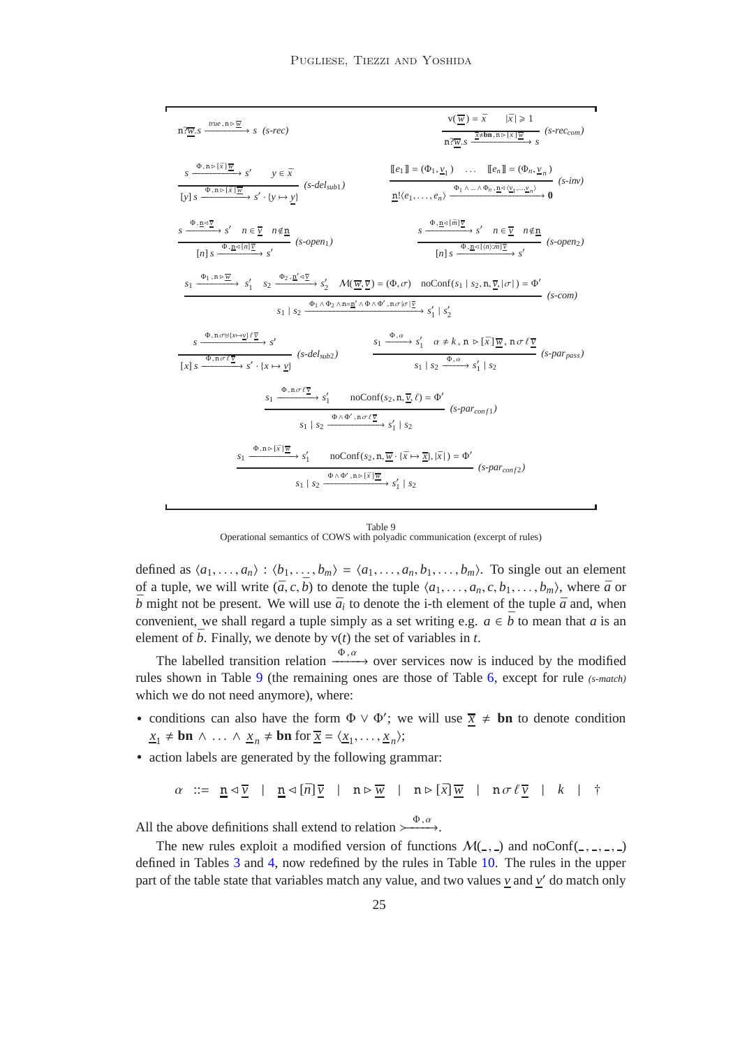$$\mathbf{n}?\overline{w}.s \xrightarrow{true\,,\,\mathbf{n}\rhd\overline{w}} s \quad (s\text{-}rec) \qquad\qquad \frac{\mathrm{v}(\overline{w}) = \bar{x} \qquad |\bar{x}| \geqslant 1}{\mathbf{n}?\overline{w}.s \xrightarrow{\overline{x}\neq\mathbf{bn}\,,\,\mathbf{n}\rhd[\bar{x}]\overline{w}} s} \; (s\text{-}rec_{com})$$

$$\frac{s \xrightarrow{\Phi\,,\,\mathbf{n}\rhd[\bar{x}]\overline{w}} s' \qquad y\in\bar{x}}{[y]\,s \xrightarrow{\Phi\,,\,\mathbf{n}\rhd[\bar{x}]\overline{w}} s'\cdot\{y\mapsto\underline{y}\}} \; (s\text{-}del_{sub1}) \qquad\qquad \frac{[\![e_1]\!] = (\Phi_1,\underline{v}_1) \quad \ldots \quad [\![e_n]\!] = (\Phi_n,\underline{v}_n)}{\underline{\mathbf{n}}!\langle e_1,\ldots,e_n\rangle \xrightarrow{\Phi_1\wedge\ldots\wedge\Phi_n\,,\,\underline{\mathbf{n}}\lhd\langle\underline{v}_1,\ldots,\underline{v}_n\rangle} \mathbf{0}} \; (s\text{-}inv)$$

$$\frac{s \xrightarrow{\Phi\,,\,\underline{\mathbf{n}}\lhd\overline{\underline{v}}} s' \qquad n\in\overline{\underline{v}} \qquad n\notin\underline{\mathbf{n}}}{[n]\,s \xrightarrow{\Phi\,,\,\underline{\mathbf{n}}\lhd[n]\overline{\underline{v}}} s'} \; (s\text{-}open_1) \qquad\qquad \frac{s \xrightarrow{\Phi\,,\,\underline{\mathbf{n}}\lhd[\bar{m}]\overline{\underline{v}}} s' \qquad n\in\overline{\underline{v}} \qquad n\notin\underline{\mathbf{n}}}{[n]\,s \xrightarrow{\Phi\,,\,\underline{\mathbf{n}}\lhd[\langle n\rangle:\bar{m}]\overline{\underline{v}}} s'} \; (s\text{-}open_2)$$

$$\frac{s_1 \xrightarrow{\Phi_1\,,\,\mathbf{n}\rhd\overline{w}} s_1' \qquad s_2 \xrightarrow{\Phi_2\,,\,\underline{\mathbf{n}}'\lhd\overline{\underline{v}}} s_2' \qquad \mathcal{M}(\overline{w},\overline{\underline{v}}) = (\Phi,\sigma) \qquad \mathrm{noConf}(s_1\mid s_2,\mathbf{n},\overline{\underline{v}},|\sigma|) = \Phi'}{s_1\mid s_2 \xrightarrow{\Phi_1\wedge\Phi_2\wedge\mathbf{n}=\underline{\mathbf{n}}'\wedge\Phi\wedge\Phi'\,,\,\mathbf{n}\,\sigma\,|\sigma|\,\overline{\underline{v}}} s_1'\mid s_2'} \; (s\text{-}com)$$

$$\frac{s \xrightarrow{\Phi\,,\,\mathbf{n}\,\sigma\uplus\{x\mapsto\underline{v}\}\,\ell\,\overline{\underline{v}}} s'}{[x]\,s \xrightarrow{\Phi\,,\,\mathbf{n}\,\sigma\,\ell\,\overline{\underline{v}}} s'\cdot\{x\mapsto\underline{v}\}} \; (s\text{-}del_{sub2}) \qquad\qquad \frac{s_1 \xrightarrow{\Phi\,,\,\alpha} s_1' \qquad \alpha\neq k,\ \mathbf{n}\rhd[\bar{x}]\overline{w},\ \mathbf{n}\,\sigma\,\ell\,\overline{\underline{v}}}{s_1\mid s_2 \xrightarrow{\Phi\,,\,\alpha} s_1'\mid s_2} \; (s\text{-}par_{pass})$$

$$\frac{s_1 \xrightarrow{\Phi\,,\,\mathbf{n}\,\sigma\,\ell\,\overline{\underline{v}}} s_1' \qquad \mathrm{noConf}(s_2,\mathbf{n},\overline{\underline{v}},\ell) = \Phi'}{s_1\mid s_2 \xrightarrow{\Phi\wedge\Phi'\,,\,\mathbf{n}\,\sigma\,\ell\,\overline{\underline{v}}} s_1'\mid s_2} \; (s\text{-}par_{conf1})$$

$$\frac{s_1 \xrightarrow{\Phi\,,\,\mathbf{n}\rhd[\bar{x}]\overline{w}} s_1' \qquad \mathrm{noConf}(s_2,\mathbf{n},\overline{w}\cdot\{\bar{x}\mapsto\overline{\underline{x}}\},|\bar{x}|) = \Phi'}{s_1\mid s_2 \xrightarrow{\Phi\wedge\Phi'\,,\,\mathbf{n}\rhd[\bar{x}]\overline{w}} s_1'\mid s_2} \; (s\text{-}par_{conf2})$$

Table 9
Operational semantics of COWS with polyadic communication (excerpt of rules)

defined as $\langle a_1,\ldots,a_n\rangle : \langle b_1,\ldots,b_m\rangle = \langle a_1,\ldots,a_n,b_1,\ldots,b_m\rangle$. To single out an element of a tuple, we will write $(\bar{a},c,\bar{b})$ to denote the tuple $\langle a_1,\ldots,a_n,c,b_1,\ldots,b_m\rangle$, where $\bar{a}$ or $\bar{b}$ might not be present. We will use $\bar{a}_i$ to denote the i-th element of the tuple $\bar{a}$ and, when convenient, we shall regard a tuple simply as a set writing e.g. $a\in\bar{b}$ to mean that $a$ is an element of $\bar{b}$. Finally, we denote by $\mathrm{v}(t)$ the set of variables in $t$.

The labelled transition relation $\xrightarrow{\Phi\,,\,\alpha}$ over services now is induced by the modified rules shown in Table 9 (the remaining ones are those of Table 6, except for rule *(s-match)* which we do not need anymore), where:

- conditions can also have the form $\Phi\vee\Phi'$; we will use $\overline{\underline{x}}\neq\mathbf{bn}$ to denote condition $\underline{x}_1\neq\mathbf{bn}\wedge\ldots\wedge\underline{x}_n\neq\mathbf{bn}$ for $\overline{\underline{x}} = \langle\underline{x}_1,\ldots,\underline{x}_n\rangle$;
- action labels are generated by the following grammar:

$$\alpha \;::=\; \underline{\mathbf{n}}\lhd\overline{\underline{v}} \quad|\quad \underline{\mathbf{n}}\lhd[\bar{n}]\overline{\underline{v}} \quad|\quad \mathbf{n}\rhd\overline{w} \quad|\quad \mathbf{n}\rhd[\bar{x}]\overline{w} \quad|\quad \mathbf{n}\,\sigma\,\ell\,\overline{\underline{v}} \quad|\quad k \quad|\quad \dagger$$

All the above definitions shall extend to relation $\succ\!\xrightarrow{\Phi\,,\,\alpha}$.

The new rules exploit a modified version of functions $\mathcal{M}(\_,\_)$ and $\mathrm{noConf}(\_,\_,\_,\_)$ defined in Tables 3 and 4, now redefined by the rules in Table 10. The rules in the upper part of the table state that variables match any value, and two values $\underline{v}$ and $\underline{v}'$ do match only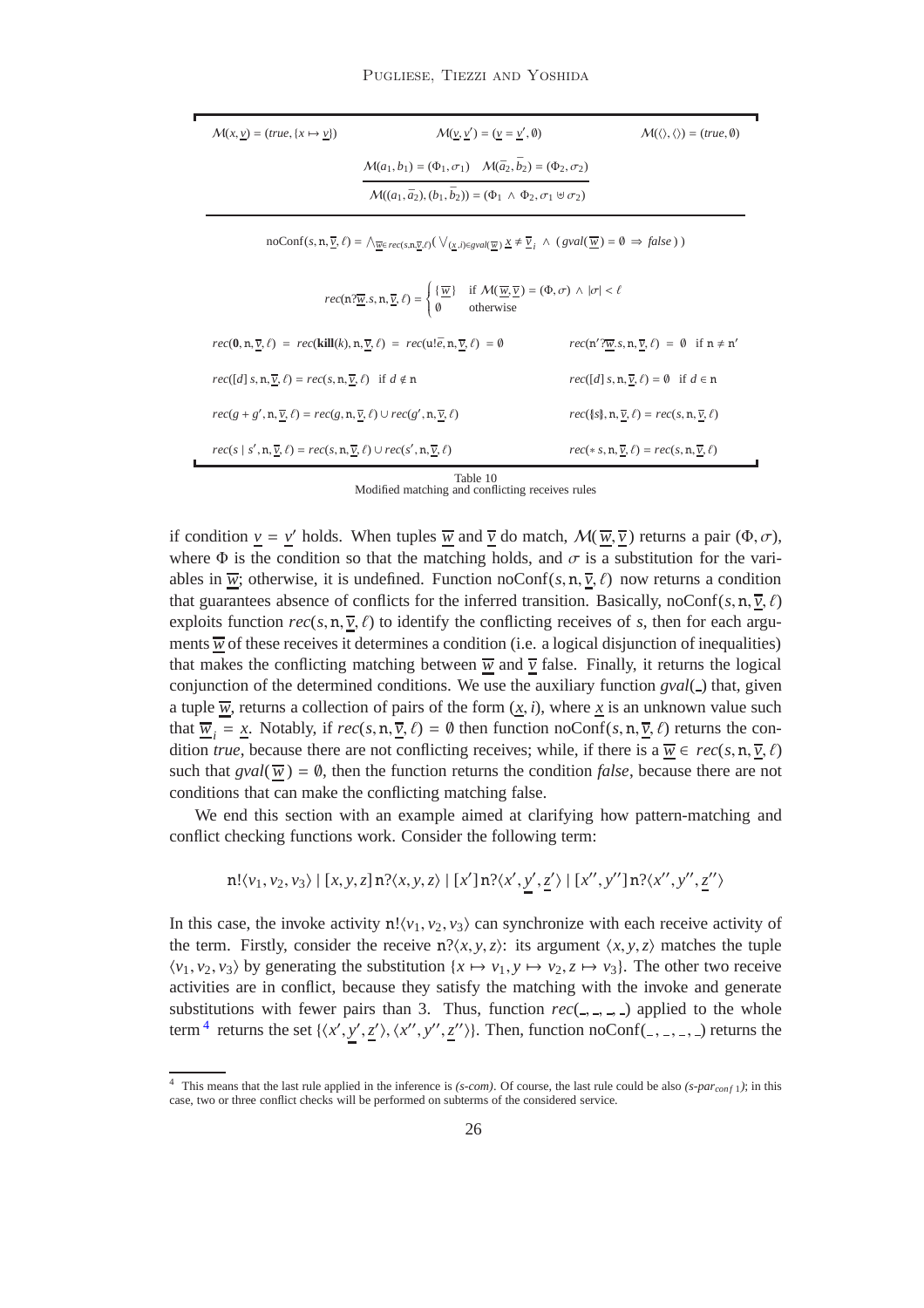$$\mathcal{M}(x, \underline{v}) = (true, \{x \mapsto \underline{v}\}) \qquad \mathcal{M}(\underline{v}, \underline{v}') = (\underline{v} = \underline{v}', \emptyset) \qquad \mathcal{M}(\langle\rangle, \langle\rangle) = (true, \emptyset)$$

$$\frac{\mathcal{M}(a_1, b_1) = (\Phi_1, \sigma_1) \quad \mathcal{M}(\bar{a}_2, \bar{b}_2) = (\Phi_2, \sigma_2)}{\mathcal{M}((a_1, \bar{a}_2), (b_1, \bar{b}_2)) = (\Phi_1 \wedge \Phi_2, \sigma_1 \uplus \sigma_2)}$$

$$\text{noConf}(s, \text{n}, \overline{\underline{v}}, \ell) = \bigwedge_{\overline{\underline{w}} \in rec(s, \text{n}, \overline{\underline{v}}, \ell)} \left( \bigvee_{(\underline{x}, i) \in gval(\overline{\underline{w}})} \underline{x} \neq \overline{\underline{v}}_i \;\wedge\; (gval(\overline{\underline{w}}) = \emptyset \Rightarrow false) \right)$$

$$rec(\text{n}?\overline{\underline{w}}.s, \text{n}, \overline{\underline{v}}, \ell) = \begin{cases} \{\overline{\underline{w}}\} & \text{if } \mathcal{M}(\overline{\underline{w}}, \overline{\underline{v}}) = (\Phi, \sigma) \wedge |\sigma| < \ell \\ \emptyset & \text{otherwise} \end{cases}$$

$$rec(\mathbf{0}, \text{n}, \overline{\underline{v}}, \ell) = rec(\mathbf{kill}(k), \text{n}, \overline{\underline{v}}, \ell) = rec(\text{u}!\bar{e}, \text{n}, \overline{\underline{v}}, \ell) = \emptyset \qquad rec(\text{n}'?\overline{\underline{w}}.s, \text{n}, \overline{\underline{v}}, \ell) = \emptyset \quad \text{if } \text{n} \neq \text{n}'$$

$$rec([d]\, s, \text{n}, \overline{\underline{v}}, \ell) = rec(s, \text{n}, \overline{\underline{v}}, \ell) \quad \text{if } d \notin \text{n} \qquad rec([d]\, s, \text{n}, \overline{\underline{v}}, \ell) = \emptyset \quad \text{if } d \in \text{n}$$

$$rec(g + g', \text{n}, \overline{\underline{v}}, \ell) = rec(g, \text{n}, \overline{\underline{v}}, \ell) \cup rec(g', \text{n}, \overline{\underline{v}}, \ell) \qquad rec(\{\!|s|\!\}, \text{n}, \overline{\underline{v}}, \ell) = rec(s, \text{n}, \overline{\underline{v}}, \ell)$$

$$rec(s \mid s', \text{n}, \overline{\underline{v}}, \ell) = rec(s, \text{n}, \overline{\underline{v}}, \ell) \cup rec(s', \text{n}, \overline{\underline{v}}, \ell) \qquad rec(*\, s, \text{n}, \overline{\underline{v}}, \ell) = rec(s, \text{n}, \overline{\underline{v}}, \ell)$$

Table 10
Modified matching and conflicting receives rules

if condition $\underline{v} = \underline{v}'$ holds. When tuples $\overline{\underline{w}}$ and $\overline{\underline{v}}$ do match, $\mathcal{M}(\overline{\underline{w}}, \overline{\underline{v}})$ returns a pair $(\Phi, \sigma)$, where $\Phi$ is the condition so that the matching holds, and $\sigma$ is a substitution for the variables in $\overline{\underline{w}}$; otherwise, it is undefined. Function $\text{noConf}(s, \text{n}, \overline{\underline{v}}, \ell)$ now returns a condition that guarantees absence of conflicts for the inferred transition. Basically, $\text{noConf}(s, \text{n}, \overline{\underline{v}}, \ell)$ exploits function $rec(s, \text{n}, \overline{\underline{v}}, \ell)$ to identify the conflicting receives of $s$, then for each arguments $\overline{\underline{w}}$ of these receives it determines a condition (i.e. a logical disjunction of inequalities) that makes the conflicting matching between $\overline{\underline{w}}$ and $\overline{\underline{v}}$ false. Finally, it returns the logical conjunction of the determined conditions. We use the auxiliary function $gval(\_)$ that, given a tuple $\overline{\underline{w}}$, returns a collection of pairs of the form $(\underline{x}, i)$, where $\underline{x}$ is an unknown value such that $\overline{\underline{w}}_i = \underline{x}$. Notably, if $rec(s, \text{n}, \overline{\underline{v}}, \ell) = \emptyset$ then function $\text{noConf}(s, \text{n}, \overline{\underline{v}}, \ell)$ returns the condition *true*, because there are not conflicting receives; while, if there is a $\overline{\underline{w}} \in rec(s, \text{n}, \overline{\underline{v}}, \ell)$ such that $gval(\overline{\underline{w}}) = \emptyset$, then the function returns the condition *false*, because there are not conditions that can make the conflicting matching false.

We end this section with an example aimed at clarifying how pattern-matching and conflict checking functions work. Consider the following term:

$$\text{n}!\langle v_1, v_2, v_3\rangle \mid [x, y, z]\, \text{n}?\langle x, y, z\rangle \mid [x']\, \text{n}?\langle x', \underline{y}', \underline{z}'\rangle \mid [x'', y'']\, \text{n}?\langle x'', y'', \underline{z}''\rangle$$

In this case, the invoke activity $\text{n}!\langle v_1, v_2, v_3\rangle$ can synchronize with each receive activity of the term. Firstly, consider the receive $\text{n}?\langle x, y, z\rangle$: its argument $\langle x, y, z\rangle$ matches the tuple $\langle v_1, v_2, v_3\rangle$ by generating the substitution $\{x \mapsto v_1, y \mapsto v_2, z \mapsto v_3\}$. The other two receive activities are in conflict, because they satisfy the matching with the invoke and generate substitutions with fewer pairs than 3. Thus, function $rec(\_, \_, \_, \_)$ applied to the whole term[4] returns the set $\{\langle x', \underline{y}', \underline{z}'\rangle, \langle x'', y'', \underline{z}''\rangle\}$. Then, function $\text{noConf}(\_, \_, \_, \_)$ returns the

[4] This means that the last rule applied in the inference is *(s-com)*. Of course, the last rule could be also *(s-par$_{conf\,1}$)*; in this case, two or three conflict checks will be performed on subterms of the considered service.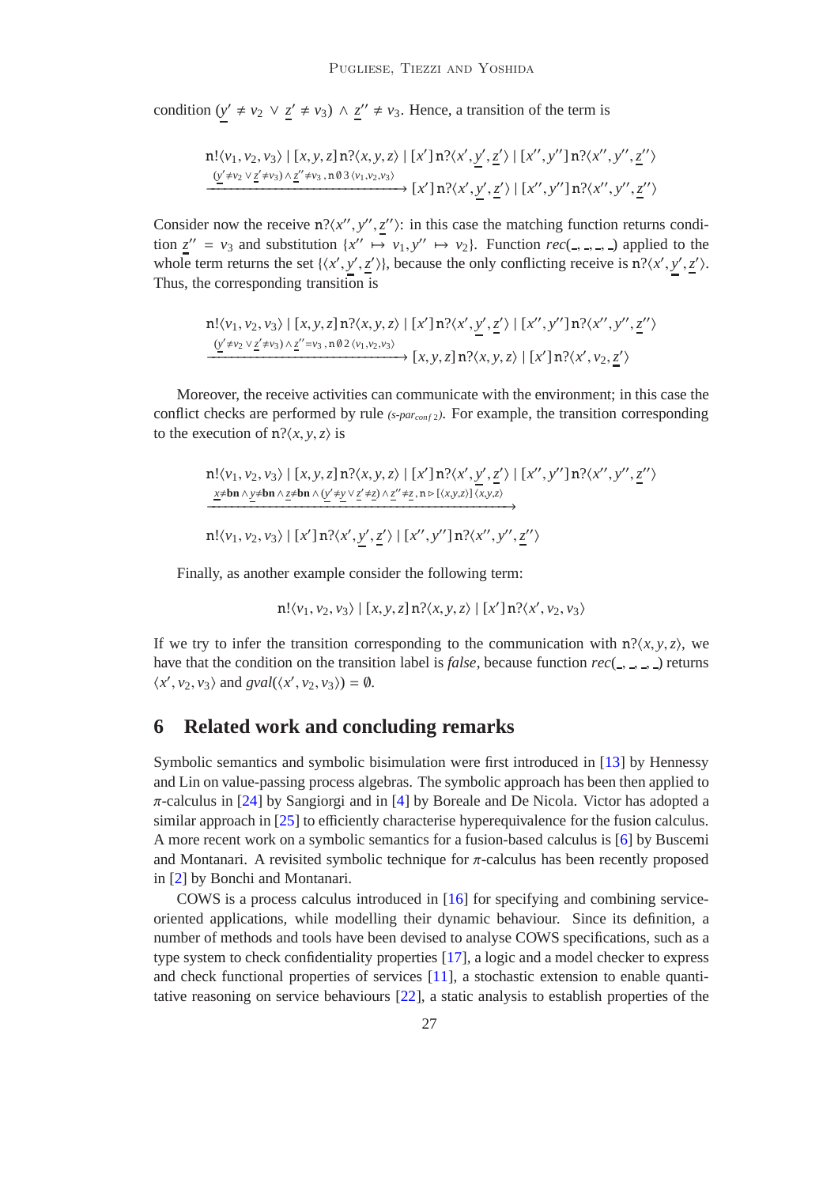condition $(\underline{y}' \neq v_2 \vee \underline{z}' \neq v_3) \wedge \underline{z}'' \neq v_3$. Hence, a transition of the term is

$$\mathrm{n}!\langle v_1, v_2, v_3\rangle \mid [x,y,z]\,\mathrm{n}?\langle x,y,z\rangle \mid [x']\,\mathrm{n}?\langle x',\underline{y}',\underline{z}'\rangle \mid [x'',y'']\,\mathrm{n}?\langle x'',y'',\underline{z}''\rangle$$
$$\xrightarrow{(\underline{y}'\neq v_2 \vee \underline{z}'\neq v_3)\wedge \underline{z}''\neq v_3\,,\,\mathrm{n}\,\emptyset\,3\,\langle v_1,v_2,v_3\rangle} [x']\,\mathrm{n}?\langle x',\underline{y}',\underline{z}'\rangle \mid [x'',y'']\,\mathrm{n}?\langle x'',y'',\underline{z}''\rangle$$

Consider now the receive $\mathrm{n}?\langle x'',y'',\underline{z}''\rangle$: in this case the matching function returns condition $\underline{z}'' = v_3$ and substitution $\{x'' \mapsto v_1, y'' \mapsto v_2\}$. Function $rec(\_,\_,\_,\_)$ applied to the whole term returns the set $\{\langle x',\underline{y}',\underline{z}'\rangle\}$, because the only conflicting receive is $\mathrm{n}?\langle x',\underline{y}',\underline{z}'\rangle$. Thus, the corresponding transition is

$$\mathrm{n}!\langle v_1, v_2, v_3\rangle \mid [x,y,z]\,\mathrm{n}?\langle x,y,z\rangle \mid [x']\,\mathrm{n}?\langle x',\underline{y}',\underline{z}'\rangle \mid [x'',y'']\,\mathrm{n}?\langle x'',y'',\underline{z}''\rangle$$
$$\xrightarrow{(\underline{y}'\neq v_2 \vee \underline{z}'\neq v_3)\wedge \underline{z}''= v_3\,,\,\mathrm{n}\,\emptyset\,2\,\langle v_1,v_2,v_3\rangle} [x,y,z]\,\mathrm{n}?\langle x,y,z\rangle \mid [x']\,\mathrm{n}?\langle x',v_2,\underline{z}'\rangle$$

Moreover, the receive activities can communicate with the environment; in this case the conflict checks are performed by rule *(s-par$_{conf\,2}$)*. For example, the transition corresponding to the execution of $\mathrm{n}?\langle x,y,z\rangle$ is

$$\mathrm{n}!\langle v_1, v_2, v_3\rangle \mid [x,y,z]\,\mathrm{n}?\langle x,y,z\rangle \mid [x']\,\mathrm{n}?\langle x',\underline{y}',\underline{z}'\rangle \mid [x'',y'']\,\mathrm{n}?\langle x'',y'',\underline{z}''\rangle$$
$$\xrightarrow{\underline{x}\neq \mathbf{bn}\wedge \underline{y}\neq \mathbf{bn}\wedge \underline{z}\neq \mathbf{bn}\wedge(\underline{y}'\neq \underline{y}\vee \underline{z}'\neq \underline{z})\wedge \underline{z}''\neq \underline{z}\,,\,\mathrm{n}\triangleright[\langle x,y,z\rangle]\,\langle x,y,z\rangle}$$
$$\mathrm{n}!\langle v_1, v_2, v_3\rangle \mid [x']\,\mathrm{n}?\langle x',\underline{y}',\underline{z}'\rangle \mid [x'',y'']\,\mathrm{n}?\langle x'',y'',\underline{z}''\rangle$$

Finally, as another example consider the following term:

$$\mathrm{n}!\langle v_1, v_2, v_3\rangle \mid [x,y,z]\,\mathrm{n}?\langle x,y,z\rangle \mid [x']\,\mathrm{n}?\langle x',v_2,v_3\rangle$$

If we try to infer the transition corresponding to the communication with $\mathrm{n}?\langle x,y,z\rangle$, we have that the condition on the transition label is *false*, because function $rec(\_,\_,\_,\_)$ returns $\langle x',v_2,v_3\rangle$ and $gval(\langle x',v_2,v_3\rangle) = \emptyset$.

# 6 Related work and concluding remarks

Symbolic semantics and symbolic bisimulation were first introduced in [13] by Hennessy and Lin on value-passing process algebras. The symbolic approach has been then applied to $\pi$-calculus in [24] by Sangiorgi and in [4] by Boreale and De Nicola. Victor has adopted a similar approach in [25] to efficiently characterise hyperequivalence for the fusion calculus. A more recent work on a symbolic semantics for a fusion-based calculus is [6] by Buscemi and Montanari. A revisited symbolic technique for $\pi$-calculus has been recently proposed in [2] by Bonchi and Montanari.

COWS is a process calculus introduced in [16] for specifying and combining service-oriented applications, while modelling their dynamic behaviour. Since its definition, a number of methods and tools have been devised to analyse COWS specifications, such as a type system to check confidentiality properties [17], a logic and a model checker to express and check functional properties of services [11], a stochastic extension to enable quantitative reasoning on service behaviours [22], a static analysis to establish properties of the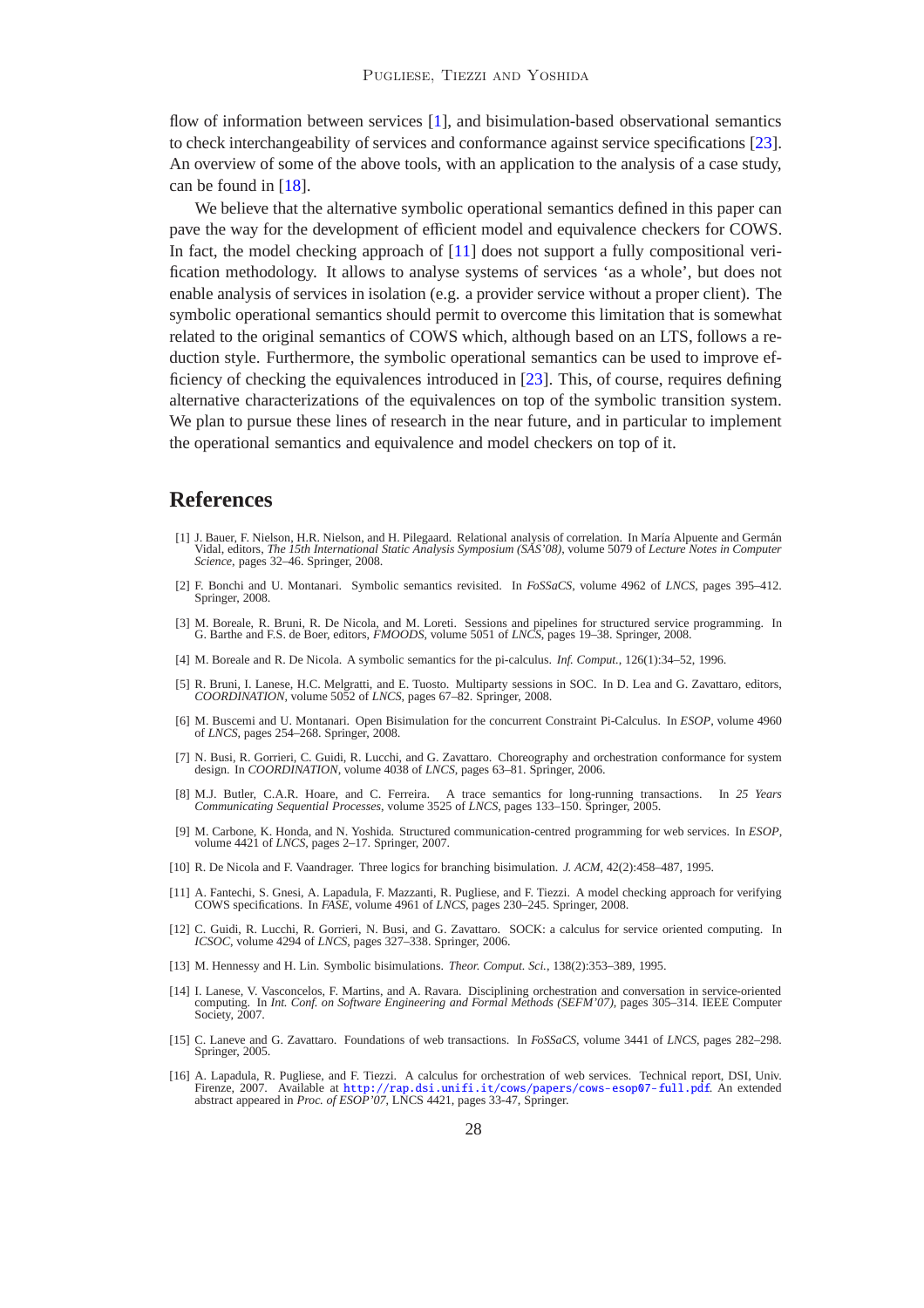flow of information between services [1], and bisimulation-based observational semantics to check interchangeability of services and conformance against service specifications [23]. An overview of some of the above tools, with an application to the analysis of a case study, can be found in [18].

We believe that the alternative symbolic operational semantics defined in this paper can pave the way for the development of efficient model and equivalence checkers for COWS. In fact, the model checking approach of [11] does not support a fully compositional verification methodology. It allows to analyse systems of services 'as a whole', but does not enable analysis of services in isolation (e.g. a provider service without a proper client). The symbolic operational semantics should permit to overcome this limitation that is somewhat related to the original semantics of COWS which, although based on an LTS, follows a reduction style. Furthermore, the symbolic operational semantics can be used to improve efficiency of checking the equivalences introduced in [23]. This, of course, requires defining alternative characterizations of the equivalences on top of the symbolic transition system. We plan to pursue these lines of research in the near future, and in particular to implement the operational semantics and equivalence and model checkers on top of it.

## References

[1] J. Bauer, F. Nielson, H.R. Nielson, and H. Pilegaard. Relational analysis of correlation. In María Alpuente and Germán Vidal, editors, *The 15th International Static Analysis Symposium (SAS'08)*, volume 5079 of *Lecture Notes in Computer Science*, pages 32–46. Springer, 2008.

[2] F. Bonchi and U. Montanari. Symbolic semantics revisited. In *FoSSaCS*, volume 4962 of *LNCS*, pages 395–412. Springer, 2008.

[3] M. Boreale, R. Bruni, R. De Nicola, and M. Loreti. Sessions and pipelines for structured service programming. In G. Barthe and F.S. de Boer, editors, *FMOODS*, volume 5051 of *LNCS*, pages 19–38. Springer, 2008.

[4] M. Boreale and R. De Nicola. A symbolic semantics for the pi-calculus. *Inf. Comput.*, 126(1):34–52, 1996.

[5] R. Bruni, I. Lanese, H.C. Melgratti, and E. Tuosto. Multiparty sessions in SOC. In D. Lea and G. Zavattaro, editors, *COORDINATION*, volume 5052 of *LNCS*, pages 67–82. Springer, 2008.

[6] M. Buscemi and U. Montanari. Open Bisimulation for the concurrent Constraint Pi-Calculus. In *ESOP*, volume 4960 of *LNCS*, pages 254–268. Springer, 2008.

[7] N. Busi, R. Gorrieri, C. Guidi, R. Lucchi, and G. Zavattaro. Choreography and orchestration conformance for system design. In *COORDINATION*, volume 4038 of *LNCS*, pages 63–81. Springer, 2006.

[8] M.J. Butler, C.A.R. Hoare, and C. Ferreira. A trace semantics for long-running transactions. In *25 Years Communicating Sequential Processes*, volume 3525 of *LNCS*, pages 133–150. Springer, 2005.

[9] M. Carbone, K. Honda, and N. Yoshida. Structured communication-centred programming for web services. In *ESOP*, volume 4421 of *LNCS*, pages 2–17. Springer, 2007.

[10] R. De Nicola and F. Vaandrager. Three logics for branching bisimulation. *J. ACM*, 42(2):458–487, 1995.

[11] A. Fantechi, S. Gnesi, A. Lapadula, F. Mazzanti, R. Pugliese, and F. Tiezzi. A model checking approach for verifying COWS specifications. In *FASE*, volume 4961 of *LNCS*, pages 230–245. Springer, 2008.

[12] C. Guidi, R. Lucchi, R. Gorrieri, N. Busi, and G. Zavattaro. SOCK: a calculus for service oriented computing. In *ICSOC*, volume 4294 of *LNCS*, pages 327–338. Springer, 2006.

[13] M. Hennessy and H. Lin. Symbolic bisimulations. *Theor. Comput. Sci.*, 138(2):353–389, 1995.

[14] I. Lanese, V. Vasconcelos, F. Martins, and A. Ravara. Disciplining orchestration and conversation in service-oriented computing. In *Int. Conf. on Software Engineering and Formal Methods (SEFM'07)*, pages 305–314. IEEE Computer Society, 2007.

[15] C. Laneve and G. Zavattaro. Foundations of web transactions. In *FoSSaCS*, volume 3441 of *LNCS*, pages 282–298. Springer, 2005.

[16] A. Lapadula, R. Pugliese, and F. Tiezzi. A calculus for orchestration of web services. Technical report, DSI, Univ. Firenze, 2007. Available at http://rap.dsi.unifi.it/cows/papers/cows-esop07-full.pdf. An extended abstract appeared in *Proc. of ESOP'07*, LNCS 4421, pages 33-47, Springer.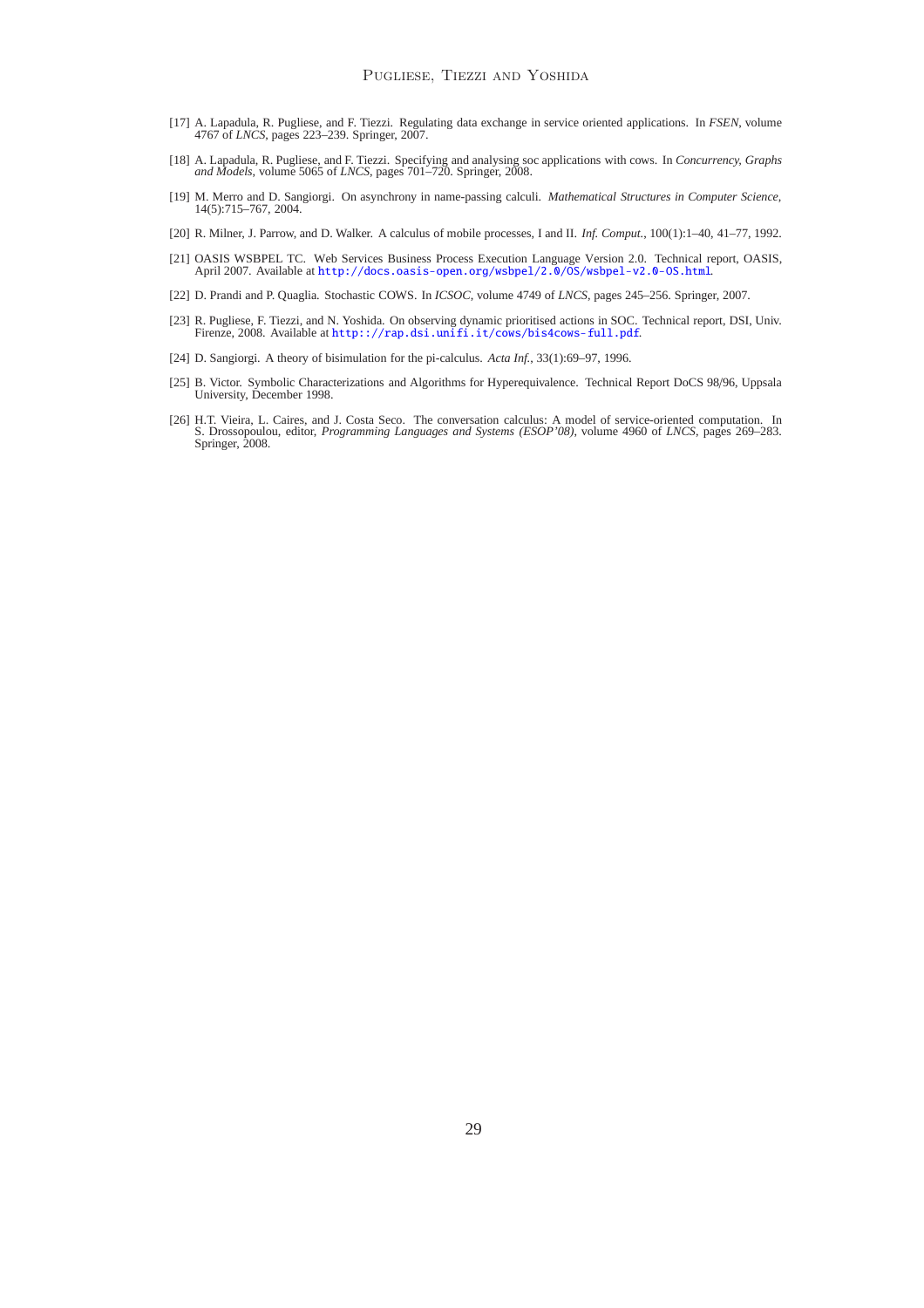[17] A. Lapadula, R. Pugliese, and F. Tiezzi. Regulating data exchange in service oriented applications. In *FSEN*, volume 4767 of *LNCS*, pages 223–239. Springer, 2007.

[18] A. Lapadula, R. Pugliese, and F. Tiezzi. Specifying and analysing soc applications with cows. In *Concurrency, Graphs and Models*, volume 5065 of *LNCS*, pages 701–720. Springer, 2008.

[19] M. Merro and D. Sangiorgi. On asynchrony in name-passing calculi. *Mathematical Structures in Computer Science*, 14(5):715–767, 2004.

[20] R. Milner, J. Parrow, and D. Walker. A calculus of mobile processes, I and II. *Inf. Comput.*, 100(1):1–40, 41–77, 1992.

[21] OASIS WSBPEL TC. Web Services Business Process Execution Language Version 2.0. Technical report, OASIS, April 2007. Available at http://docs.oasis-open.org/wsbpel/2.0/OS/wsbpel-v2.0-OS.html.

[22] D. Prandi and P. Quaglia. Stochastic COWS. In *ICSOC*, volume 4749 of *LNCS*, pages 245–256. Springer, 2007.

[23] R. Pugliese, F. Tiezzi, and N. Yoshida. On observing dynamic prioritised actions in SOC. Technical report, DSI, Univ. Firenze, 2008. Available at http://rap.dsi.unifi.it/cows/bis4cows-full.pdf.

[24] D. Sangiorgi. A theory of bisimulation for the pi-calculus. *Acta Inf.*, 33(1):69–97, 1996.

[25] B. Victor. Symbolic Characterizations and Algorithms for Hyperequivalence. Technical Report DoCS 98/96, Uppsala University, December 1998.

[26] H.T. Vieira, L. Caires, and J. Costa Seco. The conversation calculus: A model of service-oriented computation. In S. Drossopoulou, editor, *Programming Languages and Systems (ESOP'08)*, volume 4960 of *LNCS*, pages 269–283. Springer, 2008.